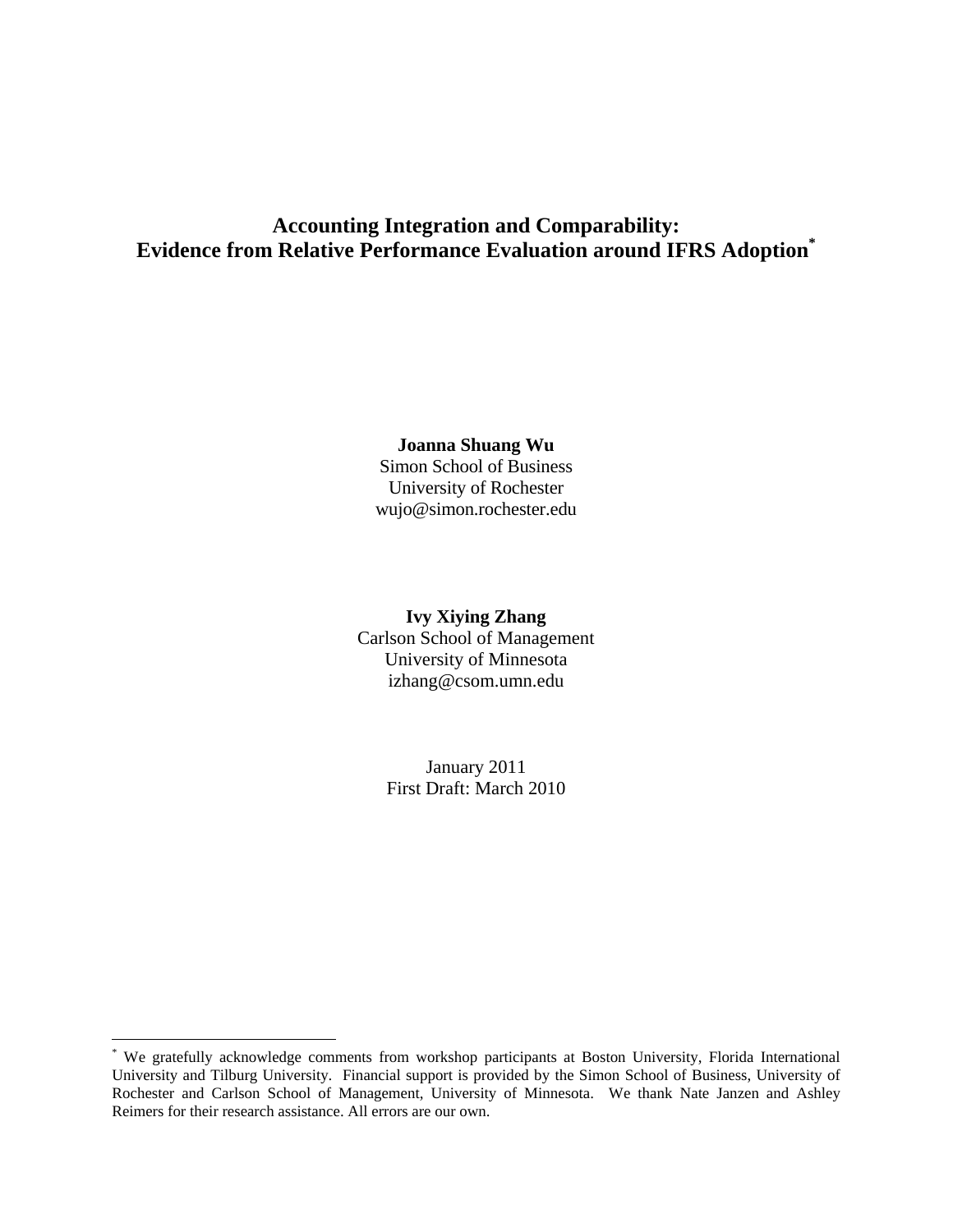# Accounting Integration and Comparability: Evidence from Relative Performance Evaluation around IFRS Adoption[*]

**Joanna Shuang Wu**
Simon School of Business
University of Rochester
wujo@simon.rochester.edu

**Ivy Xiying Zhang**
Carlson School of Management
University of Minnesota
izhang@csom.umn.edu

January 2011
First Draft: March 2010

---

[*] We gratefully acknowledge comments from workshop participants at Boston University, Florida International University and Tilburg University. Financial support is provided by the Simon School of Business, University of Rochester and Carlson School of Management, University of Minnesota. We thank Nate Janzen and Ashley Reimers for their research assistance. All errors are our own.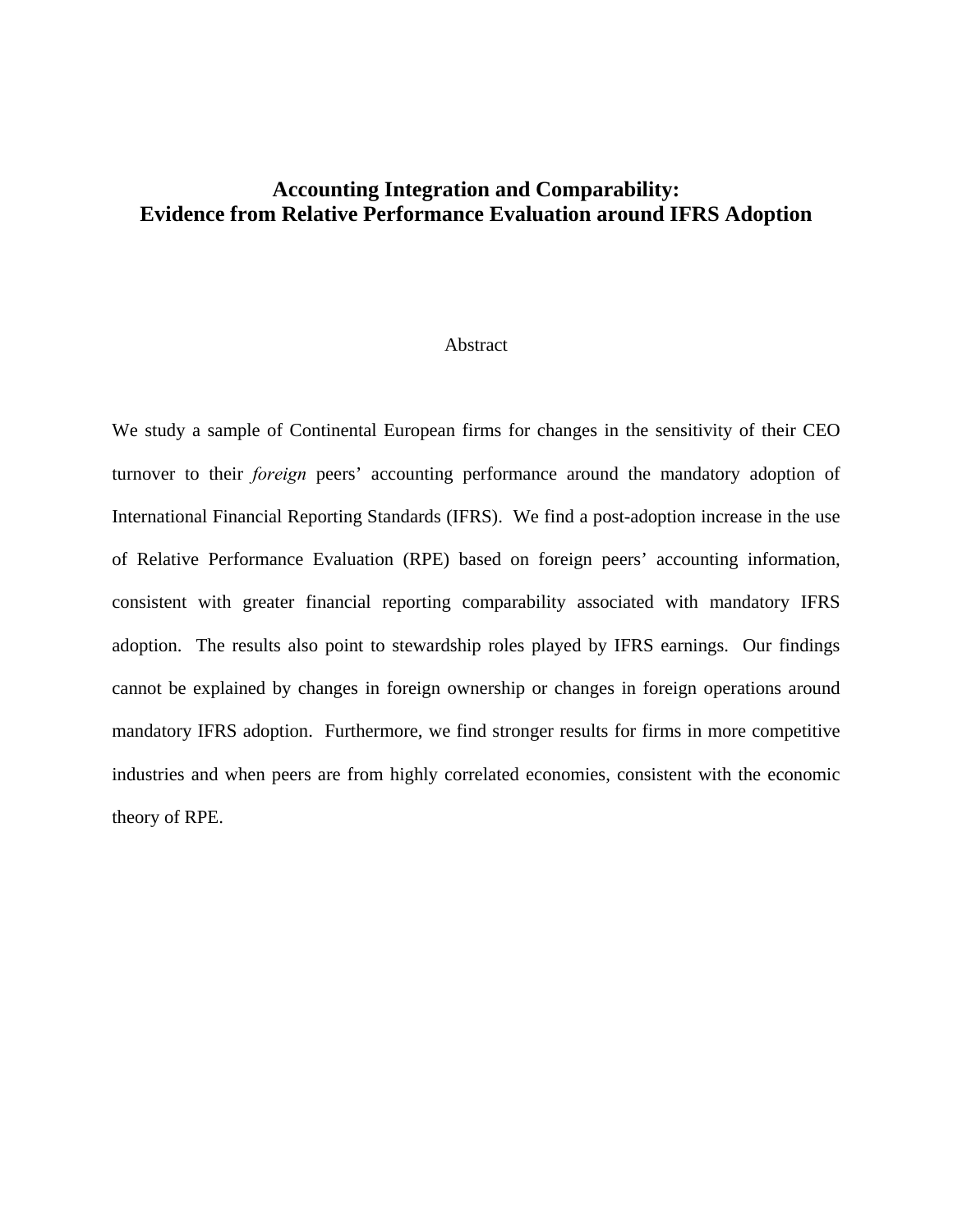# Accounting Integration and Comparability: Evidence from Relative Performance Evaluation around IFRS Adoption

## Abstract

We study a sample of Continental European firms for changes in the sensitivity of their CEO turnover to their *foreign* peers' accounting performance around the mandatory adoption of International Financial Reporting Standards (IFRS). We find a post-adoption increase in the use of Relative Performance Evaluation (RPE) based on foreign peers' accounting information, consistent with greater financial reporting comparability associated with mandatory IFRS adoption. The results also point to stewardship roles played by IFRS earnings. Our findings cannot be explained by changes in foreign ownership or changes in foreign operations around mandatory IFRS adoption. Furthermore, we find stronger results for firms in more competitive industries and when peers are from highly correlated economies, consistent with the economic theory of RPE.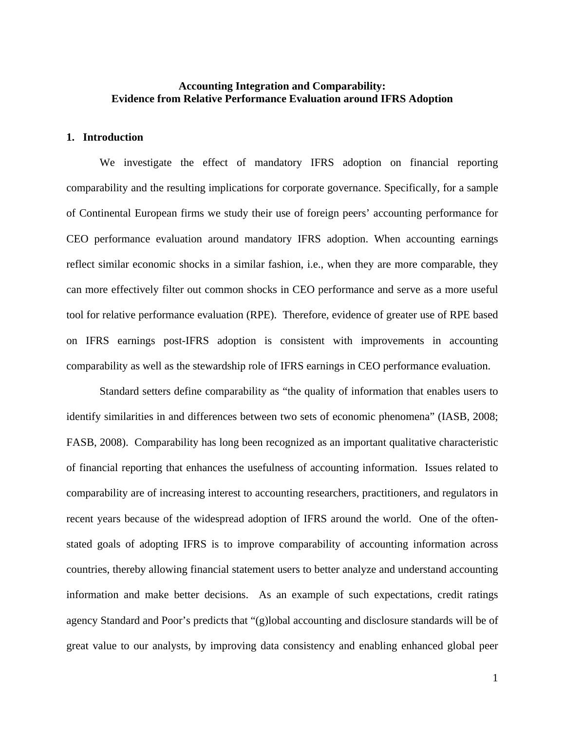# Accounting Integration and Comparability: Evidence from Relative Performance Evaluation around IFRS Adoption

## 1. Introduction

We investigate the effect of mandatory IFRS adoption on financial reporting comparability and the resulting implications for corporate governance. Specifically, for a sample of Continental European firms we study their use of foreign peers' accounting performance for CEO performance evaluation around mandatory IFRS adoption. When accounting earnings reflect similar economic shocks in a similar fashion, i.e., when they are more comparable, they can more effectively filter out common shocks in CEO performance and serve as a more useful tool for relative performance evaluation (RPE). Therefore, evidence of greater use of RPE based on IFRS earnings post-IFRS adoption is consistent with improvements in accounting comparability as well as the stewardship role of IFRS earnings in CEO performance evaluation.

Standard setters define comparability as "the quality of information that enables users to identify similarities in and differences between two sets of economic phenomena" (IASB, 2008; FASB, 2008). Comparability has long been recognized as an important qualitative characteristic of financial reporting that enhances the usefulness of accounting information. Issues related to comparability are of increasing interest to accounting researchers, practitioners, and regulators in recent years because of the widespread adoption of IFRS around the world. One of the often-stated goals of adopting IFRS is to improve comparability of accounting information across countries, thereby allowing financial statement users to better analyze and understand accounting information and make better decisions. As an example of such expectations, credit ratings agency Standard and Poor's predicts that "(g)lobal accounting and disclosure standards will be of great value to our analysts, by improving data consistency and enabling enhanced global peer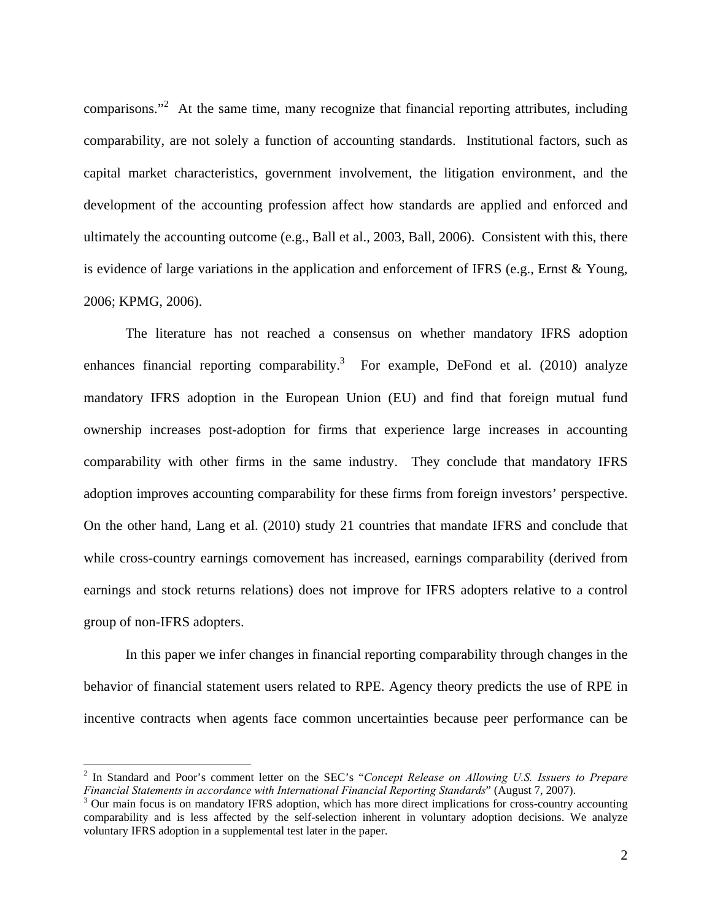comparisons."[2] At the same time, many recognize that financial reporting attributes, including comparability, are not solely a function of accounting standards. Institutional factors, such as capital market characteristics, government involvement, the litigation environment, and the development of the accounting profession affect how standards are applied and enforced and ultimately the accounting outcome (e.g., Ball et al., 2003, Ball, 2006). Consistent with this, there is evidence of large variations in the application and enforcement of IFRS (e.g., Ernst & Young, 2006; KPMG, 2006).

The literature has not reached a consensus on whether mandatory IFRS adoption enhances financial reporting comparability.[3] For example, DeFond et al. (2010) analyze mandatory IFRS adoption in the European Union (EU) and find that foreign mutual fund ownership increases post-adoption for firms that experience large increases in accounting comparability with other firms in the same industry. They conclude that mandatory IFRS adoption improves accounting comparability for these firms from foreign investors' perspective. On the other hand, Lang et al. (2010) study 21 countries that mandate IFRS and conclude that while cross-country earnings comovement has increased, earnings comparability (derived from earnings and stock returns relations) does not improve for IFRS adopters relative to a control group of non-IFRS adopters.

In this paper we infer changes in financial reporting comparability through changes in the behavior of financial statement users related to RPE. Agency theory predicts the use of RPE in incentive contracts when agents face common uncertainties because peer performance can be

[2] In Standard and Poor's comment letter on the SEC's "*Concept Release on Allowing U.S. Issuers to Prepare Financial Statements in accordance with International Financial Reporting Standards*" (August 7, 2007).

[3] Our main focus is on mandatory IFRS adoption, which has more direct implications for cross-country accounting comparability and is less affected by the self-selection inherent in voluntary adoption decisions. We analyze voluntary IFRS adoption in a supplemental test later in the paper.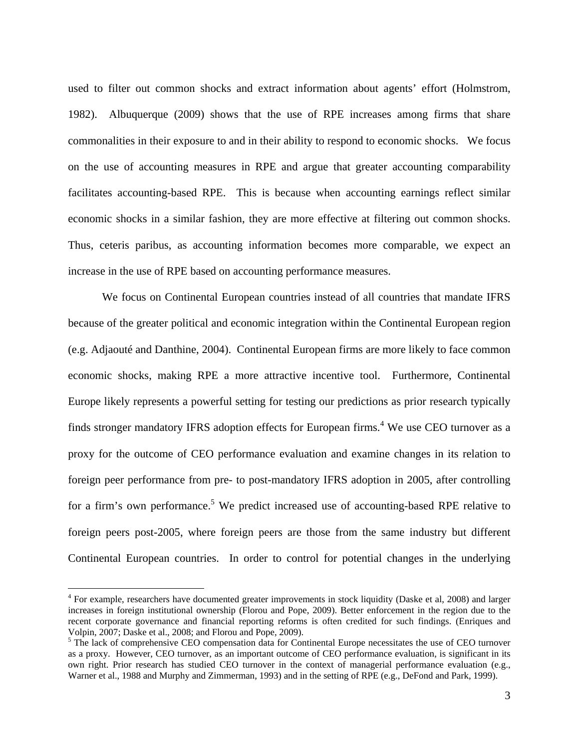used to filter out common shocks and extract information about agents' effort (Holmstrom, 1982). Albuquerque (2009) shows that the use of RPE increases among firms that share commonalities in their exposure to and in their ability to respond to economic shocks. We focus on the use of accounting measures in RPE and argue that greater accounting comparability facilitates accounting-based RPE. This is because when accounting earnings reflect similar economic shocks in a similar fashion, they are more effective at filtering out common shocks. Thus, ceteris paribus, as accounting information becomes more comparable, we expect an increase in the use of RPE based on accounting performance measures.

We focus on Continental European countries instead of all countries that mandate IFRS because of the greater political and economic integration within the Continental European region (e.g. Adjaouté and Danthine, 2004). Continental European firms are more likely to face common economic shocks, making RPE a more attractive incentive tool. Furthermore, Continental Europe likely represents a powerful setting for testing our predictions as prior research typically finds stronger mandatory IFRS adoption effects for European firms.[4] We use CEO turnover as a proxy for the outcome of CEO performance evaluation and examine changes in its relation to foreign peer performance from pre- to post-mandatory IFRS adoption in 2005, after controlling for a firm's own performance.[5] We predict increased use of accounting-based RPE relative to foreign peers post-2005, where foreign peers are those from the same industry but different Continental European countries. In order to control for potential changes in the underlying

---

[4] For example, researchers have documented greater improvements in stock liquidity (Daske et al, 2008) and larger increases in foreign institutional ownership (Florou and Pope, 2009). Better enforcement in the region due to the recent corporate governance and financial reporting reforms is often credited for such findings. (Enriques and Volpin, 2007; Daske et al., 2008; and Florou and Pope, 2009).

[5] The lack of comprehensive CEO compensation data for Continental Europe necessitates the use of CEO turnover as a proxy. However, CEO turnover, as an important outcome of CEO performance evaluation, is significant in its own right. Prior research has studied CEO turnover in the context of managerial performance evaluation (e.g., Warner et al., 1988 and Murphy and Zimmerman, 1993) and in the setting of RPE (e.g., DeFond and Park, 1999).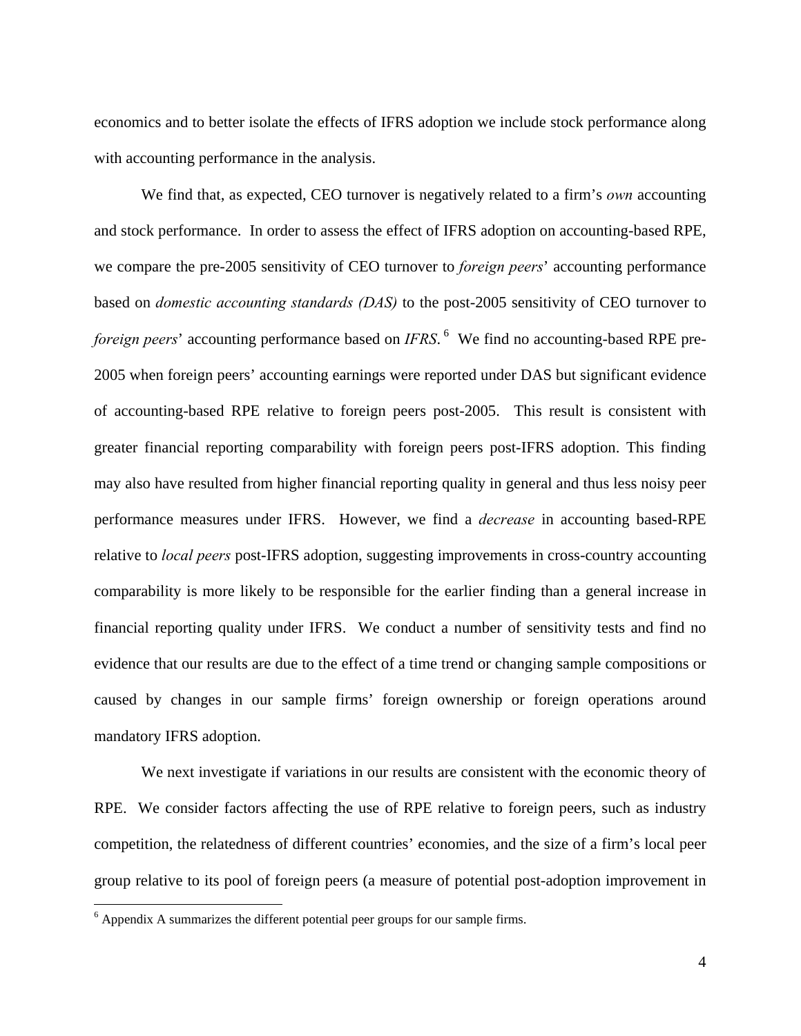economics and to better isolate the effects of IFRS adoption we include stock performance along with accounting performance in the analysis.

We find that, as expected, CEO turnover is negatively related to a firm's *own* accounting and stock performance. In order to assess the effect of IFRS adoption on accounting-based RPE, we compare the pre-2005 sensitivity of CEO turnover to *foreign peers*' accounting performance based on *domestic accounting standards (DAS)* to the post-2005 sensitivity of CEO turnover to *foreign peers*' accounting performance based on *IFRS*. [6] We find no accounting-based RPE pre-2005 when foreign peers' accounting earnings were reported under DAS but significant evidence of accounting-based RPE relative to foreign peers post-2005. This result is consistent with greater financial reporting comparability with foreign peers post-IFRS adoption. This finding may also have resulted from higher financial reporting quality in general and thus less noisy peer performance measures under IFRS. However, we find a *decrease* in accounting based-RPE relative to *local peers* post-IFRS adoption, suggesting improvements in cross-country accounting comparability is more likely to be responsible for the earlier finding than a general increase in financial reporting quality under IFRS. We conduct a number of sensitivity tests and find no evidence that our results are due to the effect of a time trend or changing sample compositions or caused by changes in our sample firms' foreign ownership or foreign operations around mandatory IFRS adoption.

We next investigate if variations in our results are consistent with the economic theory of RPE. We consider factors affecting the use of RPE relative to foreign peers, such as industry competition, the relatedness of different countries' economies, and the size of a firm's local peer group relative to its pool of foreign peers (a measure of potential post-adoption improvement in

[6] Appendix A summarizes the different potential peer groups for our sample firms.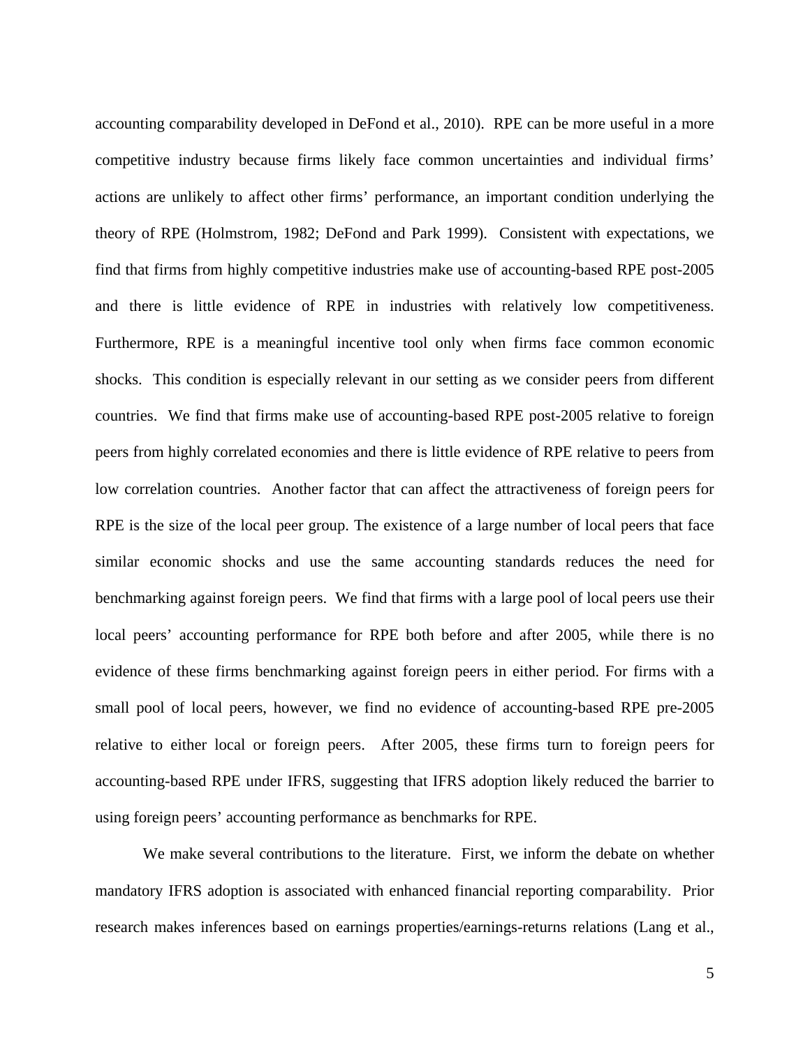accounting comparability developed in DeFond et al., 2010). RPE can be more useful in a more competitive industry because firms likely face common uncertainties and individual firms' actions are unlikely to affect other firms' performance, an important condition underlying the theory of RPE (Holmstrom, 1982; DeFond and Park 1999). Consistent with expectations, we find that firms from highly competitive industries make use of accounting-based RPE post-2005 and there is little evidence of RPE in industries with relatively low competitiveness. Furthermore, RPE is a meaningful incentive tool only when firms face common economic shocks. This condition is especially relevant in our setting as we consider peers from different countries. We find that firms make use of accounting-based RPE post-2005 relative to foreign peers from highly correlated economies and there is little evidence of RPE relative to peers from low correlation countries. Another factor that can affect the attractiveness of foreign peers for RPE is the size of the local peer group. The existence of a large number of local peers that face similar economic shocks and use the same accounting standards reduces the need for benchmarking against foreign peers. We find that firms with a large pool of local peers use their local peers' accounting performance for RPE both before and after 2005, while there is no evidence of these firms benchmarking against foreign peers in either period. For firms with a small pool of local peers, however, we find no evidence of accounting-based RPE pre-2005 relative to either local or foreign peers. After 2005, these firms turn to foreign peers for accounting-based RPE under IFRS, suggesting that IFRS adoption likely reduced the barrier to using foreign peers' accounting performance as benchmarks for RPE.

We make several contributions to the literature. First, we inform the debate on whether mandatory IFRS adoption is associated with enhanced financial reporting comparability. Prior research makes inferences based on earnings properties/earnings-returns relations (Lang et al.,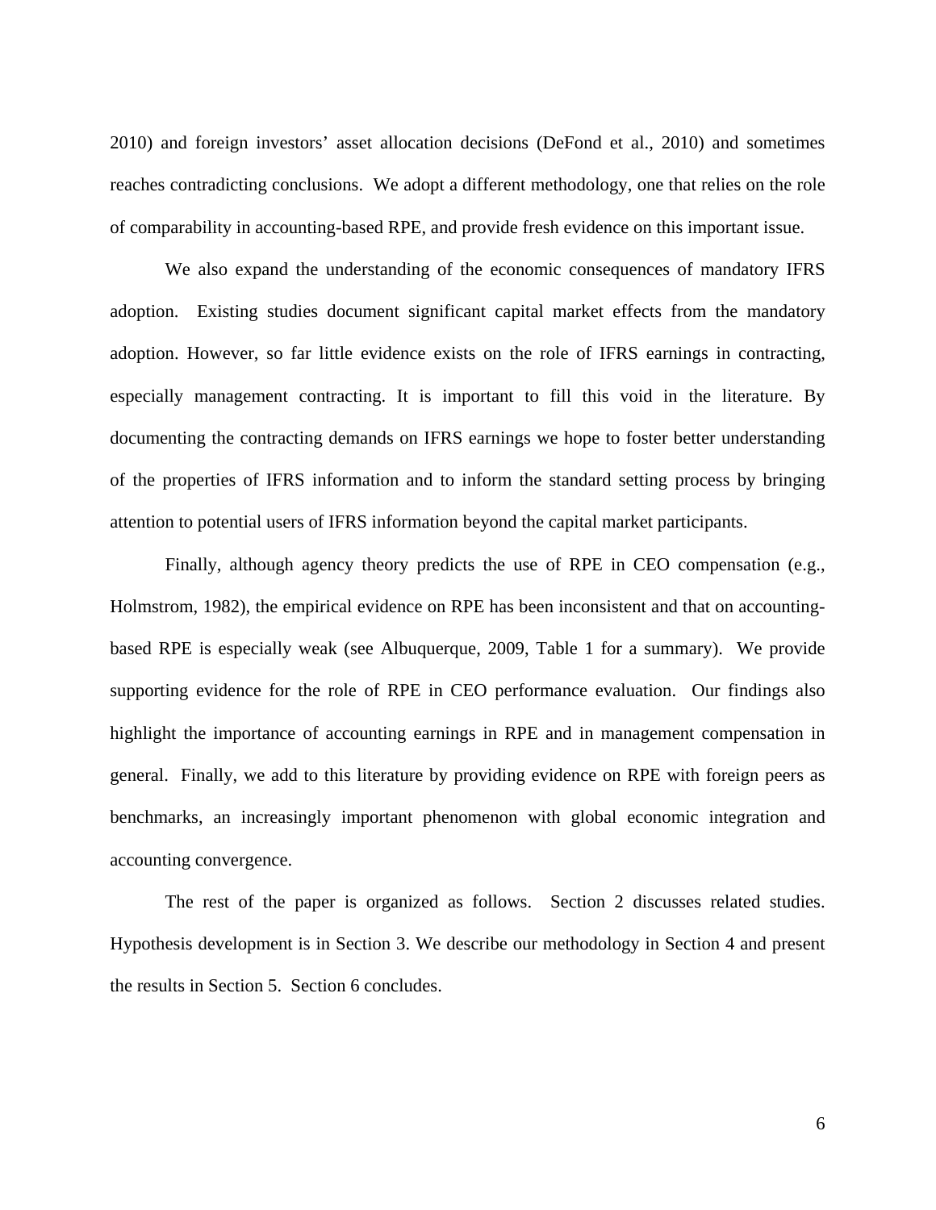2010) and foreign investors' asset allocation decisions (DeFond et al., 2010) and sometimes reaches contradicting conclusions. We adopt a different methodology, one that relies on the role of comparability in accounting-based RPE, and provide fresh evidence on this important issue.

We also expand the understanding of the economic consequences of mandatory IFRS adoption. Existing studies document significant capital market effects from the mandatory adoption. However, so far little evidence exists on the role of IFRS earnings in contracting, especially management contracting. It is important to fill this void in the literature. By documenting the contracting demands on IFRS earnings we hope to foster better understanding of the properties of IFRS information and to inform the standard setting process by bringing attention to potential users of IFRS information beyond the capital market participants.

Finally, although agency theory predicts the use of RPE in CEO compensation (e.g., Holmstrom, 1982), the empirical evidence on RPE has been inconsistent and that on accounting-based RPE is especially weak (see Albuquerque, 2009, Table 1 for a summary). We provide supporting evidence for the role of RPE in CEO performance evaluation. Our findings also highlight the importance of accounting earnings in RPE and in management compensation in general. Finally, we add to this literature by providing evidence on RPE with foreign peers as benchmarks, an increasingly important phenomenon with global economic integration and accounting convergence.

The rest of the paper is organized as follows. Section 2 discusses related studies. Hypothesis development is in Section 3. We describe our methodology in Section 4 and present the results in Section 5. Section 6 concludes.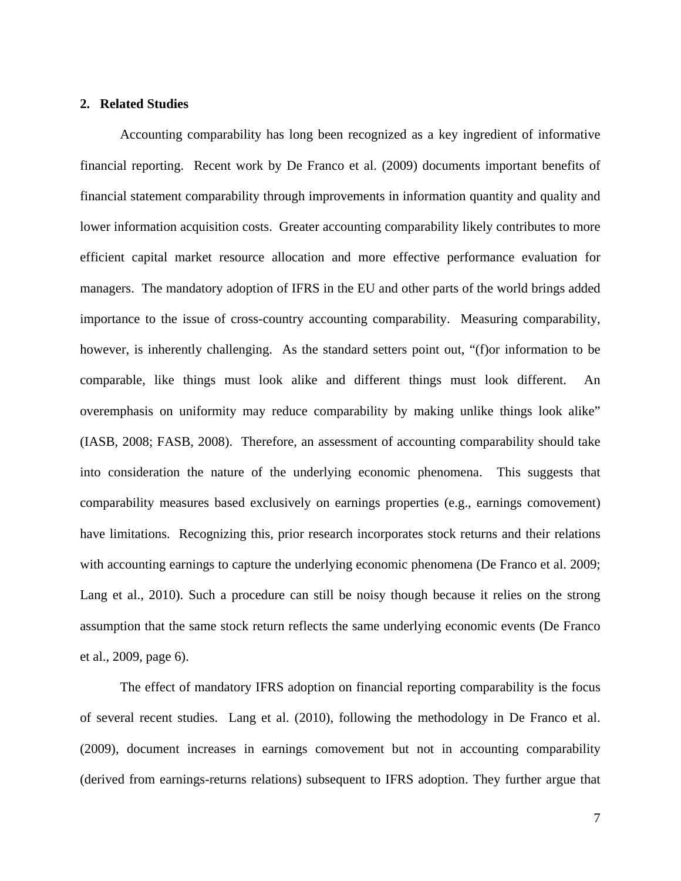## 2. Related Studies

Accounting comparability has long been recognized as a key ingredient of informative financial reporting. Recent work by De Franco et al. (2009) documents important benefits of financial statement comparability through improvements in information quantity and quality and lower information acquisition costs. Greater accounting comparability likely contributes to more efficient capital market resource allocation and more effective performance evaluation for managers. The mandatory adoption of IFRS in the EU and other parts of the world brings added importance to the issue of cross-country accounting comparability. Measuring comparability, however, is inherently challenging. As the standard setters point out, "(f)or information to be comparable, like things must look alike and different things must look different. An overemphasis on uniformity may reduce comparability by making unlike things look alike" (IASB, 2008; FASB, 2008). Therefore, an assessment of accounting comparability should take into consideration the nature of the underlying economic phenomena. This suggests that comparability measures based exclusively on earnings properties (e.g., earnings comovement) have limitations. Recognizing this, prior research incorporates stock returns and their relations with accounting earnings to capture the underlying economic phenomena (De Franco et al. 2009; Lang et al., 2010). Such a procedure can still be noisy though because it relies on the strong assumption that the same stock return reflects the same underlying economic events (De Franco et al., 2009, page 6).

The effect of mandatory IFRS adoption on financial reporting comparability is the focus of several recent studies. Lang et al. (2010), following the methodology in De Franco et al. (2009), document increases in earnings comovement but not in accounting comparability (derived from earnings-returns relations) subsequent to IFRS adoption. They further argue that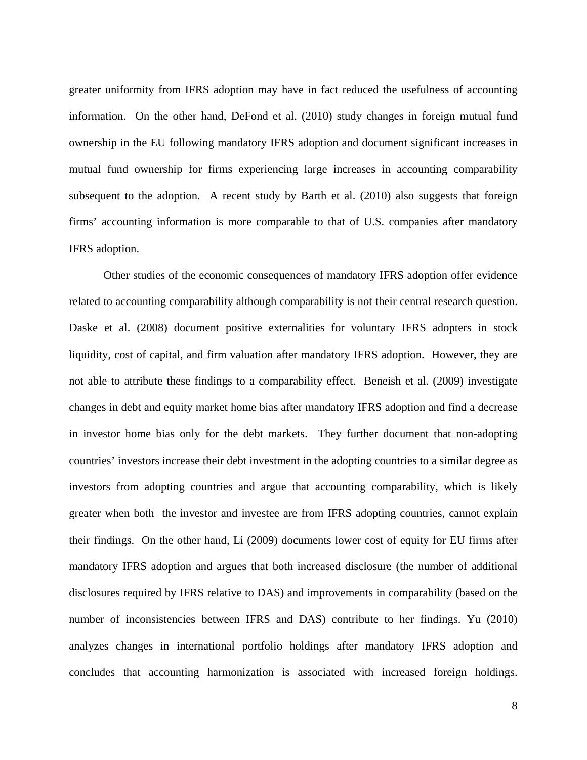greater uniformity from IFRS adoption may have in fact reduced the usefulness of accounting information. On the other hand, DeFond et al. (2010) study changes in foreign mutual fund ownership in the EU following mandatory IFRS adoption and document significant increases in mutual fund ownership for firms experiencing large increases in accounting comparability subsequent to the adoption. A recent study by Barth et al. (2010) also suggests that foreign firms' accounting information is more comparable to that of U.S. companies after mandatory IFRS adoption.

Other studies of the economic consequences of mandatory IFRS adoption offer evidence related to accounting comparability although comparability is not their central research question. Daske et al. (2008) document positive externalities for voluntary IFRS adopters in stock liquidity, cost of capital, and firm valuation after mandatory IFRS adoption. However, they are not able to attribute these findings to a comparability effect. Beneish et al. (2009) investigate changes in debt and equity market home bias after mandatory IFRS adoption and find a decrease in investor home bias only for the debt markets. They further document that non-adopting countries' investors increase their debt investment in the adopting countries to a similar degree as investors from adopting countries and argue that accounting comparability, which is likely greater when both the investor and investee are from IFRS adopting countries, cannot explain their findings. On the other hand, Li (2009) documents lower cost of equity for EU firms after mandatory IFRS adoption and argues that both increased disclosure (the number of additional disclosures required by IFRS relative to DAS) and improvements in comparability (based on the number of inconsistencies between IFRS and DAS) contribute to her findings. Yu (2010) analyzes changes in international portfolio holdings after mandatory IFRS adoption and concludes that accounting harmonization is associated with increased foreign holdings.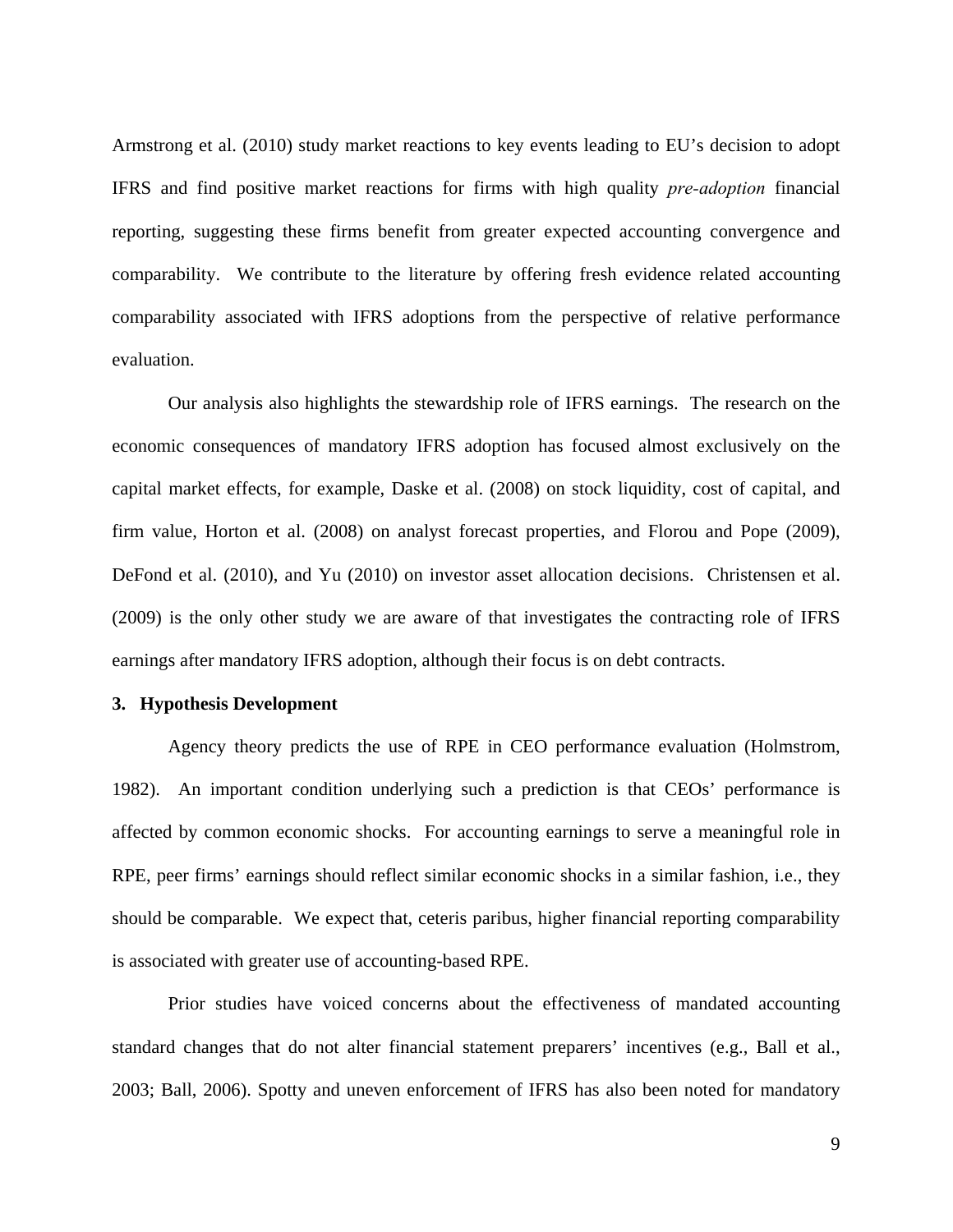Armstrong et al. (2010) study market reactions to key events leading to EU's decision to adopt IFRS and find positive market reactions for firms with high quality *pre-adoption* financial reporting, suggesting these firms benefit from greater expected accounting convergence and comparability. We contribute to the literature by offering fresh evidence related accounting comparability associated with IFRS adoptions from the perspective of relative performance evaluation.

Our analysis also highlights the stewardship role of IFRS earnings. The research on the economic consequences of mandatory IFRS adoption has focused almost exclusively on the capital market effects, for example, Daske et al. (2008) on stock liquidity, cost of capital, and firm value, Horton et al. (2008) on analyst forecast properties, and Florou and Pope (2009), DeFond et al. (2010), and Yu (2010) on investor asset allocation decisions. Christensen et al. (2009) is the only other study we are aware of that investigates the contracting role of IFRS earnings after mandatory IFRS adoption, although their focus is on debt contracts.

## 3. Hypothesis Development

Agency theory predicts the use of RPE in CEO performance evaluation (Holmstrom, 1982). An important condition underlying such a prediction is that CEOs' performance is affected by common economic shocks. For accounting earnings to serve a meaningful role in RPE, peer firms' earnings should reflect similar economic shocks in a similar fashion, i.e., they should be comparable. We expect that, ceteris paribus, higher financial reporting comparability is associated with greater use of accounting-based RPE.

Prior studies have voiced concerns about the effectiveness of mandated accounting standard changes that do not alter financial statement preparers' incentives (e.g., Ball et al., 2003; Ball, 2006). Spotty and uneven enforcement of IFRS has also been noted for mandatory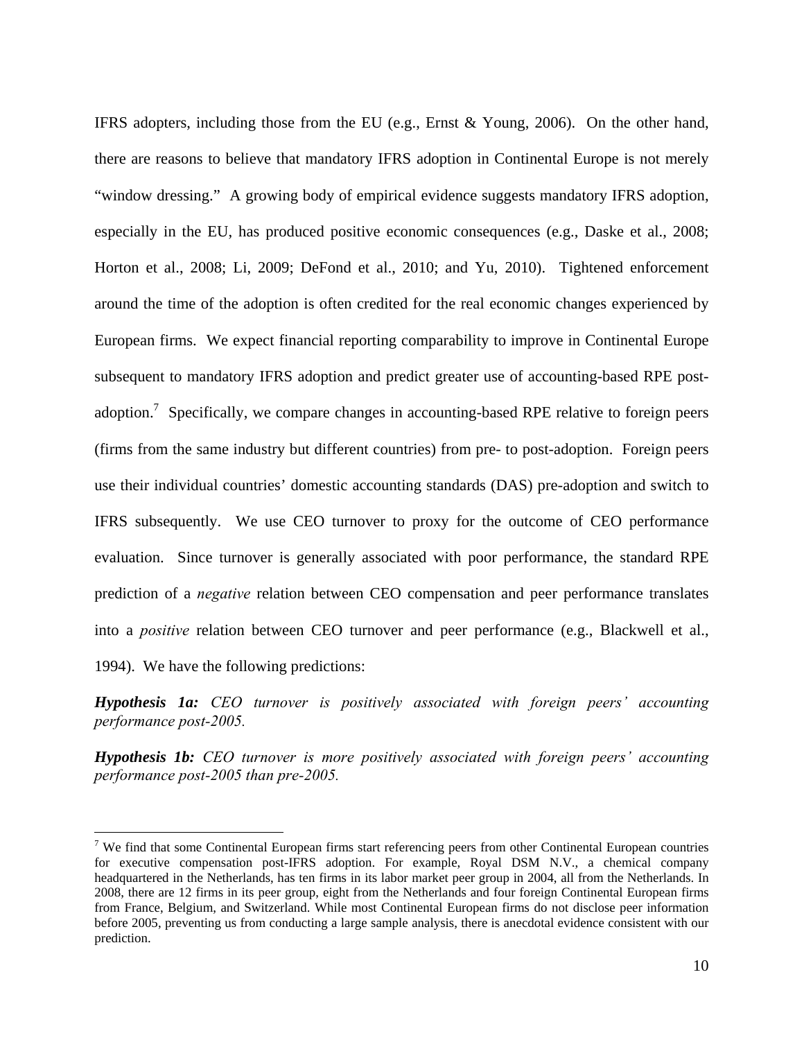IFRS adopters, including those from the EU (e.g., Ernst & Young, 2006). On the other hand, there are reasons to believe that mandatory IFRS adoption in Continental Europe is not merely "window dressing." A growing body of empirical evidence suggests mandatory IFRS adoption, especially in the EU, has produced positive economic consequences (e.g., Daske et al., 2008; Horton et al., 2008; Li, 2009; DeFond et al., 2010; and Yu, 2010). Tightened enforcement around the time of the adoption is often credited for the real economic changes experienced by European firms. We expect financial reporting comparability to improve in Continental Europe subsequent to mandatory IFRS adoption and predict greater use of accounting-based RPE post-adoption.[7] Specifically, we compare changes in accounting-based RPE relative to foreign peers (firms from the same industry but different countries) from pre- to post-adoption. Foreign peers use their individual countries' domestic accounting standards (DAS) pre-adoption and switch to IFRS subsequently. We use CEO turnover to proxy for the outcome of CEO performance evaluation. Since turnover is generally associated with poor performance, the standard RPE prediction of a *negative* relation between CEO compensation and peer performance translates into a *positive* relation between CEO turnover and peer performance (e.g., Blackwell et al., 1994). We have the following predictions:

***Hypothesis 1a:*** *CEO turnover is positively associated with foreign peers' accounting performance post-2005.*

***Hypothesis 1b:*** *CEO turnover is more positively associated with foreign peers' accounting performance post-2005 than pre-2005.*

[7] We find that some Continental European firms start referencing peers from other Continental European countries for executive compensation post-IFRS adoption. For example, Royal DSM N.V., a chemical company headquartered in the Netherlands, has ten firms in its labor market peer group in 2004, all from the Netherlands. In 2008, there are 12 firms in its peer group, eight from the Netherlands and four foreign Continental European firms from France, Belgium, and Switzerland. While most Continental European firms do not disclose peer information before 2005, preventing us from conducting a large sample analysis, there is anecdotal evidence consistent with our prediction.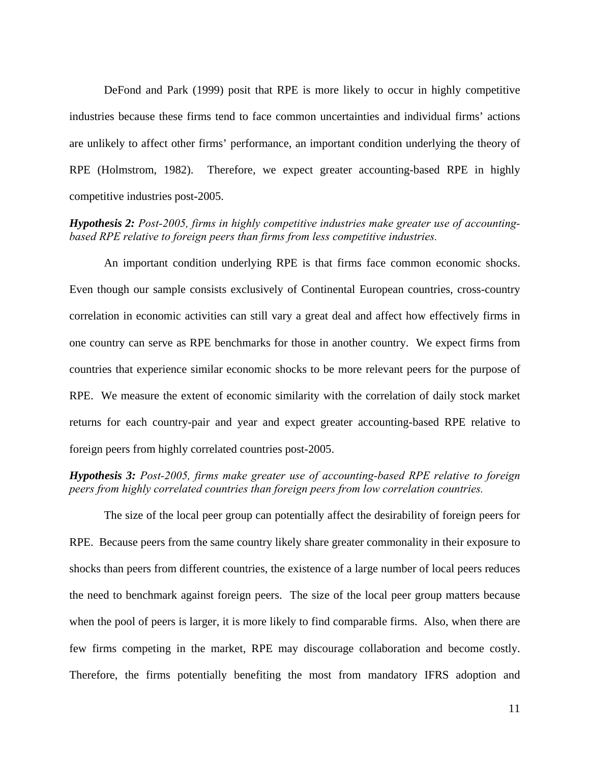DeFond and Park (1999) posit that RPE is more likely to occur in highly competitive industries because these firms tend to face common uncertainties and individual firms' actions are unlikely to affect other firms' performance, an important condition underlying the theory of RPE (Holmstrom, 1982). Therefore, we expect greater accounting-based RPE in highly competitive industries post-2005.

***Hypothesis 2:*** *Post-2005, firms in highly competitive industries make greater use of accounting-based RPE relative to foreign peers than firms from less competitive industries.*

An important condition underlying RPE is that firms face common economic shocks. Even though our sample consists exclusively of Continental European countries, cross-country correlation in economic activities can still vary a great deal and affect how effectively firms in one country can serve as RPE benchmarks for those in another country. We expect firms from countries that experience similar economic shocks to be more relevant peers for the purpose of RPE. We measure the extent of economic similarity with the correlation of daily stock market returns for each country-pair and year and expect greater accounting-based RPE relative to foreign peers from highly correlated countries post-2005.

***Hypothesis 3:*** *Post-2005, firms make greater use of accounting-based RPE relative to foreign peers from highly correlated countries than foreign peers from low correlation countries.*

The size of the local peer group can potentially affect the desirability of foreign peers for RPE. Because peers from the same country likely share greater commonality in their exposure to shocks than peers from different countries, the existence of a large number of local peers reduces the need to benchmark against foreign peers. The size of the local peer group matters because when the pool of peers is larger, it is more likely to find comparable firms. Also, when there are few firms competing in the market, RPE may discourage collaboration and become costly. Therefore, the firms potentially benefiting the most from mandatory IFRS adoption and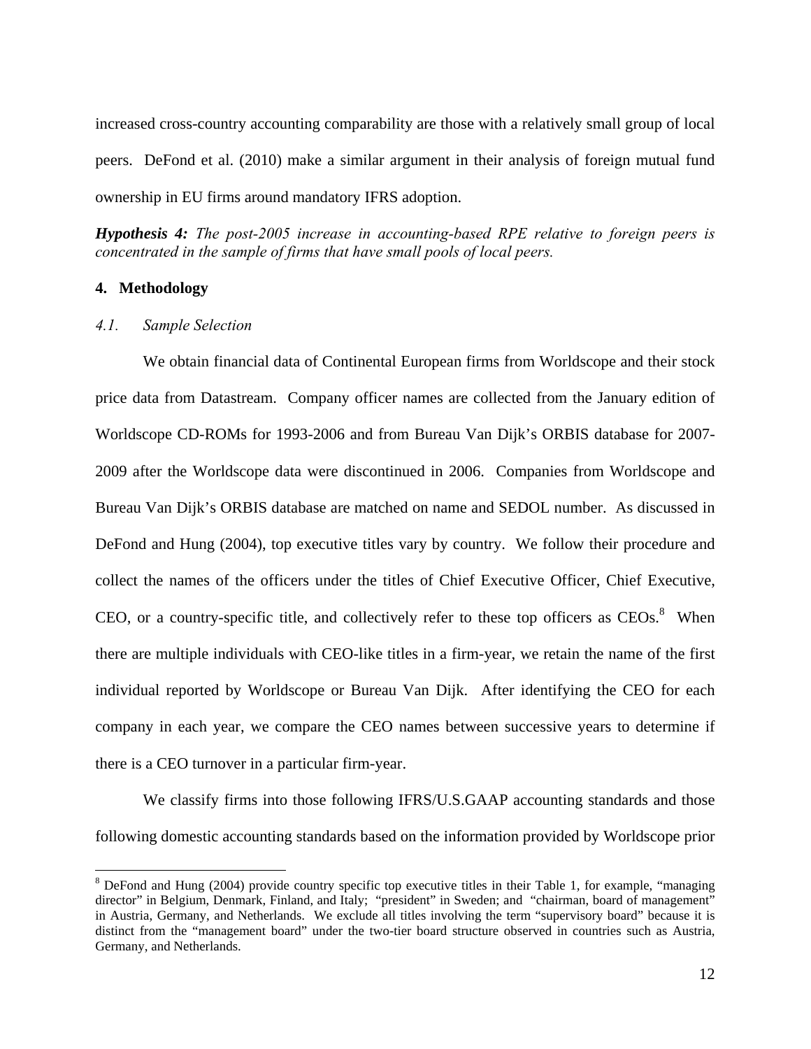increased cross-country accounting comparability are those with a relatively small group of local peers. DeFond et al. (2010) make a similar argument in their analysis of foreign mutual fund ownership in EU firms around mandatory IFRS adoption.

***Hypothesis 4:*** *The post-2005 increase in accounting-based RPE relative to foreign peers is concentrated in the sample of firms that have small pools of local peers.*

## 4. Methodology

### *4.1. Sample Selection*

We obtain financial data of Continental European firms from Worldscope and their stock price data from Datastream. Company officer names are collected from the January edition of Worldscope CD-ROMs for 1993-2006 and from Bureau Van Dijk's ORBIS database for 2007-2009 after the Worldscope data were discontinued in 2006. Companies from Worldscope and Bureau Van Dijk's ORBIS database are matched on name and SEDOL number. As discussed in DeFond and Hung (2004), top executive titles vary by country. We follow their procedure and collect the names of the officers under the titles of Chief Executive Officer, Chief Executive, CEO, or a country-specific title, and collectively refer to these top officers as CEOs.[8] When there are multiple individuals with CEO-like titles in a firm-year, we retain the name of the first individual reported by Worldscope or Bureau Van Dijk. After identifying the CEO for each company in each year, we compare the CEO names between successive years to determine if there is a CEO turnover in a particular firm-year.

We classify firms into those following IFRS/U.S.GAAP accounting standards and those following domestic accounting standards based on the information provided by Worldscope prior

[8] DeFond and Hung (2004) provide country specific top executive titles in their Table 1, for example, "managing director" in Belgium, Denmark, Finland, and Italy; "president" in Sweden; and "chairman, board of management" in Austria, Germany, and Netherlands. We exclude all titles involving the term "supervisory board" because it is distinct from the "management board" under the two-tier board structure observed in countries such as Austria, Germany, and Netherlands.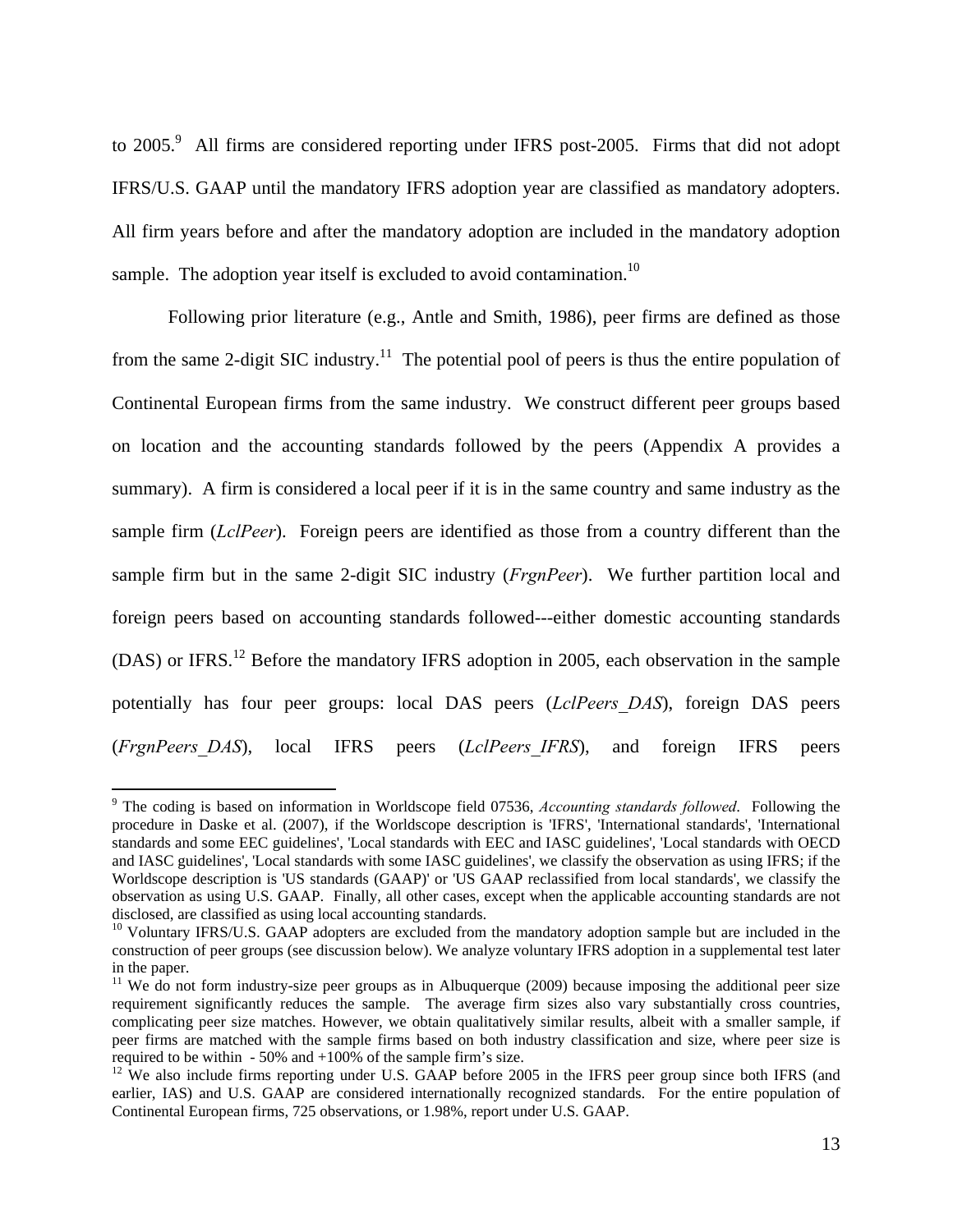to 2005.[9] All firms are considered reporting under IFRS post-2005. Firms that did not adopt IFRS/U.S. GAAP until the mandatory IFRS adoption year are classified as mandatory adopters. All firm years before and after the mandatory adoption are included in the mandatory adoption sample. The adoption year itself is excluded to avoid contamination.[10]

Following prior literature (e.g., Antle and Smith, 1986), peer firms are defined as those from the same 2-digit SIC industry.[11] The potential pool of peers is thus the entire population of Continental European firms from the same industry. We construct different peer groups based on location and the accounting standards followed by the peers (Appendix A provides a summary). A firm is considered a local peer if it is in the same country and same industry as the sample firm (*LclPeer*). Foreign peers are identified as those from a country different than the sample firm but in the same 2-digit SIC industry (*FrgnPeer*). We further partition local and foreign peers based on accounting standards followed---either domestic accounting standards (DAS) or IFRS.[12] Before the mandatory IFRS adoption in 2005, each observation in the sample potentially has four peer groups: local DAS peers (*LclPeers_DAS*), foreign DAS peers (*FrgnPeers_DAS*), local IFRS peers (*LclPeers_IFRS*), and foreign IFRS peers

---

[9] The coding is based on information in Worldscope field 07536, *Accounting standards followed*. Following the procedure in Daske et al. (2007), if the Worldscope description is 'IFRS', 'International standards', 'International standards and some EEC guidelines', 'Local standards with EEC and IASC guidelines', 'Local standards with OECD and IASC guidelines', 'Local standards with some IASC guidelines', we classify the observation as using IFRS; if the Worldscope description is 'US standards (GAAP)' or 'US GAAP reclassified from local standards', we classify the observation as using U.S. GAAP. Finally, all other cases, except when the applicable accounting standards are not disclosed, are classified as using local accounting standards.

[10] Voluntary IFRS/U.S. GAAP adopters are excluded from the mandatory adoption sample but are included in the construction of peer groups (see discussion below). We analyze voluntary IFRS adoption in a supplemental test later in the paper.

[11] We do not form industry-size peer groups as in Albuquerque (2009) because imposing the additional peer size requirement significantly reduces the sample. The average firm sizes also vary substantially cross countries, complicating peer size matches. However, we obtain qualitatively similar results, albeit with a smaller sample, if peer firms are matched with the sample firms based on both industry classification and size, where peer size is required to be within - 50% and +100% of the sample firm's size.

[12] We also include firms reporting under U.S. GAAP before 2005 in the IFRS peer group since both IFRS (and earlier, IAS) and U.S. GAAP are considered internationally recognized standards. For the entire population of Continental European firms, 725 observations, or 1.98%, report under U.S. GAAP.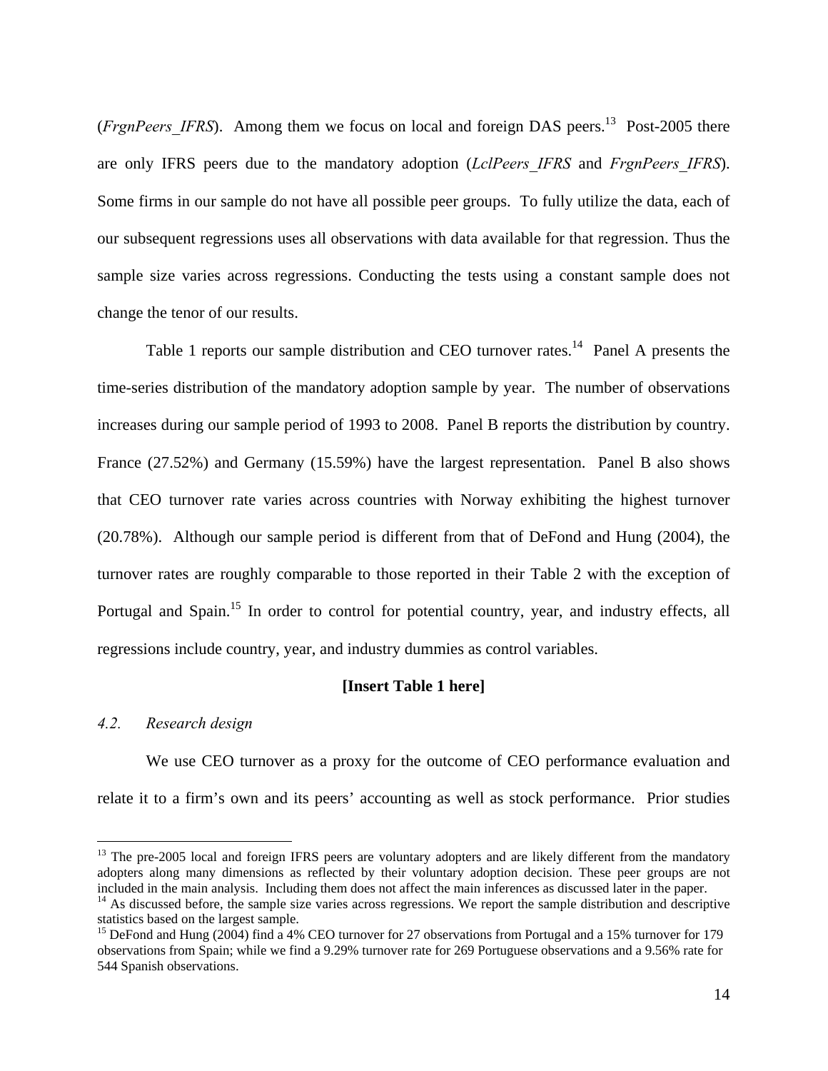(*FrgnPeers_IFRS*). Among them we focus on local and foreign DAS peers.[13] Post-2005 there are only IFRS peers due to the mandatory adoption (*LclPeers_IFRS* and *FrgnPeers_IFRS*). Some firms in our sample do not have all possible peer groups. To fully utilize the data, each of our subsequent regressions uses all observations with data available for that regression. Thus the sample size varies across regressions. Conducting the tests using a constant sample does not change the tenor of our results.

Table 1 reports our sample distribution and CEO turnover rates.[14] Panel A presents the time-series distribution of the mandatory adoption sample by year. The number of observations increases during our sample period of 1993 to 2008. Panel B reports the distribution by country. France (27.52%) and Germany (15.59%) have the largest representation. Panel B also shows that CEO turnover rate varies across countries with Norway exhibiting the highest turnover (20.78%). Although our sample period is different from that of DeFond and Hung (2004), the turnover rates are roughly comparable to those reported in their Table 2 with the exception of Portugal and Spain.[15] In order to control for potential country, year, and industry effects, all regressions include country, year, and industry dummies as control variables.

**[Insert Table 1 here]**

### *4.2. Research design*

We use CEO turnover as a proxy for the outcome of CEO performance evaluation and relate it to a firm's own and its peers' accounting as well as stock performance. Prior studies

---

[13] The pre-2005 local and foreign IFRS peers are voluntary adopters and are likely different from the mandatory adopters along many dimensions as reflected by their voluntary adoption decision. These peer groups are not included in the main analysis. Including them does not affect the main inferences as discussed later in the paper.

[14] As discussed before, the sample size varies across regressions. We report the sample distribution and descriptive statistics based on the largest sample.

[15] DeFond and Hung (2004) find a 4% CEO turnover for 27 observations from Portugal and a 15% turnover for 179 observations from Spain; while we find a 9.29% turnover rate for 269 Portuguese observations and a 9.56% rate for 544 Spanish observations.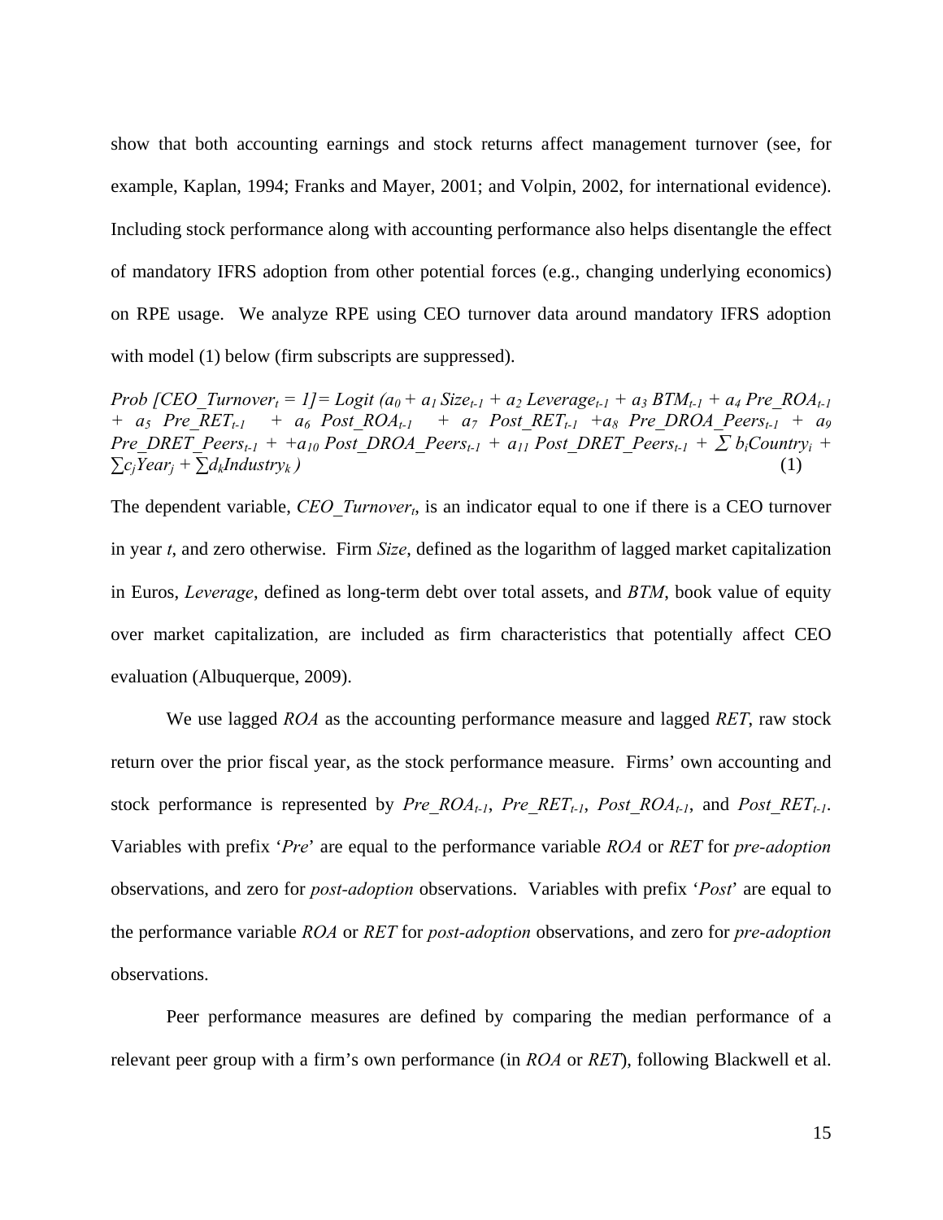show that both accounting earnings and stock returns affect management turnover (see, for example, Kaplan, 1994; Franks and Mayer, 2001; and Volpin, 2002, for international evidence). Including stock performance along with accounting performance also helps disentangle the effect of mandatory IFRS adoption from other potential forces (e.g., changing underlying economics) on RPE usage. We analyze RPE using CEO turnover data around mandatory IFRS adoption with model (1) below (firm subscripts are suppressed).

$$Prob\ [CEO\_Turnover_t = 1] = Logit\ (a_0 + a_1\ Size_{t-1} + a_2\ Leverage_{t-1} + a_3\ BTM_{t-1} + a_4\ Pre\_ROA_{t-1} + a_5\ Pre\_RET_{t-1} + a_6\ Post\_ROA_{t-1} + a_7\ Post\_RET_{t-1} + a_8\ Pre\_DROA\_Peers_{t-1} + a_9\ Pre\_DRET\_Peers_{t-1} + a_{10}\ Post\_DROA\_Peers_{t-1} + a_{11}\ Post\_DRET\_Peers_{t-1} + \sum b_i Country_i + \sum c_j Year_j + \sum d_k Industry_k\ ) \quad (1)$$

The dependent variable, $CEO\_Turnover_t$, is an indicator equal to one if there is a CEO turnover in year *t*, and zero otherwise. Firm *Size*, defined as the logarithm of lagged market capitalization in Euros, *Leverage*, defined as long-term debt over total assets, and *BTM*, book value of equity over market capitalization, are included as firm characteristics that potentially affect CEO evaluation (Albuquerque, 2009).

We use lagged *ROA* as the accounting performance measure and lagged *RET*, raw stock return over the prior fiscal year, as the stock performance measure. Firms' own accounting and stock performance is represented by $Pre\_ROA_{t-1}$, $Pre\_RET_{t-1}$, $Post\_ROA_{t-1}$, and $Post\_RET_{t-1}$. Variables with prefix '*Pre*' are equal to the performance variable *ROA* or *RET* for *pre-adoption* observations, and zero for *post-adoption* observations. Variables with prefix '*Post*' are equal to the performance variable *ROA* or *RET* for *post-adoption* observations, and zero for *pre-adoption* observations.

Peer performance measures are defined by comparing the median performance of a relevant peer group with a firm's own performance (in *ROA* or *RET*), following Blackwell et al.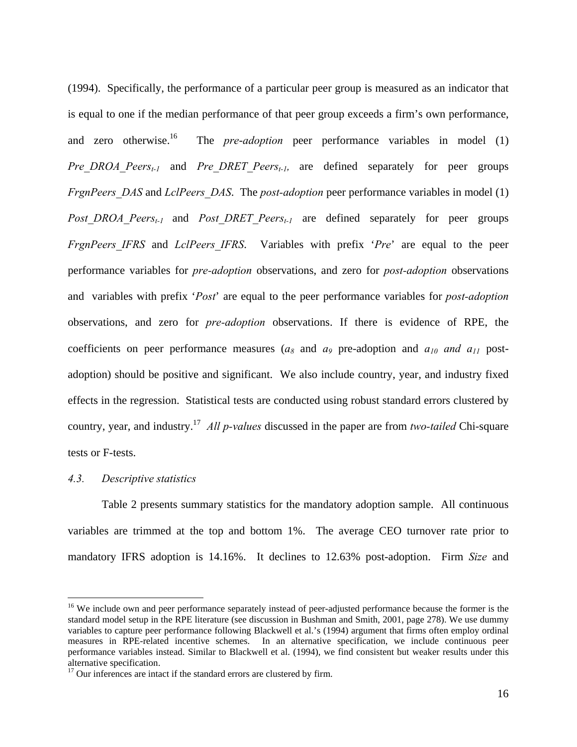(1994). Specifically, the performance of a particular peer group is measured as an indicator that is equal to one if the median performance of that peer group exceeds a firm's own performance, and zero otherwise.[16] The *pre-adoption* peer performance variables in model (1) $Pre\_DROA\_Peers_{t-1}$ and $Pre\_DRET\_Peers_{t-1}$, are defined separately for peer groups *FrgnPeers_DAS* and *LclPeers_DAS*. The *post-adoption* peer performance variables in model (1) $Post\_DROA\_Peers_{t-1}$ and $Post\_DRET\_Peers_{t-1}$ are defined separately for peer groups *FrgnPeers_IFRS* and *LclPeers_IFRS*. Variables with prefix '*Pre*' are equal to the peer performance variables for *pre-adoption* observations, and zero for *post-adoption* observations and variables with prefix '*Post*' are equal to the peer performance variables for *post-adoption* observations, and zero for *pre-adoption* observations. If there is evidence of RPE, the coefficients on peer performance measures ($a_8$ and $a_9$ pre-adoption and $a_{10}$ *and* $a_{11}$ post-adoption) should be positive and significant. We also include country, year, and industry fixed effects in the regression. Statistical tests are conducted using robust standard errors clustered by country, year, and industry.[17] *All p-values* discussed in the paper are from *two-tailed* Chi-square tests or F-tests.

### *4.3. Descriptive statistics*

Table 2 presents summary statistics for the mandatory adoption sample. All continuous variables are trimmed at the top and bottom 1%. The average CEO turnover rate prior to mandatory IFRS adoption is 14.16%. It declines to 12.63% post-adoption. Firm *Size* and

---

[16] We include own and peer performance separately instead of peer-adjusted performance because the former is the standard model setup in the RPE literature (see discussion in Bushman and Smith, 2001, page 278). We use dummy variables to capture peer performance following Blackwell et al.'s (1994) argument that firms often employ ordinal measures in RPE-related incentive schemes. In an alternative specification, we include continuous peer performance variables instead. Similar to Blackwell et al. (1994), we find consistent but weaker results under this alternative specification.

[17] Our inferences are intact if the standard errors are clustered by firm.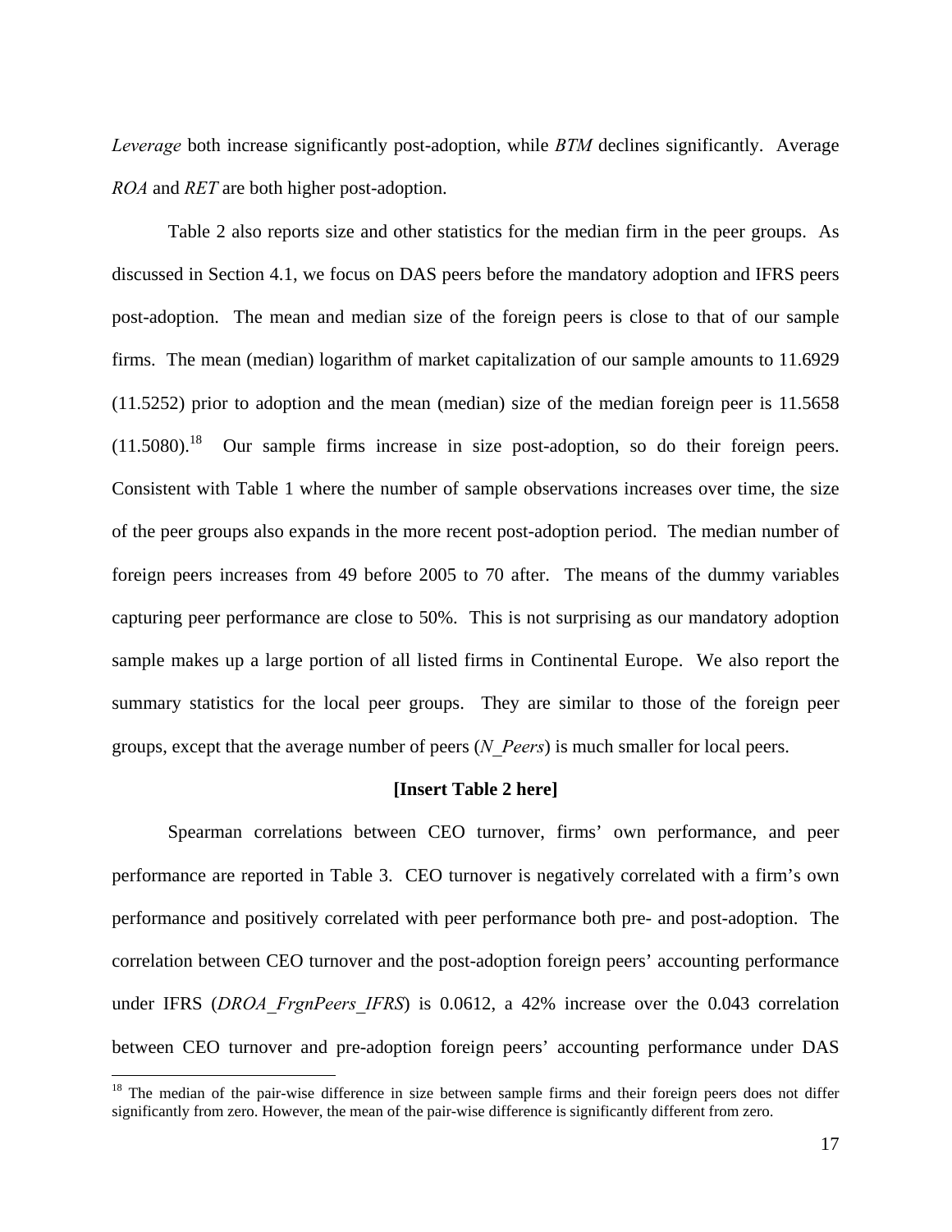*Leverage* both increase significantly post-adoption, while *BTM* declines significantly. Average *ROA* and *RET* are both higher post-adoption.

Table 2 also reports size and other statistics for the median firm in the peer groups. As discussed in Section 4.1, we focus on DAS peers before the mandatory adoption and IFRS peers post-adoption. The mean and median size of the foreign peers is close to that of our sample firms. The mean (median) logarithm of market capitalization of our sample amounts to 11.6929 (11.5252) prior to adoption and the mean (median) size of the median foreign peer is 11.5658 (11.5080).[18] Our sample firms increase in size post-adoption, so do their foreign peers. Consistent with Table 1 where the number of sample observations increases over time, the size of the peer groups also expands in the more recent post-adoption period. The median number of foreign peers increases from 49 before 2005 to 70 after. The means of the dummy variables capturing peer performance are close to 50%. This is not surprising as our mandatory adoption sample makes up a large portion of all listed firms in Continental Europe. We also report the summary statistics for the local peer groups. They are similar to those of the foreign peer groups, except that the average number of peers (*N_Peers*) is much smaller for local peers.

**[Insert Table 2 here]**

Spearman correlations between CEO turnover, firms' own performance, and peer performance are reported in Table 3. CEO turnover is negatively correlated with a firm's own performance and positively correlated with peer performance both pre- and post-adoption. The correlation between CEO turnover and the post-adoption foreign peers' accounting performance under IFRS (*DROA_FrgnPeers_IFRS*) is 0.0612, a 42% increase over the 0.043 correlation between CEO turnover and pre-adoption foreign peers' accounting performance under DAS

[18] The median of the pair-wise difference in size between sample firms and their foreign peers does not differ significantly from zero. However, the mean of the pair-wise difference is significantly different from zero.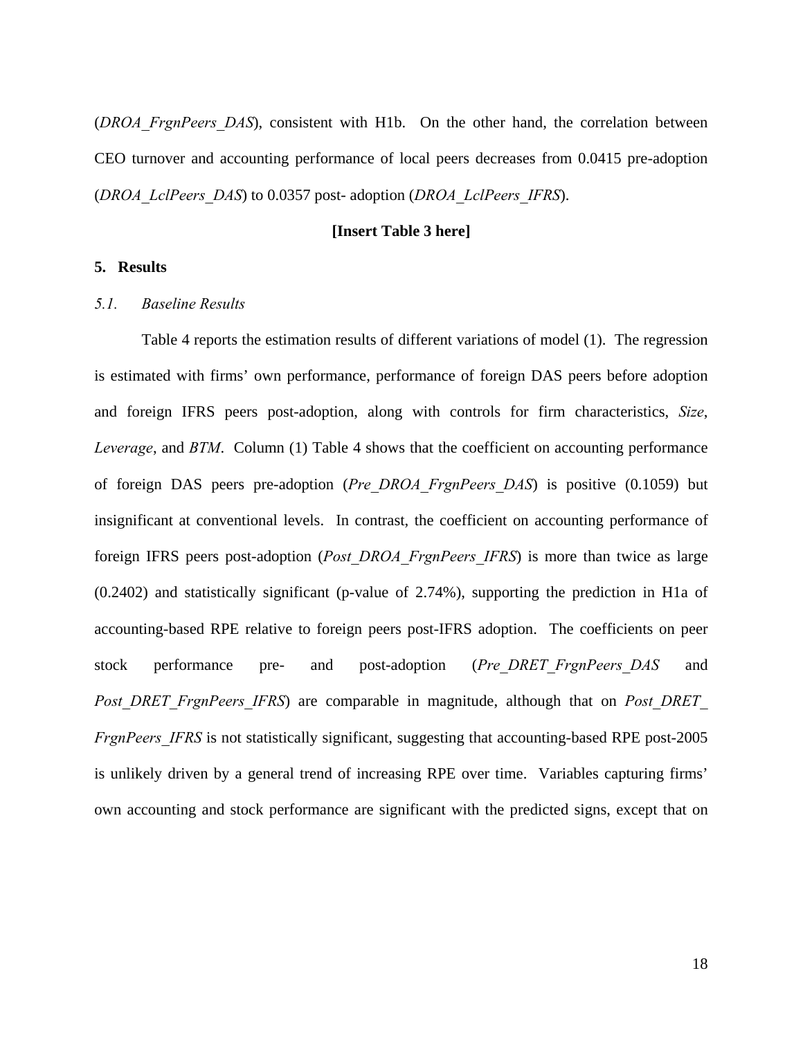(*DROA_FrgnPeers_DAS*), consistent with H1b. On the other hand, the correlation between CEO turnover and accounting performance of local peers decreases from 0.0415 pre-adoption (*DROA_LclPeers_DAS*) to 0.0357 post- adoption (*DROA_LclPeers_IFRS*).

**[Insert Table 3 here]**

## 5. Results

### *5.1. Baseline Results*

Table 4 reports the estimation results of different variations of model (1). The regression is estimated with firms' own performance, performance of foreign DAS peers before adoption and foreign IFRS peers post-adoption, along with controls for firm characteristics, *Size*, *Leverage*, and *BTM*. Column (1) Table 4 shows that the coefficient on accounting performance of foreign DAS peers pre-adoption (*Pre_DROA_FrgnPeers_DAS*) is positive (0.1059) but insignificant at conventional levels. In contrast, the coefficient on accounting performance of foreign IFRS peers post-adoption (*Post_DROA_FrgnPeers_IFRS*) is more than twice as large (0.2402) and statistically significant (p-value of 2.74%), supporting the prediction in H1a of accounting-based RPE relative to foreign peers post-IFRS adoption. The coefficients on peer stock performance pre- and post-adoption (*Pre_DRET_FrgnPeers_DAS* and *Post_DRET_FrgnPeers_IFRS*) are comparable in magnitude, although that on *Post_DRET_FrgnPeers_IFRS* is not statistically significant, suggesting that accounting-based RPE post-2005 is unlikely driven by a general trend of increasing RPE over time. Variables capturing firms' own accounting and stock performance are significant with the predicted signs, except that on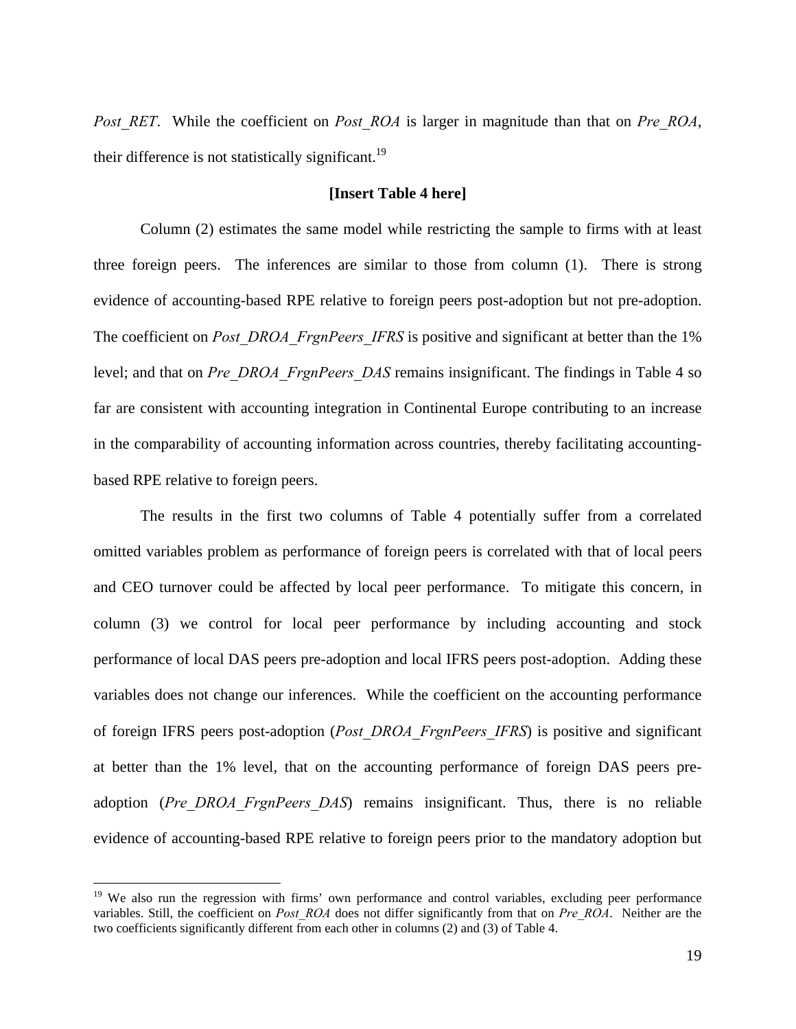*Post_RET*. While the coefficient on *Post_ROA* is larger in magnitude than that on *Pre_ROA*, their difference is not statistically significant.[19]

**[Insert Table 4 here]**

Column (2) estimates the same model while restricting the sample to firms with at least three foreign peers. The inferences are similar to those from column (1). There is strong evidence of accounting-based RPE relative to foreign peers post-adoption but not pre-adoption. The coefficient on *Post_DROA_FrgnPeers_IFRS* is positive and significant at better than the 1% level; and that on *Pre_DROA_FrgnPeers_DAS* remains insignificant. The findings in Table 4 so far are consistent with accounting integration in Continental Europe contributing to an increase in the comparability of accounting information across countries, thereby facilitating accounting-based RPE relative to foreign peers.

The results in the first two columns of Table 4 potentially suffer from a correlated omitted variables problem as performance of foreign peers is correlated with that of local peers and CEO turnover could be affected by local peer performance. To mitigate this concern, in column (3) we control for local peer performance by including accounting and stock performance of local DAS peers pre-adoption and local IFRS peers post-adoption. Adding these variables does not change our inferences. While the coefficient on the accounting performance of foreign IFRS peers post-adoption (*Post_DROA_FrgnPeers_IFRS*) is positive and significant at better than the 1% level, that on the accounting performance of foreign DAS peers pre-adoption (*Pre_DROA_FrgnPeers_DAS*) remains insignificant. Thus, there is no reliable evidence of accounting-based RPE relative to foreign peers prior to the mandatory adoption but

---

[19] We also run the regression with firms' own performance and control variables, excluding peer performance variables. Still, the coefficient on *Post_ROA* does not differ significantly from that on *Pre_ROA*. Neither are the two coefficients significantly different from each other in columns (2) and (3) of Table 4.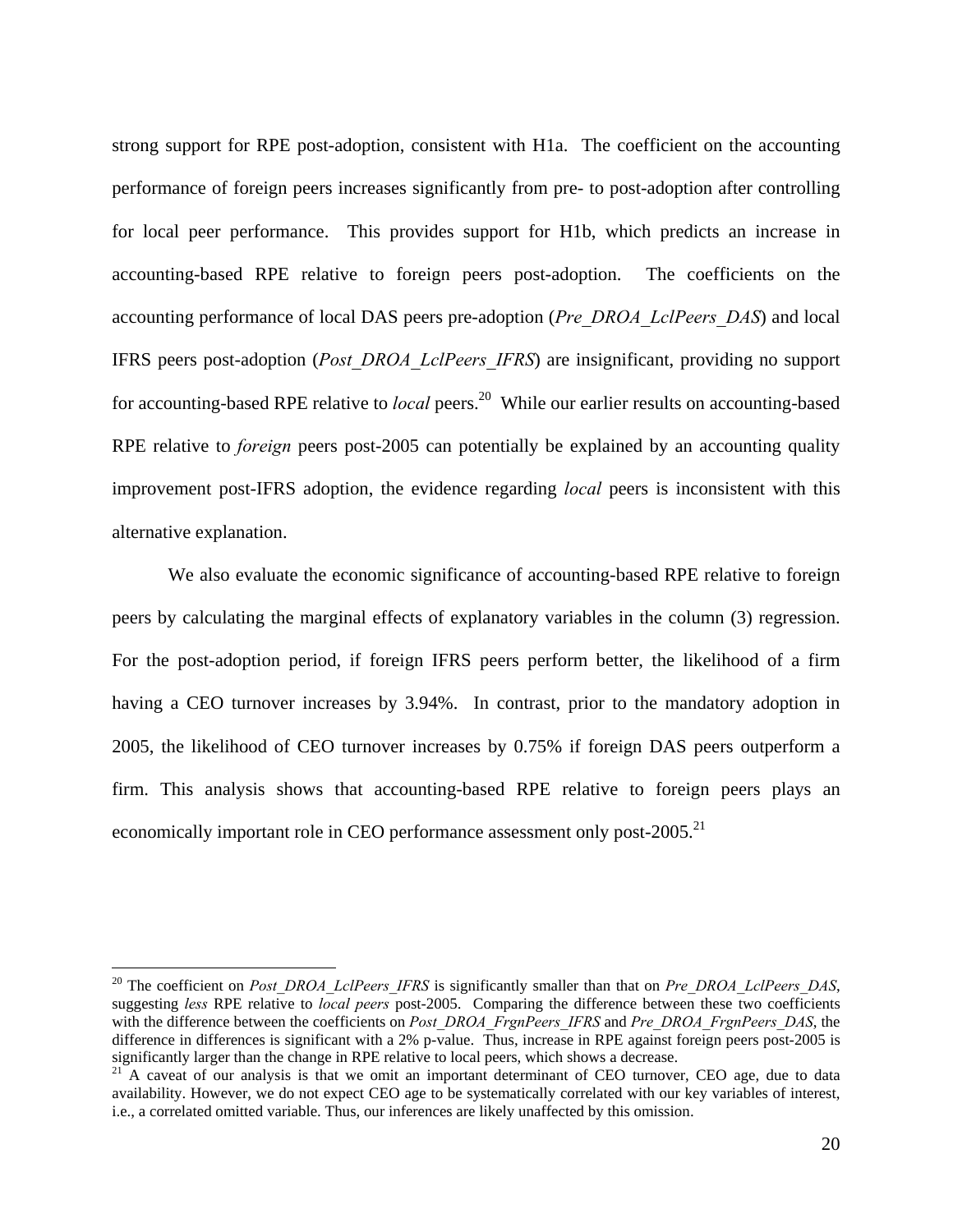strong support for RPE post-adoption, consistent with H1a. The coefficient on the accounting performance of foreign peers increases significantly from pre- to post-adoption after controlling for local peer performance. This provides support for H1b, which predicts an increase in accounting-based RPE relative to foreign peers post-adoption. The coefficients on the accounting performance of local DAS peers pre-adoption (*Pre_DROA_LclPeers_DAS*) and local IFRS peers post-adoption (*Post_DROA_LclPeers_IFRS*) are insignificant, providing no support for accounting-based RPE relative to *local* peers.[20] While our earlier results on accounting-based RPE relative to *foreign* peers post-2005 can potentially be explained by an accounting quality improvement post-IFRS adoption, the evidence regarding *local* peers is inconsistent with this alternative explanation.

We also evaluate the economic significance of accounting-based RPE relative to foreign peers by calculating the marginal effects of explanatory variables in the column (3) regression. For the post-adoption period, if foreign IFRS peers perform better, the likelihood of a firm having a CEO turnover increases by 3.94%. In contrast, prior to the mandatory adoption in 2005, the likelihood of CEO turnover increases by 0.75% if foreign DAS peers outperform a firm. This analysis shows that accounting-based RPE relative to foreign peers plays an economically important role in CEO performance assessment only post-2005.[21]

---

[20] The coefficient on *Post_DROA_LclPeers_IFRS* is significantly smaller than that on *Pre_DROA_LclPeers_DAS*, suggesting *less* RPE relative to *local peers* post-2005. Comparing the difference between these two coefficients with the difference between the coefficients on *Post_DROA_FrgnPeers_IFRS* and *Pre_DROA_FrgnPeers_DAS*, the difference in differences is significant with a 2% p-value. Thus, increase in RPE against foreign peers post-2005 is significantly larger than the change in RPE relative to local peers, which shows a decrease.

[21] A caveat of our analysis is that we omit an important determinant of CEO turnover, CEO age, due to data availability. However, we do not expect CEO age to be systematically correlated with our key variables of interest, i.e., a correlated omitted variable. Thus, our inferences are likely unaffected by this omission.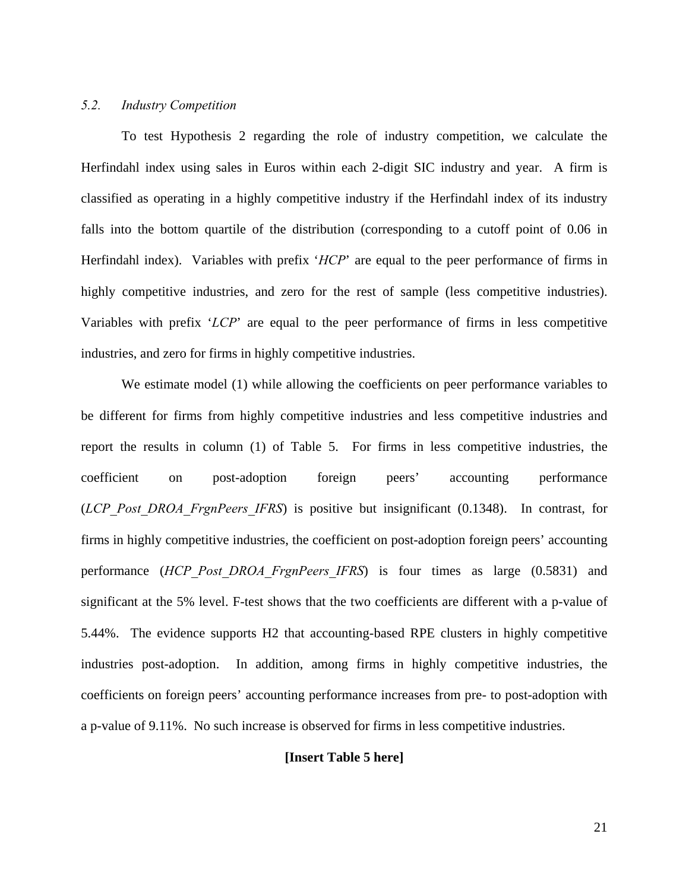### *5.2. Industry Competition*

To test Hypothesis 2 regarding the role of industry competition, we calculate the Herfindahl index using sales in Euros within each 2-digit SIC industry and year. A firm is classified as operating in a highly competitive industry if the Herfindahl index of its industry falls into the bottom quartile of the distribution (corresponding to a cutoff point of 0.06 in Herfindahl index). Variables with prefix '*HCP*' are equal to the peer performance of firms in highly competitive industries, and zero for the rest of sample (less competitive industries). Variables with prefix '*LCP*' are equal to the peer performance of firms in less competitive industries, and zero for firms in highly competitive industries.

We estimate model (1) while allowing the coefficients on peer performance variables to be different for firms from highly competitive industries and less competitive industries and report the results in column (1) of Table 5. For firms in less competitive industries, the coefficient on post-adoption foreign peers' accounting performance (*LCP_Post_DROA_FrgnPeers_IFRS*) is positive but insignificant (0.1348). In contrast, for firms in highly competitive industries, the coefficient on post-adoption foreign peers' accounting performance (*HCP_Post_DROA_FrgnPeers_IFRS*) is four times as large (0.5831) and significant at the 5% level. F-test shows that the two coefficients are different with a p-value of 5.44%. The evidence supports H2 that accounting-based RPE clusters in highly competitive industries post-adoption. In addition, among firms in highly competitive industries, the coefficients on foreign peers' accounting performance increases from pre- to post-adoption with a p-value of 9.11%. No such increase is observed for firms in less competitive industries.

**[Insert Table 5 here]**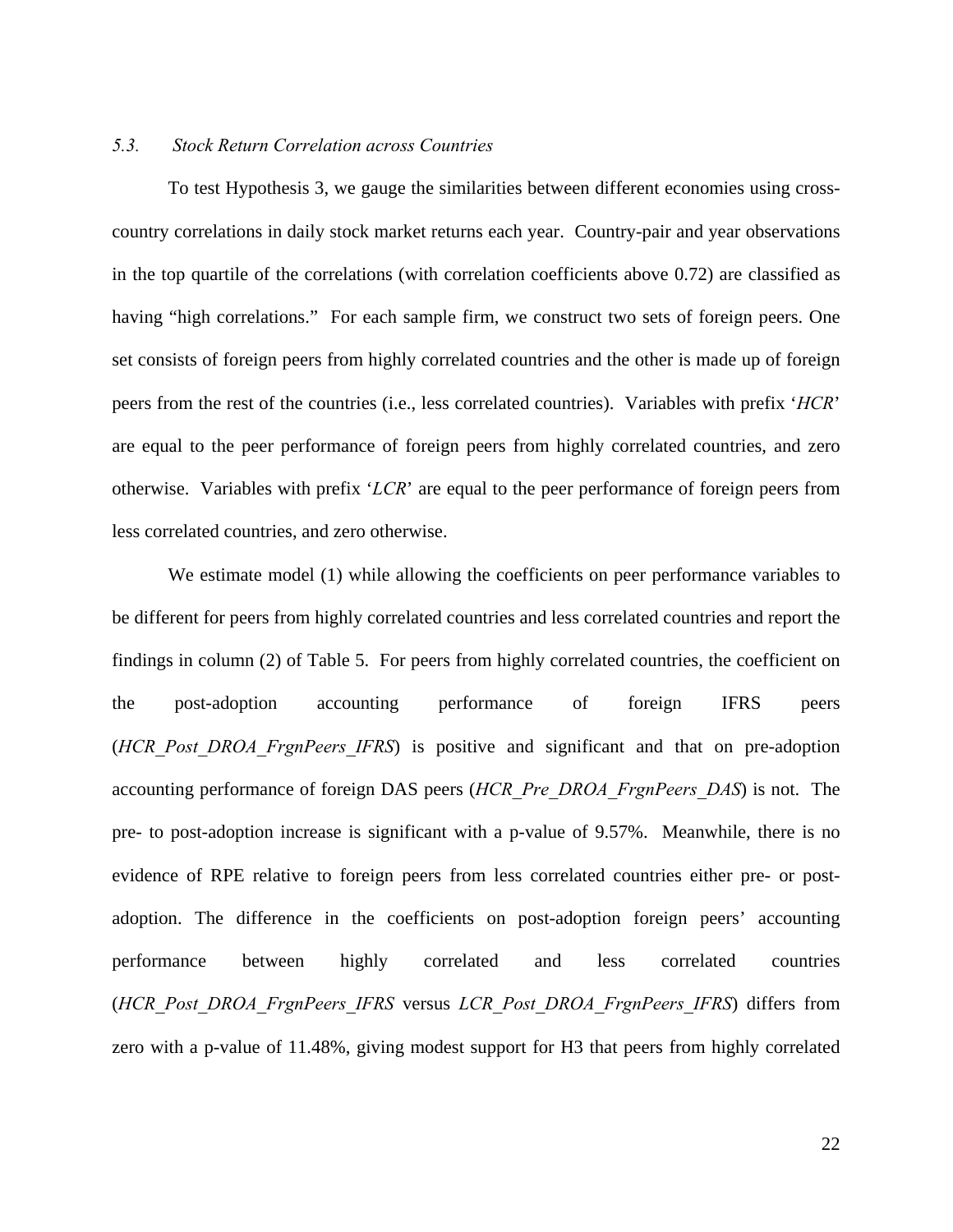### *5.3. Stock Return Correlation across Countries*

To test Hypothesis 3, we gauge the similarities between different economies using cross-country correlations in daily stock market returns each year. Country-pair and year observations in the top quartile of the correlations (with correlation coefficients above 0.72) are classified as having "high correlations." For each sample firm, we construct two sets of foreign peers. One set consists of foreign peers from highly correlated countries and the other is made up of foreign peers from the rest of the countries (i.e., less correlated countries). Variables with prefix '*HCR*' are equal to the peer performance of foreign peers from highly correlated countries, and zero otherwise. Variables with prefix '*LCR*' are equal to the peer performance of foreign peers from less correlated countries, and zero otherwise.

We estimate model (1) while allowing the coefficients on peer performance variables to be different for peers from highly correlated countries and less correlated countries and report the findings in column (2) of Table 5. For peers from highly correlated countries, the coefficient on the post-adoption accounting performance of foreign IFRS peers (*HCR_Post_DROA_FrgnPeers_IFRS*) is positive and significant and that on pre-adoption accounting performance of foreign DAS peers (*HCR_Pre_DROA_FrgnPeers_DAS*) is not. The pre- to post-adoption increase is significant with a p-value of 9.57%. Meanwhile, there is no evidence of RPE relative to foreign peers from less correlated countries either pre- or post-adoption. The difference in the coefficients on post-adoption foreign peers' accounting performance between highly correlated and less correlated countries (*HCR_Post_DROA_FrgnPeers_IFRS* versus *LCR_Post_DROA_FrgnPeers_IFRS*) differs from zero with a p-value of 11.48%, giving modest support for H3 that peers from highly correlated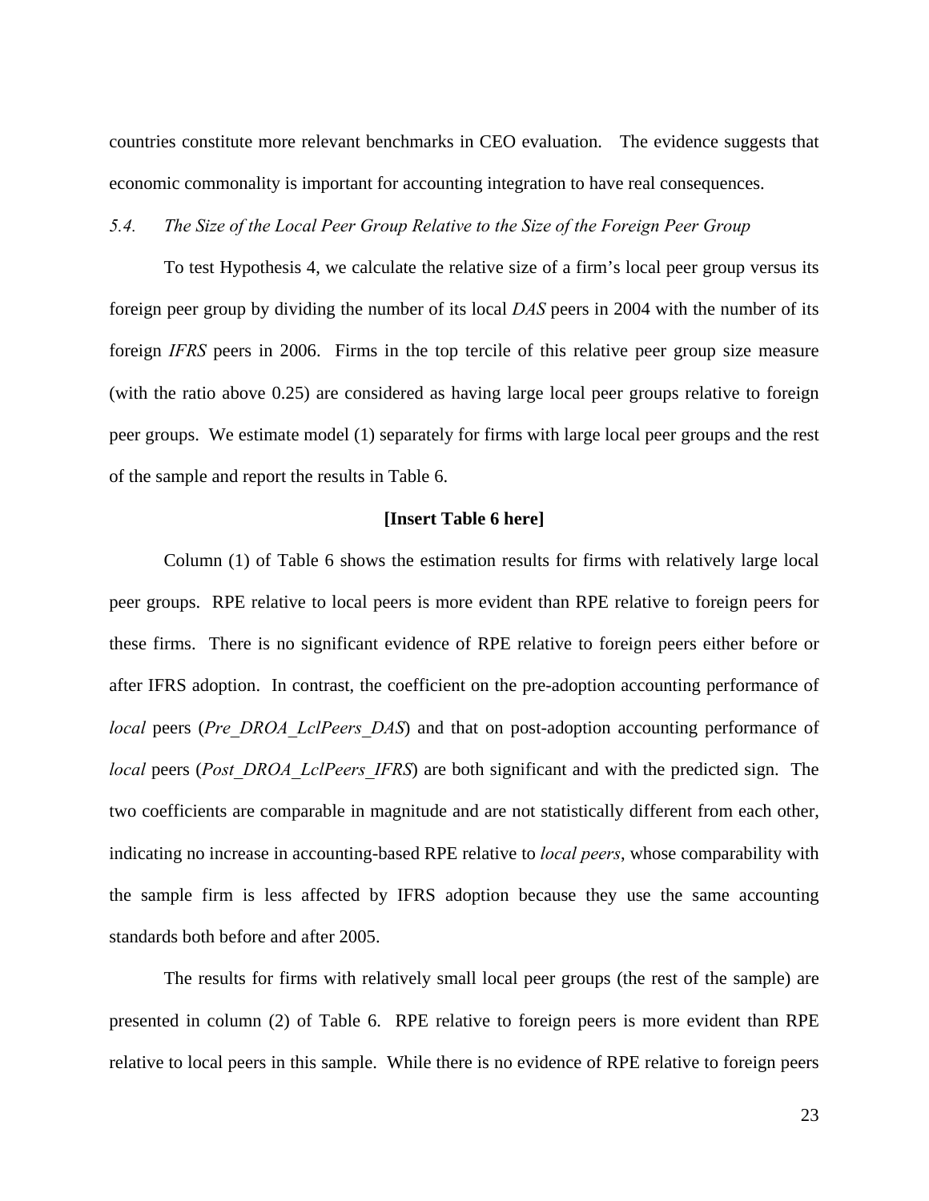countries constitute more relevant benchmarks in CEO evaluation. The evidence suggests that economic commonality is important for accounting integration to have real consequences.

### *5.4. The Size of the Local Peer Group Relative to the Size of the Foreign Peer Group*

To test Hypothesis 4, we calculate the relative size of a firm's local peer group versus its foreign peer group by dividing the number of its local *DAS* peers in 2004 with the number of its foreign *IFRS* peers in 2006. Firms in the top tercile of this relative peer group size measure (with the ratio above 0.25) are considered as having large local peer groups relative to foreign peer groups. We estimate model (1) separately for firms with large local peer groups and the rest of the sample and report the results in Table 6.

**[Insert Table 6 here]**

Column (1) of Table 6 shows the estimation results for firms with relatively large local peer groups. RPE relative to local peers is more evident than RPE relative to foreign peers for these firms. There is no significant evidence of RPE relative to foreign peers either before or after IFRS adoption. In contrast, the coefficient on the pre-adoption accounting performance of *local* peers (*Pre_DROA_LclPeers_DAS*) and that on post-adoption accounting performance of *local* peers (*Post_DROA_LclPeers_IFRS*) are both significant and with the predicted sign. The two coefficients are comparable in magnitude and are not statistically different from each other, indicating no increase in accounting-based RPE relative to *local peers*, whose comparability with the sample firm is less affected by IFRS adoption because they use the same accounting standards both before and after 2005.

The results for firms with relatively small local peer groups (the rest of the sample) are presented in column (2) of Table 6. RPE relative to foreign peers is more evident than RPE relative to local peers in this sample. While there is no evidence of RPE relative to foreign peers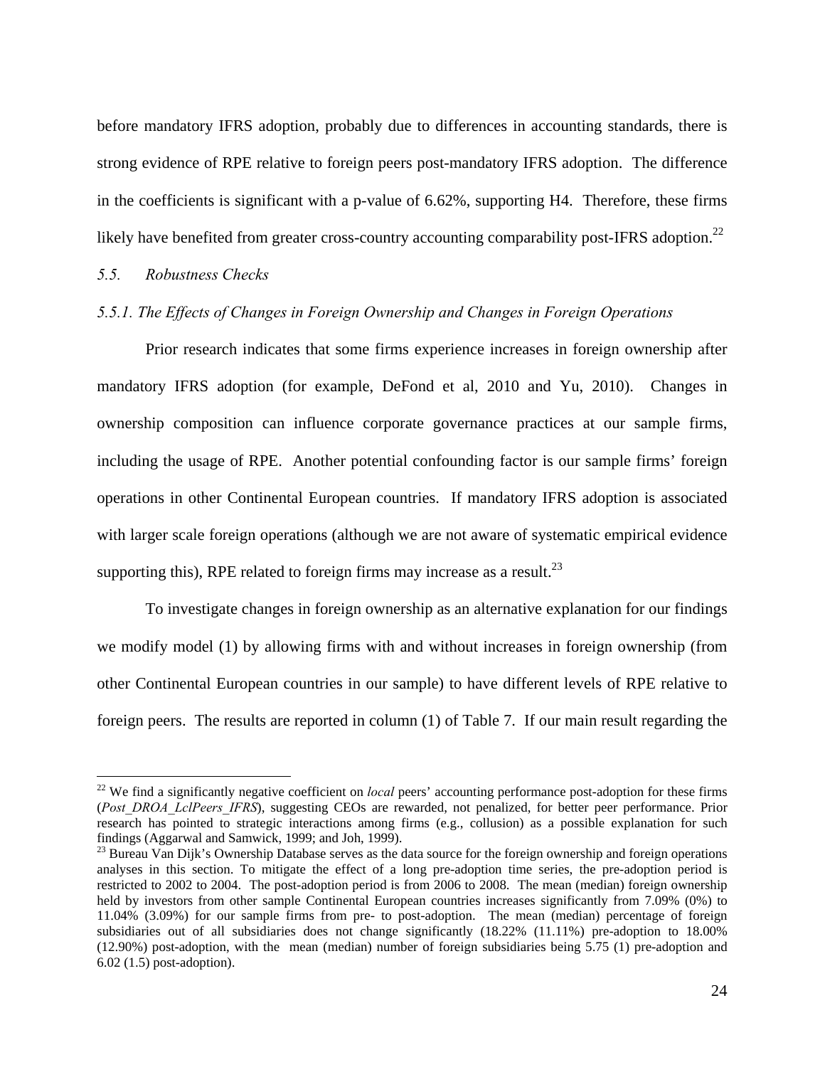before mandatory IFRS adoption, probably due to differences in accounting standards, there is strong evidence of RPE relative to foreign peers post-mandatory IFRS adoption. The difference in the coefficients is significant with a p-value of 6.62%, supporting H4. Therefore, these firms likely have benefited from greater cross-country accounting comparability post-IFRS adoption.[22]

### *5.5. Robustness Checks*

#### *5.5.1. The Effects of Changes in Foreign Ownership and Changes in Foreign Operations*

Prior research indicates that some firms experience increases in foreign ownership after mandatory IFRS adoption (for example, DeFond et al, 2010 and Yu, 2010). Changes in ownership composition can influence corporate governance practices at our sample firms, including the usage of RPE. Another potential confounding factor is our sample firms' foreign operations in other Continental European countries. If mandatory IFRS adoption is associated with larger scale foreign operations (although we are not aware of systematic empirical evidence supporting this), RPE related to foreign firms may increase as a result.[23]

To investigate changes in foreign ownership as an alternative explanation for our findings we modify model (1) by allowing firms with and without increases in foreign ownership (from other Continental European countries in our sample) to have different levels of RPE relative to foreign peers. The results are reported in column (1) of Table 7. If our main result regarding the

---

[22] We find a significantly negative coefficient on *local* peers' accounting performance post-adoption for these firms (*Post_DROA_LclPeers_IFRS*), suggesting CEOs are rewarded, not penalized, for better peer performance. Prior research has pointed to strategic interactions among firms (e.g., collusion) as a possible explanation for such findings (Aggarwal and Samwick, 1999; and Joh, 1999).

[23] Bureau Van Dijk's Ownership Database serves as the data source for the foreign ownership and foreign operations analyses in this section. To mitigate the effect of a long pre-adoption time series, the pre-adoption period is restricted to 2002 to 2004. The post-adoption period is from 2006 to 2008. The mean (median) foreign ownership held by investors from other sample Continental European countries increases significantly from 7.09% (0%) to 11.04% (3.09%) for our sample firms from pre- to post-adoption. The mean (median) percentage of foreign subsidiaries out of all subsidiaries does not change significantly (18.22% (11.11%) pre-adoption to 18.00% (12.90%) post-adoption, with the mean (median) number of foreign subsidiaries being 5.75 (1) pre-adoption and 6.02 (1.5) post-adoption).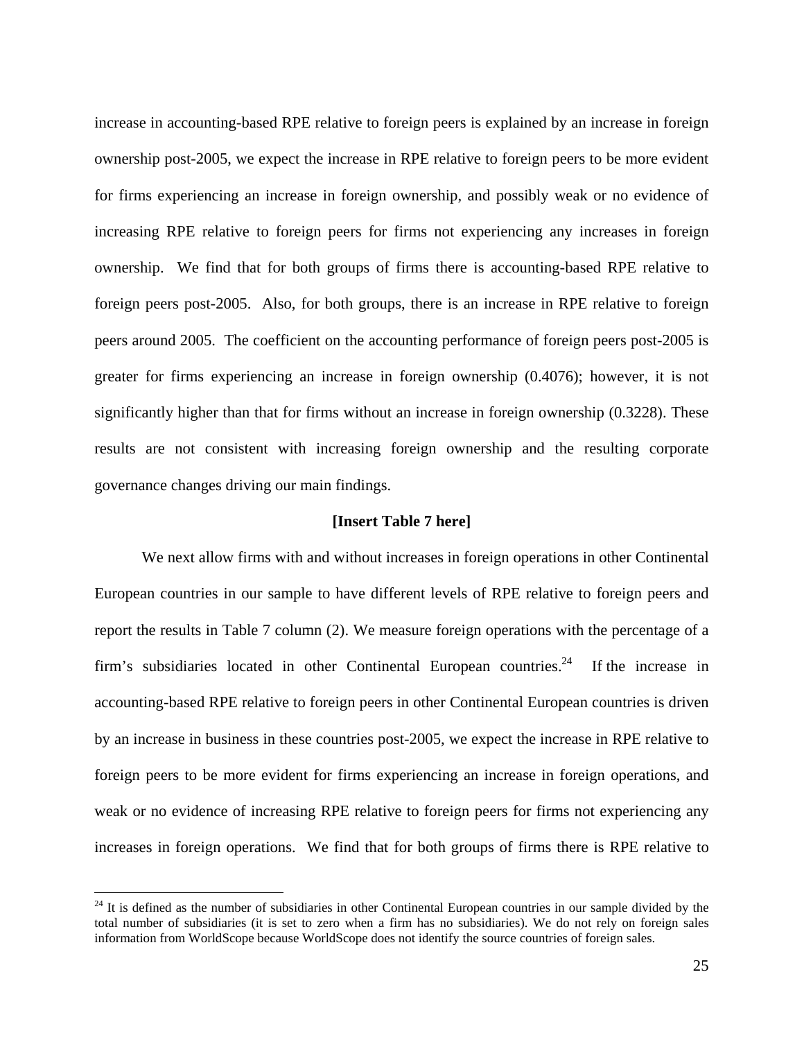increase in accounting-based RPE relative to foreign peers is explained by an increase in foreign ownership post-2005, we expect the increase in RPE relative to foreign peers to be more evident for firms experiencing an increase in foreign ownership, and possibly weak or no evidence of increasing RPE relative to foreign peers for firms not experiencing any increases in foreign ownership. We find that for both groups of firms there is accounting-based RPE relative to foreign peers post-2005. Also, for both groups, there is an increase in RPE relative to foreign peers around 2005. The coefficient on the accounting performance of foreign peers post-2005 is greater for firms experiencing an increase in foreign ownership (0.4076); however, it is not significantly higher than that for firms without an increase in foreign ownership (0.3228). These results are not consistent with increasing foreign ownership and the resulting corporate governance changes driving our main findings.

**[Insert Table 7 here]**

We next allow firms with and without increases in foreign operations in other Continental European countries in our sample to have different levels of RPE relative to foreign peers and report the results in Table 7 column (2). We measure foreign operations with the percentage of a firm's subsidiaries located in other Continental European countries.[24] If the increase in accounting-based RPE relative to foreign peers in other Continental European countries is driven by an increase in business in these countries post-2005, we expect the increase in RPE relative to foreign peers to be more evident for firms experiencing an increase in foreign operations, and weak or no evidence of increasing RPE relative to foreign peers for firms not experiencing any increases in foreign operations. We find that for both groups of firms there is RPE relative to

[24] It is defined as the number of subsidiaries in other Continental European countries in our sample divided by the total number of subsidiaries (it is set to zero when a firm has no subsidiaries). We do not rely on foreign sales information from WorldScope because WorldScope does not identify the source countries of foreign sales.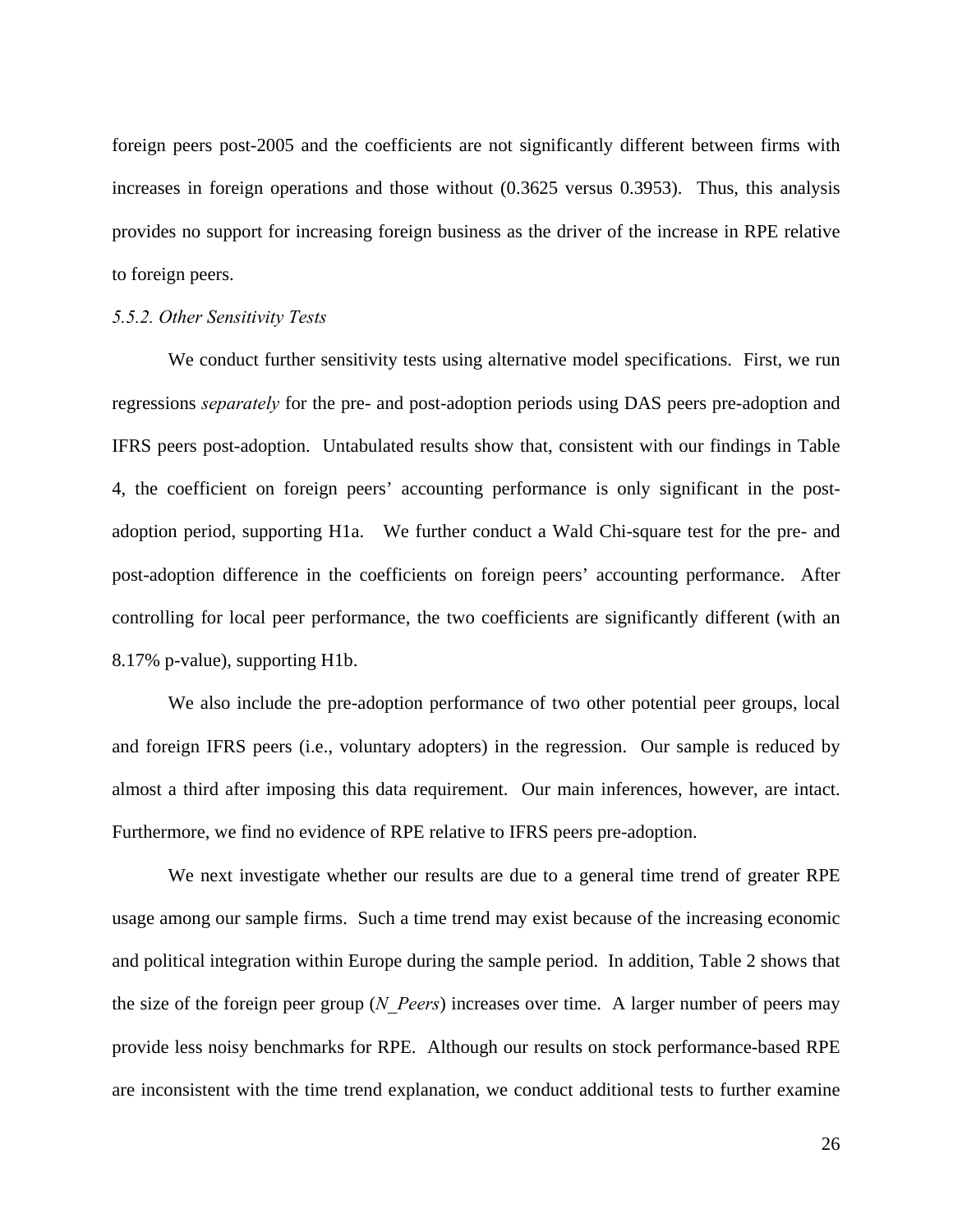foreign peers post-2005 and the coefficients are not significantly different between firms with increases in foreign operations and those without (0.3625 versus 0.3953). Thus, this analysis provides no support for increasing foreign business as the driver of the increase in RPE relative to foreign peers.

### *5.5.2. Other Sensitivity Tests*

We conduct further sensitivity tests using alternative model specifications. First, we run regressions *separately* for the pre- and post-adoption periods using DAS peers pre-adoption and IFRS peers post-adoption. Untabulated results show that, consistent with our findings in Table 4, the coefficient on foreign peers' accounting performance is only significant in the post-adoption period, supporting H1a. We further conduct a Wald Chi-square test for the pre- and post-adoption difference in the coefficients on foreign peers' accounting performance. After controlling for local peer performance, the two coefficients are significantly different (with an 8.17% p-value), supporting H1b.

We also include the pre-adoption performance of two other potential peer groups, local and foreign IFRS peers (i.e., voluntary adopters) in the regression. Our sample is reduced by almost a third after imposing this data requirement. Our main inferences, however, are intact. Furthermore, we find no evidence of RPE relative to IFRS peers pre-adoption.

We next investigate whether our results are due to a general time trend of greater RPE usage among our sample firms. Such a time trend may exist because of the increasing economic and political integration within Europe during the sample period. In addition, Table 2 shows that the size of the foreign peer group (*N_Peers*) increases over time. A larger number of peers may provide less noisy benchmarks for RPE. Although our results on stock performance-based RPE are inconsistent with the time trend explanation, we conduct additional tests to further examine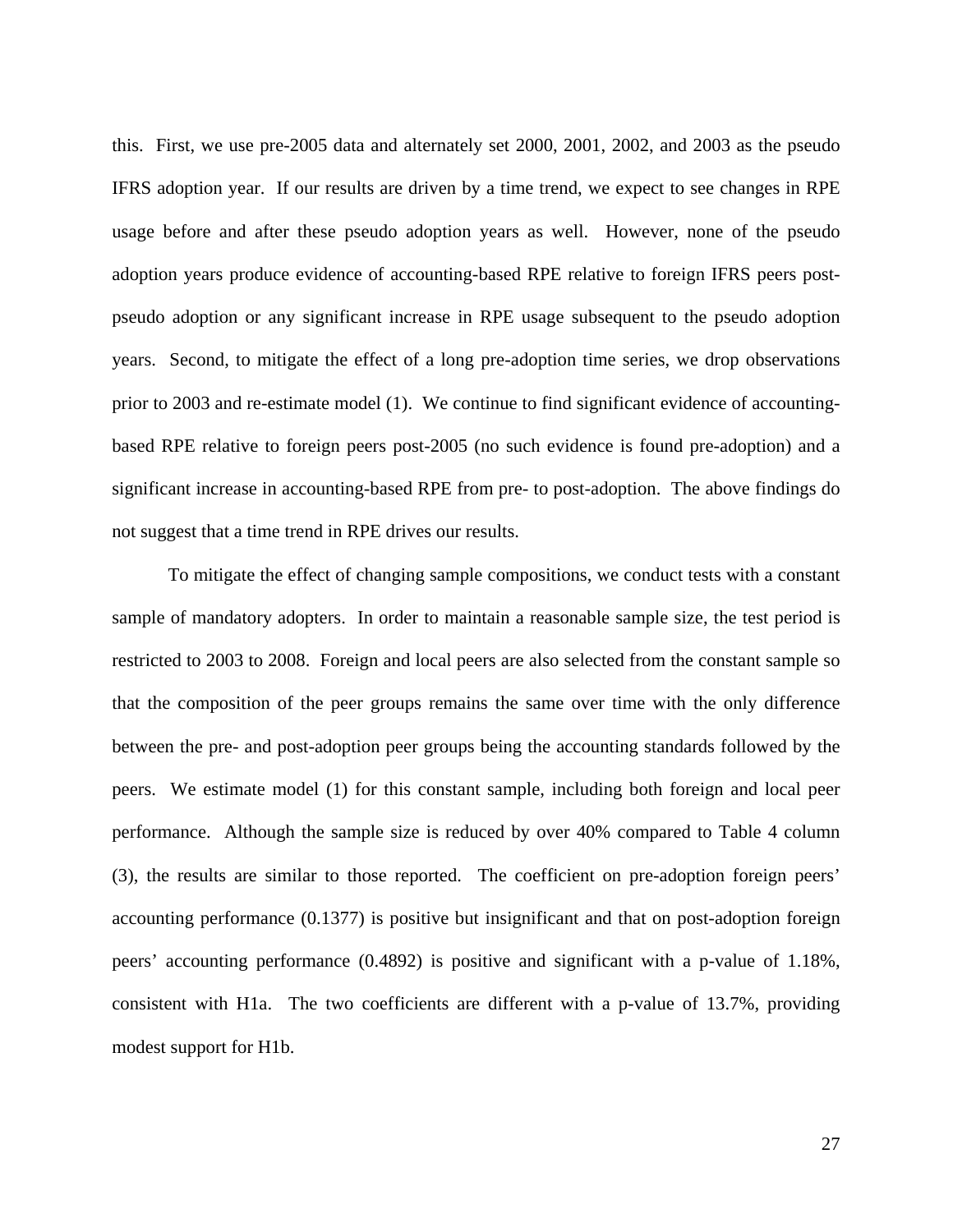this. First, we use pre-2005 data and alternately set 2000, 2001, 2002, and 2003 as the pseudo IFRS adoption year. If our results are driven by a time trend, we expect to see changes in RPE usage before and after these pseudo adoption years as well. However, none of the pseudo adoption years produce evidence of accounting-based RPE relative to foreign IFRS peers post-pseudo adoption or any significant increase in RPE usage subsequent to the pseudo adoption years. Second, to mitigate the effect of a long pre-adoption time series, we drop observations prior to 2003 and re-estimate model (1). We continue to find significant evidence of accounting-based RPE relative to foreign peers post-2005 (no such evidence is found pre-adoption) and a significant increase in accounting-based RPE from pre- to post-adoption. The above findings do not suggest that a time trend in RPE drives our results.

To mitigate the effect of changing sample compositions, we conduct tests with a constant sample of mandatory adopters. In order to maintain a reasonable sample size, the test period is restricted to 2003 to 2008. Foreign and local peers are also selected from the constant sample so that the composition of the peer groups remains the same over time with the only difference between the pre- and post-adoption peer groups being the accounting standards followed by the peers. We estimate model (1) for this constant sample, including both foreign and local peer performance. Although the sample size is reduced by over 40% compared to Table 4 column (3), the results are similar to those reported. The coefficient on pre-adoption foreign peers' accounting performance (0.1377) is positive but insignificant and that on post-adoption foreign peers' accounting performance (0.4892) is positive and significant with a p-value of 1.18%, consistent with H1a. The two coefficients are different with a p-value of 13.7%, providing modest support for H1b.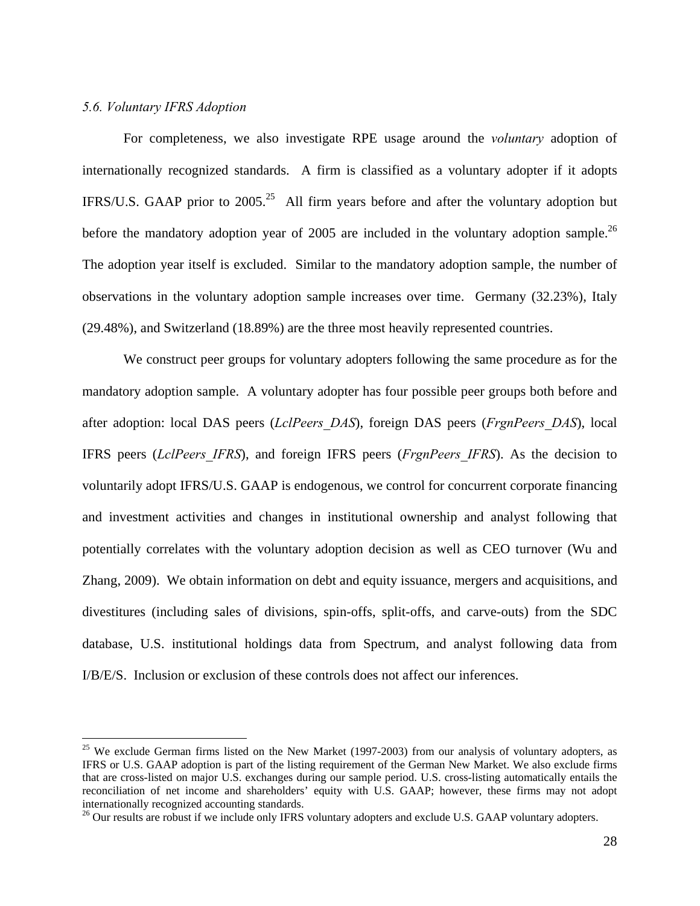### *5.6. Voluntary IFRS Adoption*

For completeness, we also investigate RPE usage around the *voluntary* adoption of internationally recognized standards. A firm is classified as a voluntary adopter if it adopts IFRS/U.S. GAAP prior to 2005.[25] All firm years before and after the voluntary adoption but before the mandatory adoption year of 2005 are included in the voluntary adoption sample.[26] The adoption year itself is excluded. Similar to the mandatory adoption sample, the number of observations in the voluntary adoption sample increases over time. Germany (32.23%), Italy (29.48%), and Switzerland (18.89%) are the three most heavily represented countries.

We construct peer groups for voluntary adopters following the same procedure as for the mandatory adoption sample. A voluntary adopter has four possible peer groups both before and after adoption: local DAS peers (*LclPeers_DAS*), foreign DAS peers (*FrgnPeers_DAS*), local IFRS peers (*LclPeers_IFRS*), and foreign IFRS peers (*FrgnPeers_IFRS*). As the decision to voluntarily adopt IFRS/U.S. GAAP is endogenous, we control for concurrent corporate financing and investment activities and changes in institutional ownership and analyst following that potentially correlates with the voluntary adoption decision as well as CEO turnover (Wu and Zhang, 2009). We obtain information on debt and equity issuance, mergers and acquisitions, and divestitures (including sales of divisions, spin-offs, split-offs, and carve-outs) from the SDC database, U.S. institutional holdings data from Spectrum, and analyst following data from I/B/E/S. Inclusion or exclusion of these controls does not affect our inferences.

---

[25] We exclude German firms listed on the New Market (1997-2003) from our analysis of voluntary adopters, as IFRS or U.S. GAAP adoption is part of the listing requirement of the German New Market. We also exclude firms that are cross-listed on major U.S. exchanges during our sample period. U.S. cross-listing automatically entails the reconciliation of net income and shareholders' equity with U.S. GAAP; however, these firms may not adopt internationally recognized accounting standards.

[26] Our results are robust if we include only IFRS voluntary adopters and exclude U.S. GAAP voluntary adopters.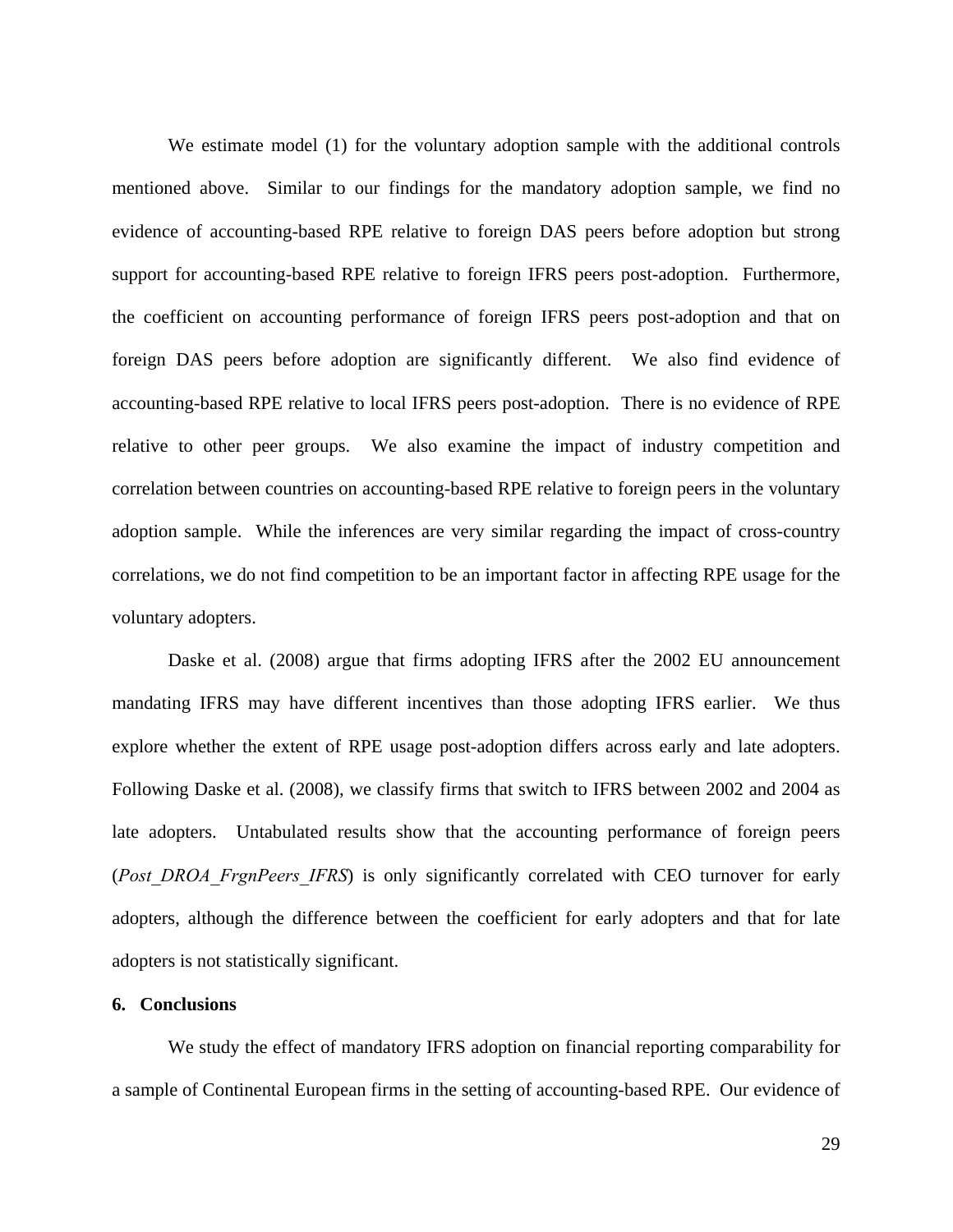We estimate model (1) for the voluntary adoption sample with the additional controls mentioned above. Similar to our findings for the mandatory adoption sample, we find no evidence of accounting-based RPE relative to foreign DAS peers before adoption but strong support for accounting-based RPE relative to foreign IFRS peers post-adoption. Furthermore, the coefficient on accounting performance of foreign IFRS peers post-adoption and that on foreign DAS peers before adoption are significantly different. We also find evidence of accounting-based RPE relative to local IFRS peers post-adoption. There is no evidence of RPE relative to other peer groups. We also examine the impact of industry competition and correlation between countries on accounting-based RPE relative to foreign peers in the voluntary adoption sample. While the inferences are very similar regarding the impact of cross-country correlations, we do not find competition to be an important factor in affecting RPE usage for the voluntary adopters.

Daske et al. (2008) argue that firms adopting IFRS after the 2002 EU announcement mandating IFRS may have different incentives than those adopting IFRS earlier. We thus explore whether the extent of RPE usage post-adoption differs across early and late adopters. Following Daske et al. (2008), we classify firms that switch to IFRS between 2002 and 2004 as late adopters. Untabulated results show that the accounting performance of foreign peers (*Post_DROA_FrgnPeers_IFRS*) is only significantly correlated with CEO turnover for early adopters, although the difference between the coefficient for early adopters and that for late adopters is not statistically significant.

## 6. Conclusions

We study the effect of mandatory IFRS adoption on financial reporting comparability for a sample of Continental European firms in the setting of accounting-based RPE. Our evidence of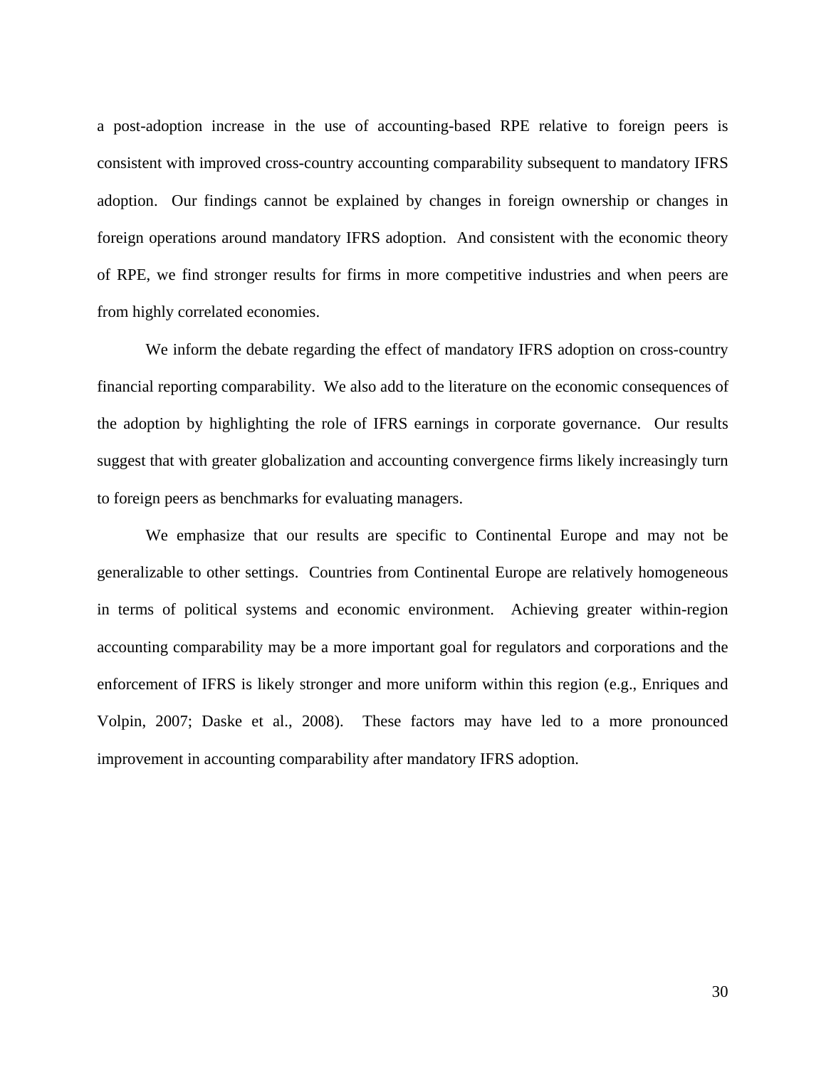a post-adoption increase in the use of accounting-based RPE relative to foreign peers is consistent with improved cross-country accounting comparability subsequent to mandatory IFRS adoption. Our findings cannot be explained by changes in foreign ownership or changes in foreign operations around mandatory IFRS adoption. And consistent with the economic theory of RPE, we find stronger results for firms in more competitive industries and when peers are from highly correlated economies.

We inform the debate regarding the effect of mandatory IFRS adoption on cross-country financial reporting comparability. We also add to the literature on the economic consequences of the adoption by highlighting the role of IFRS earnings in corporate governance. Our results suggest that with greater globalization and accounting convergence firms likely increasingly turn to foreign peers as benchmarks for evaluating managers.

We emphasize that our results are specific to Continental Europe and may not be generalizable to other settings. Countries from Continental Europe are relatively homogeneous in terms of political systems and economic environment. Achieving greater within-region accounting comparability may be a more important goal for regulators and corporations and the enforcement of IFRS is likely stronger and more uniform within this region (e.g., Enriques and Volpin, 2007; Daske et al., 2008). These factors may have led to a more pronounced improvement in accounting comparability after mandatory IFRS adoption.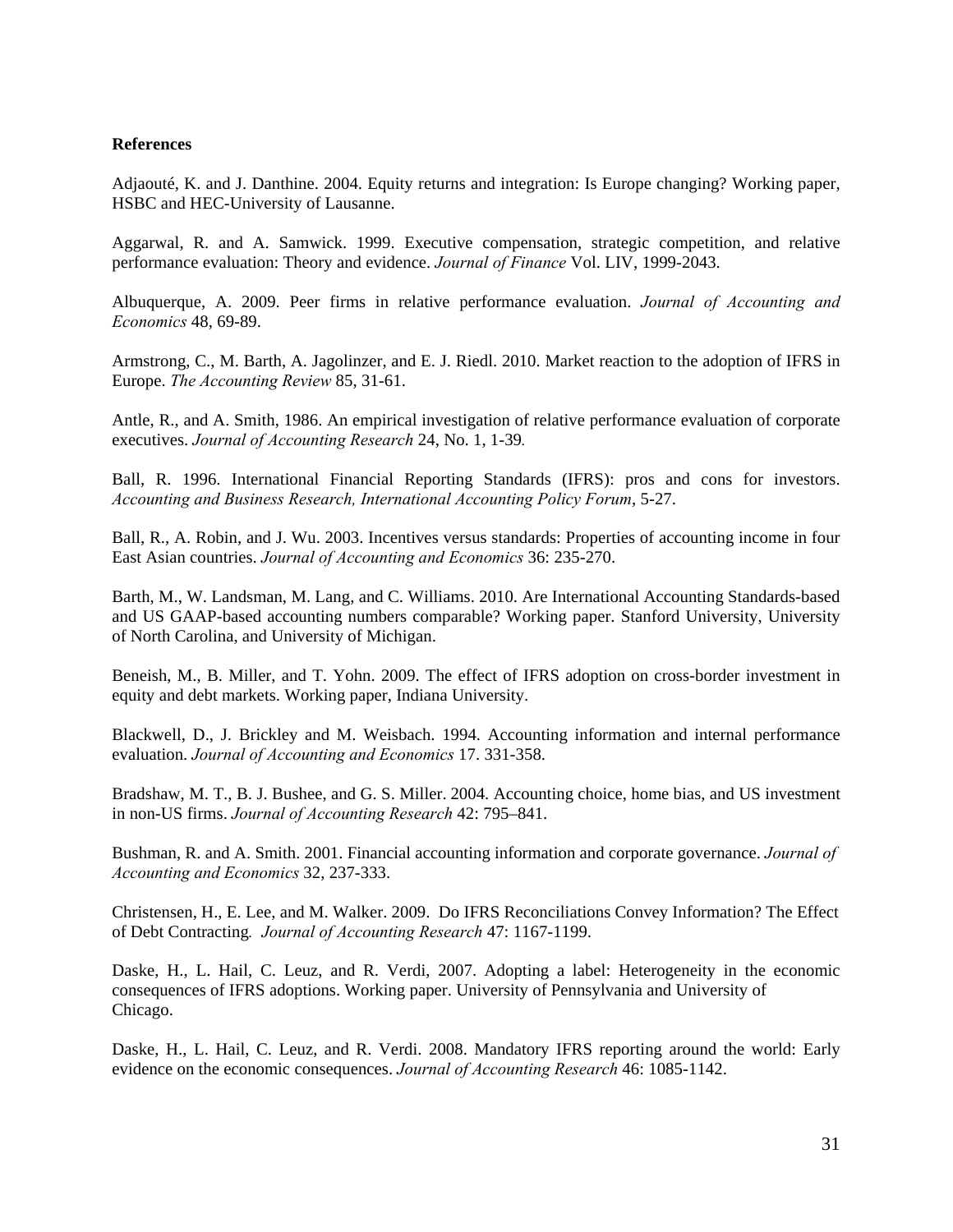**References**

Adjaouté, K. and J. Danthine. 2004. Equity returns and integration: Is Europe changing? Working paper, HSBC and HEC-University of Lausanne.

Aggarwal, R. and A. Samwick. 1999. Executive compensation, strategic competition, and relative performance evaluation: Theory and evidence. *Journal of Finance* Vol. LIV, 1999-2043.

Albuquerque, A. 2009. Peer firms in relative performance evaluation. *Journal of Accounting and Economics* 48, 69-89.

Armstrong, C., M. Barth, A. Jagolinzer, and E. J. Riedl. 2010. Market reaction to the adoption of IFRS in Europe. *The Accounting Review* 85, 31-61.

Antle, R., and A. Smith, 1986. An empirical investigation of relative performance evaluation of corporate executives. *Journal of Accounting Research* 24, No. 1, 1-39.

Ball, R. 1996. International Financial Reporting Standards (IFRS): pros and cons for investors. *Accounting and Business Research, International Accounting Policy Forum*, 5-27.

Ball, R., A. Robin, and J. Wu. 2003. Incentives versus standards: Properties of accounting income in four East Asian countries. *Journal of Accounting and Economics* 36: 235-270.

Barth, M., W. Landsman, M. Lang, and C. Williams. 2010. Are International Accounting Standards-based and US GAAP-based accounting numbers comparable? Working paper. Stanford University, University of North Carolina, and University of Michigan.

Beneish, M., B. Miller, and T. Yohn. 2009. The effect of IFRS adoption on cross-border investment in equity and debt markets. Working paper, Indiana University.

Blackwell, D., J. Brickley and M. Weisbach. 1994. Accounting information and internal performance evaluation. *Journal of Accounting and Economics* 17. 331-358.

Bradshaw, M. T., B. J. Bushee, and G. S. Miller. 2004. Accounting choice, home bias, and US investment in non-US firms. *Journal of Accounting Research* 42: 795–841.

Bushman, R. and A. Smith. 2001. Financial accounting information and corporate governance. *Journal of Accounting and Economics* 32, 237-333.

Christensen, H., E. Lee, and M. Walker. 2009. Do IFRS Reconciliations Convey Information? The Effect of Debt Contracting. *Journal of Accounting Research* 47: 1167-1199.

Daske, H., L. Hail, C. Leuz, and R. Verdi, 2007. Adopting a label: Heterogeneity in the economic consequences of IFRS adoptions. Working paper. University of Pennsylvania and University of Chicago.

Daske, H., L. Hail, C. Leuz, and R. Verdi. 2008. Mandatory IFRS reporting around the world: Early evidence on the economic consequences. *Journal of Accounting Research* 46: 1085-1142.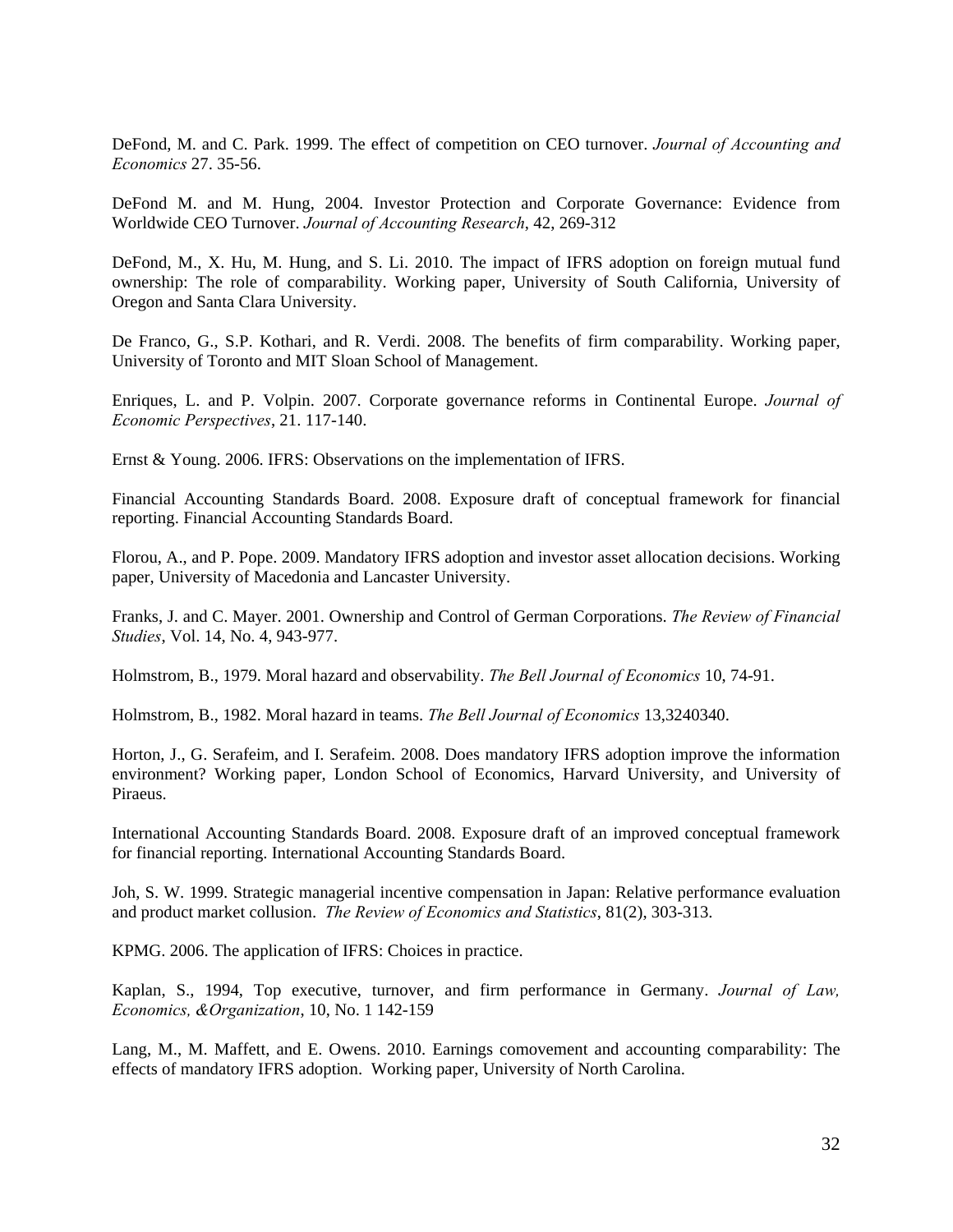DeFond, M. and C. Park. 1999. The effect of competition on CEO turnover. *Journal of Accounting and Economics* 27. 35-56.

DeFond M. and M. Hung, 2004. Investor Protection and Corporate Governance: Evidence from Worldwide CEO Turnover. *Journal of Accounting Research*, 42, 269-312

DeFond, M., X. Hu, M. Hung, and S. Li. 2010. The impact of IFRS adoption on foreign mutual fund ownership: The role of comparability. Working paper, University of South California, University of Oregon and Santa Clara University.

De Franco, G., S.P. Kothari, and R. Verdi. 2008. The benefits of firm comparability. Working paper, University of Toronto and MIT Sloan School of Management.

Enriques, L. and P. Volpin. 2007. Corporate governance reforms in Continental Europe. *Journal of Economic Perspectives*, 21. 117-140.

Ernst & Young. 2006. IFRS: Observations on the implementation of IFRS.

Financial Accounting Standards Board. 2008. Exposure draft of conceptual framework for financial reporting. Financial Accounting Standards Board.

Florou, A., and P. Pope. 2009. Mandatory IFRS adoption and investor asset allocation decisions. Working paper, University of Macedonia and Lancaster University.

Franks, J. and C. Mayer. 2001. Ownership and Control of German Corporations. *The Review of Financial Studies*, Vol. 14, No. 4, 943-977.

Holmstrom, B., 1979. Moral hazard and observability. *The Bell Journal of Economics* 10, 74-91.

Holmstrom, B., 1982. Moral hazard in teams. *The Bell Journal of Economics* 13,3240340.

Horton, J., G. Serafeim, and I. Serafeim. 2008. Does mandatory IFRS adoption improve the information environment? Working paper, London School of Economics, Harvard University, and University of Piraeus.

International Accounting Standards Board. 2008. Exposure draft of an improved conceptual framework for financial reporting. International Accounting Standards Board.

Joh, S. W. 1999. Strategic managerial incentive compensation in Japan: Relative performance evaluation and product market collusion. *The Review of Economics and Statistics*, 81(2), 303-313.

KPMG. 2006. The application of IFRS: Choices in practice.

Kaplan, S., 1994, Top executive, turnover, and firm performance in Germany. *Journal of Law, Economics, &Organization*, 10, No. 1 142-159

Lang, M., M. Maffett, and E. Owens. 2010. Earnings comovement and accounting comparability: The effects of mandatory IFRS adoption. Working paper, University of North Carolina.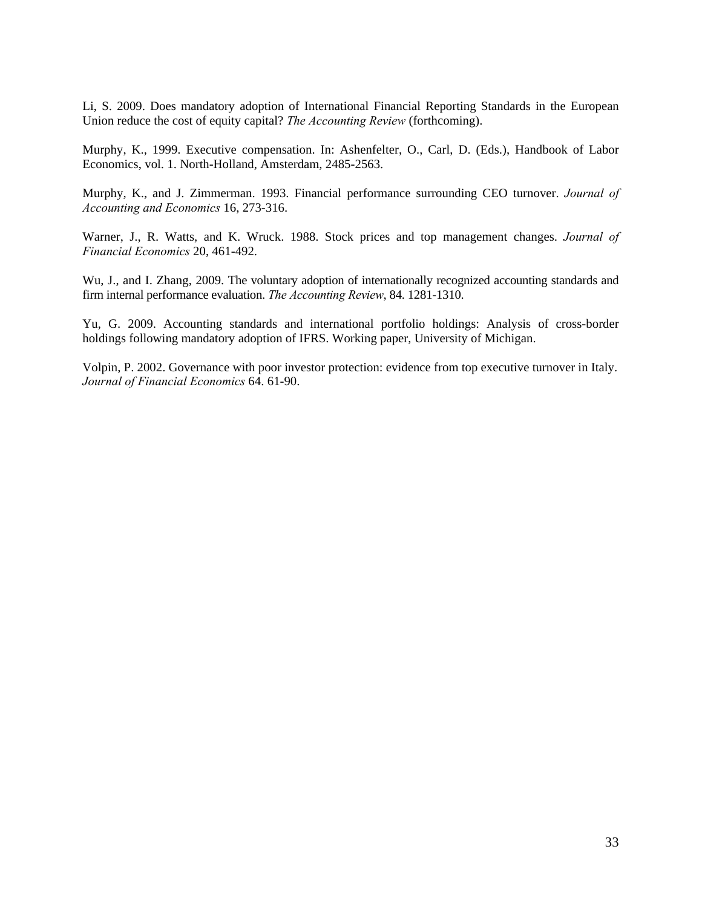Li, S. 2009. Does mandatory adoption of International Financial Reporting Standards in the European Union reduce the cost of equity capital? *The Accounting Review* (forthcoming).

Murphy, K., 1999. Executive compensation. In: Ashenfelter, O., Carl, D. (Eds.), Handbook of Labor Economics, vol. 1. North-Holland, Amsterdam, 2485-2563.

Murphy, K., and J. Zimmerman. 1993. Financial performance surrounding CEO turnover. *Journal of Accounting and Economics* 16, 273-316.

Warner, J., R. Watts, and K. Wruck. 1988. Stock prices and top management changes. *Journal of Financial Economics* 20, 461-492.

Wu, J., and I. Zhang, 2009. The voluntary adoption of internationally recognized accounting standards and firm internal performance evaluation. *The Accounting Review*, 84. 1281-1310.

Yu, G. 2009. Accounting standards and international portfolio holdings: Analysis of cross-border holdings following mandatory adoption of IFRS. Working paper, University of Michigan.

Volpin, P. 2002. Governance with poor investor protection: evidence from top executive turnover in Italy. *Journal of Financial Economics* 64. 61-90.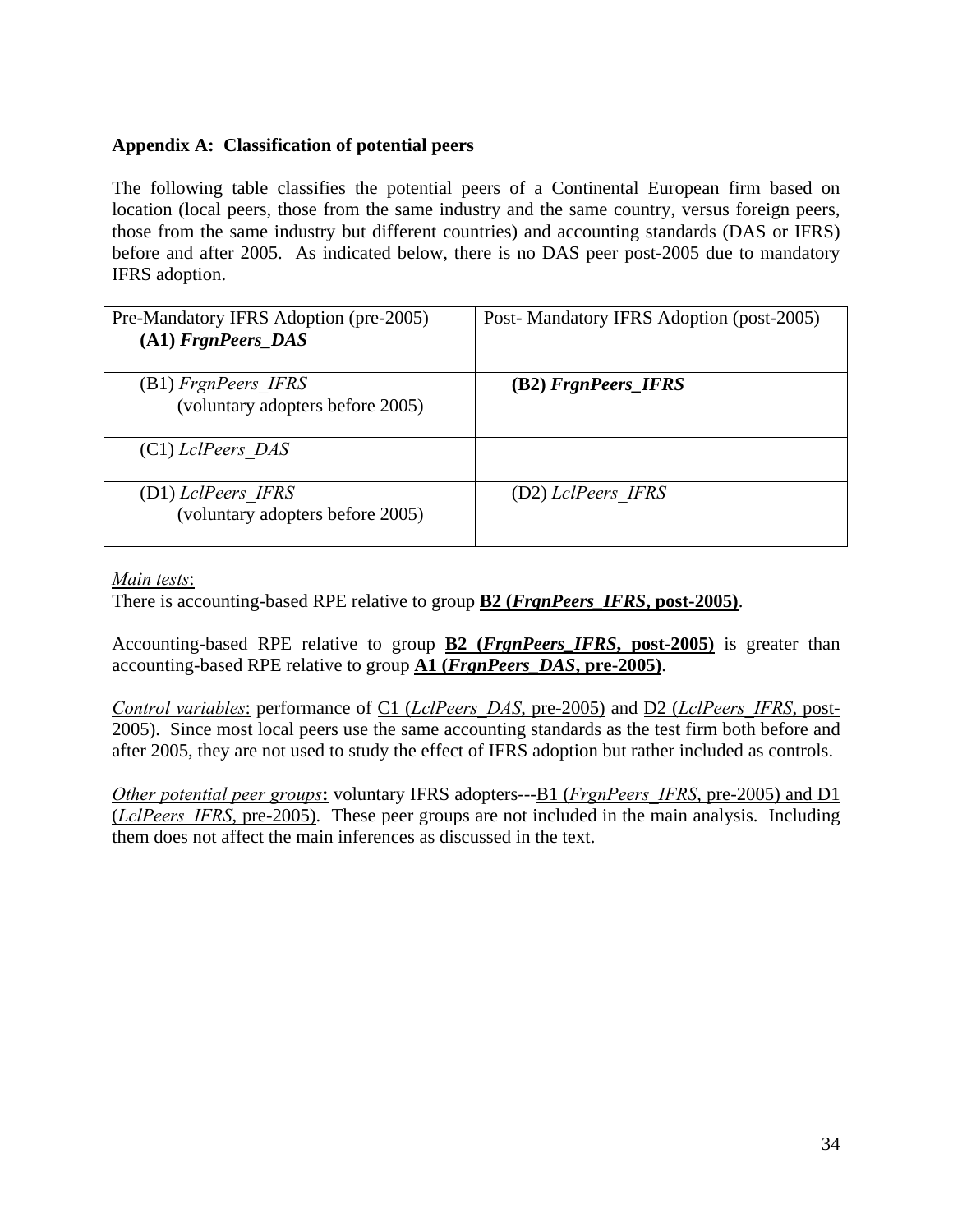## Appendix A: Classification of potential peers

The following table classifies the potential peers of a Continental European firm based on location (local peers, those from the same industry and the same country, versus foreign peers, those from the same industry but different countries) and accounting standards (DAS or IFRS) before and after 2005. As indicated below, there is no DAS peer post-2005 due to mandatory IFRS adoption.

| Pre-Mandatory IFRS Adoption (pre-2005) | Post- Mandatory IFRS Adoption (post-2005) |
|---|---|
| **(A1) *FrgnPeers_DAS*** | |
| (B1) *FrgnPeers_IFRS* (voluntary adopters before 2005) | **(B2) *FrgnPeers_IFRS*** |
| (C1) *LclPeers_DAS* | |
| (D1) *LclPeers_IFRS* (voluntary adopters before 2005) | (D2) *LclPeers_IFRS* |

*Main tests*:
There is accounting-based RPE relative to group **B2 (*FrgnPeers_IFRS*, post-2005)**.

Accounting-based RPE relative to group **B2 (*FrgnPeers_IFRS*, post-2005)** is greater than accounting-based RPE relative to group **A1 (*FrgnPeers_DAS*, pre-2005)**.

*Control variables*: performance of C1 (*LclPeers_DAS*, pre-2005) and D2 (*LclPeers_IFRS*, post-2005). Since most local peers use the same accounting standards as the test firm both before and after 2005, they are not used to study the effect of IFRS adoption but rather included as controls.

*Other potential peer groups*: voluntary IFRS adopters---B1 (*FrgnPeers_IFRS*, pre-2005) and D1 (*LclPeers_IFRS*, pre-2005). These peer groups are not included in the main analysis. Including them does not affect the main inferences as discussed in the text.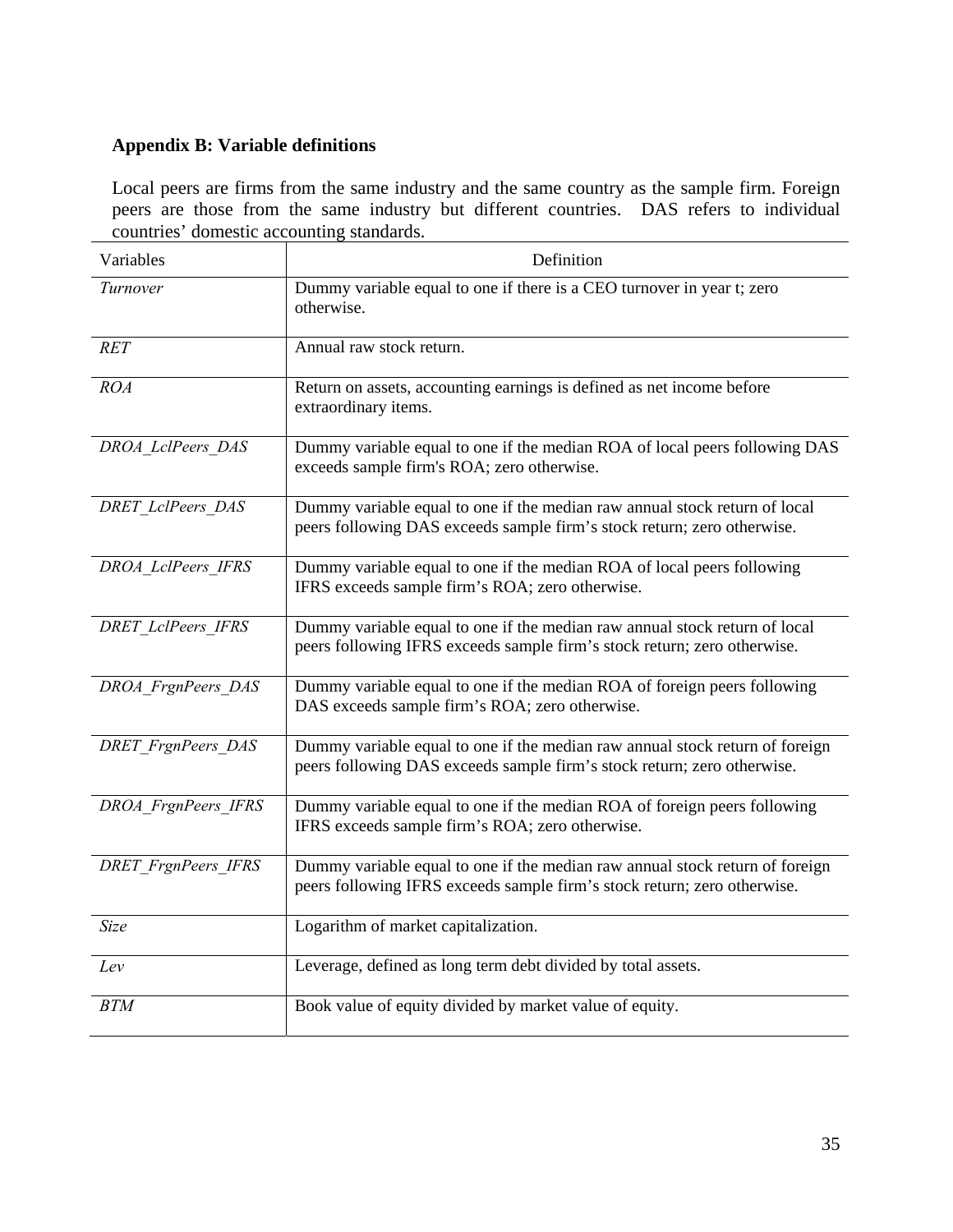## Appendix B: Variable definitions

Local peers are firms from the same industry and the same country as the sample firm. Foreign peers are those from the same industry but different countries. DAS refers to individual countries' domestic accounting standards.

| Variables | Definition |
|---|---|
| *Turnover* | Dummy variable equal to one if there is a CEO turnover in year t; zero otherwise. |
| *RET* | Annual raw stock return. |
| *ROA* | Return on assets, accounting earnings is defined as net income before extraordinary items. |
| *DROA_LclPeers_DAS* | Dummy variable equal to one if the median ROA of local peers following DAS exceeds sample firm's ROA; zero otherwise. |
| *DRET_LclPeers_DAS* | Dummy variable equal to one if the median raw annual stock return of local peers following DAS exceeds sample firm's stock return; zero otherwise. |
| *DROA_LclPeers_IFRS* | Dummy variable equal to one if the median ROA of local peers following IFRS exceeds sample firm's ROA; zero otherwise. |
| *DRET_LclPeers_IFRS* | Dummy variable equal to one if the median raw annual stock return of local peers following IFRS exceeds sample firm's stock return; zero otherwise. |
| *DROA_FrgnPeers_DAS* | Dummy variable equal to one if the median ROA of foreign peers following DAS exceeds sample firm's ROA; zero otherwise. |
| *DRET_FrgnPeers_DAS* | Dummy variable equal to one if the median raw annual stock return of foreign peers following DAS exceeds sample firm's stock return; zero otherwise. |
| *DROA_FrgnPeers_IFRS* | Dummy variable equal to one if the median ROA of foreign peers following IFRS exceeds sample firm's ROA; zero otherwise. |
| *DRET_FrgnPeers_IFRS* | Dummy variable equal to one if the median raw annual stock return of foreign peers following IFRS exceeds sample firm's stock return; zero otherwise. |
| *Size* | Logarithm of market capitalization. |
| *Lev* | Leverage, defined as long term debt divided by total assets. |
| *BTM* | Book value of equity divided by market value of equity. |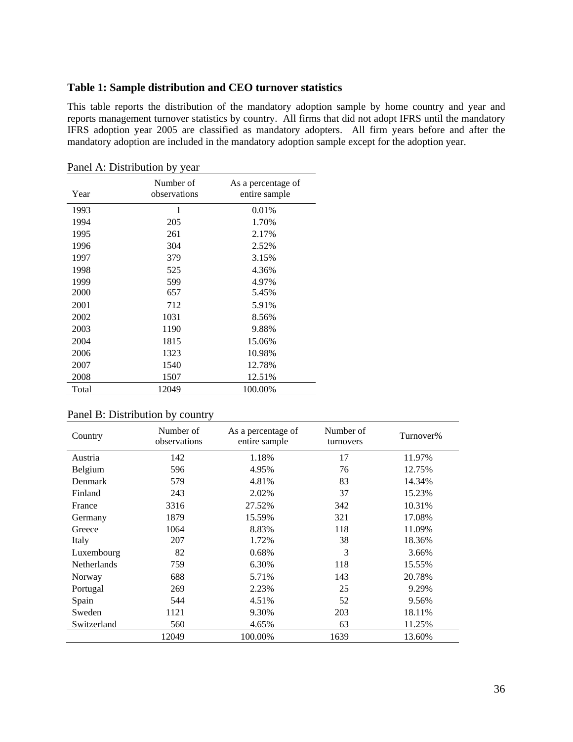### Table 1: Sample distribution and CEO turnover statistics

This table reports the distribution of the mandatory adoption sample by home country and year and reports management turnover statistics by country. All firms that did not adopt IFRS until the mandatory IFRS adoption year 2005 are classified as mandatory adopters. All firm years before and after the mandatory adoption are included in the mandatory adoption sample except for the adoption year.

Panel A: Distribution by year

| Year | Number of observations | As a percentage of entire sample |
|---|---|---|
| 1993 | 1 | 0.01% |
| 1994 | 205 | 1.70% |
| 1995 | 261 | 2.17% |
| 1996 | 304 | 2.52% |
| 1997 | 379 | 3.15% |
| 1998 | 525 | 4.36% |
| 1999 | 599 | 4.97% |
| 2000 | 657 | 5.45% |
| 2001 | 712 | 5.91% |
| 2002 | 1031 | 8.56% |
| 2003 | 1190 | 9.88% |
| 2004 | 1815 | 15.06% |
| 2006 | 1323 | 10.98% |
| 2007 | 1540 | 12.78% |
| 2008 | 1507 | 12.51% |
| Total | 12049 | 100.00% |

Panel B: Distribution by country

| Country | Number of observations | As a percentage of entire sample | Number of turnovers | Turnover% |
|---|---|---|---|---|
| Austria | 142 | 1.18% | 17 | 11.97% |
| Belgium | 596 | 4.95% | 76 | 12.75% |
| Denmark | 579 | 4.81% | 83 | 14.34% |
| Finland | 243 | 2.02% | 37 | 15.23% |
| France | 3316 | 27.52% | 342 | 10.31% |
| Germany | 1879 | 15.59% | 321 | 17.08% |
| Greece | 1064 | 8.83% | 118 | 11.09% |
| Italy | 207 | 1.72% | 38 | 18.36% |
| Luxembourg | 82 | 0.68% | 3 | 3.66% |
| Netherlands | 759 | 6.30% | 118 | 15.55% |
| Norway | 688 | 5.71% | 143 | 20.78% |
| Portugal | 269 | 2.23% | 25 | 9.29% |
| Spain | 544 | 4.51% | 52 | 9.56% |
| Sweden | 1121 | 9.30% | 203 | 18.11% |
| Switzerland | 560 | 4.65% | 63 | 11.25% |
| | 12049 | 100.00% | 1639 | 13.60% |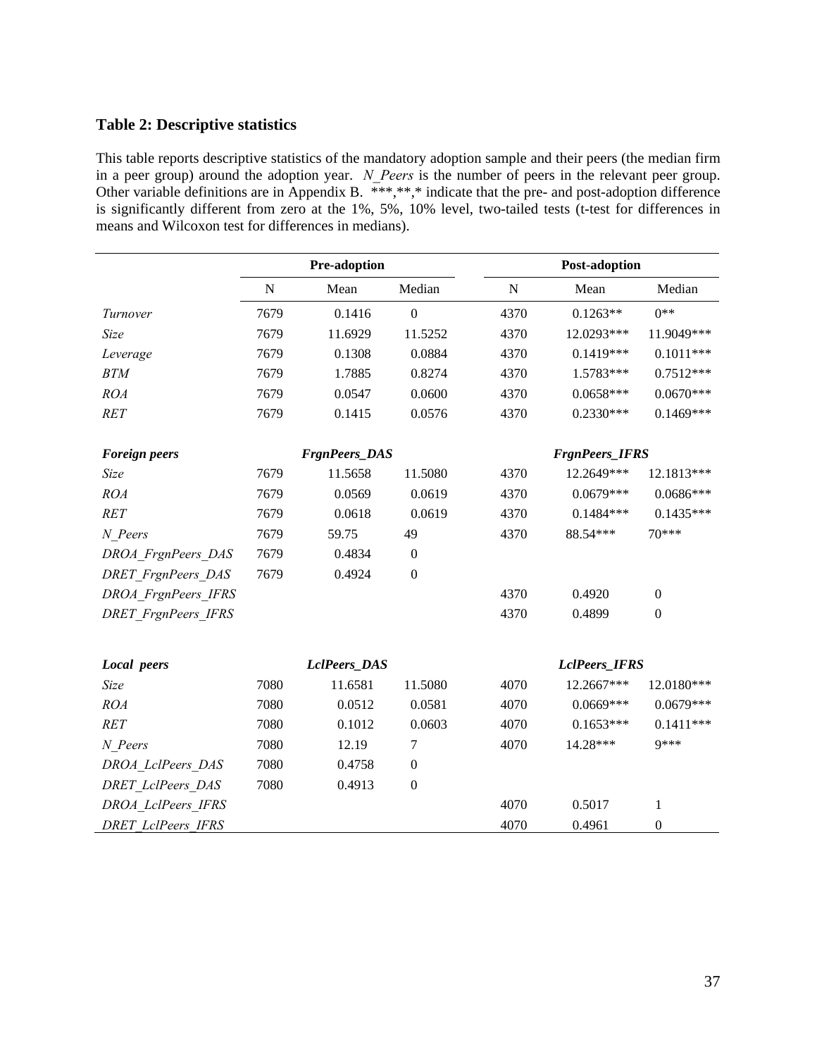### Table 2: Descriptive statistics

This table reports descriptive statistics of the mandatory adoption sample and their peers (the median firm in a peer group) around the adoption year. *N_Peers* is the number of peers in the relevant peer group. Other variable definitions are in Appendix B. ***,**,* indicate that the pre- and post-adoption difference is significantly different from zero at the 1%, 5%, 10% level, two-tailed tests (t-test for differences in means and Wilcoxon test for differences in medians).

| | Pre-adoption | | | Post-adoption | | |
|---|---|---|---|---|---|---|
| | N | Mean | Median | N | Mean | Median |
| *Turnover* | 7679 | 0.1416 | 0 | 4370 | 0.1263** | 0** |
| *Size* | 7679 | 11.6929 | 11.5252 | 4370 | 12.0293*** | 11.9049*** |
| *Leverage* | 7679 | 0.1308 | 0.0884 | 4370 | 0.1419*** | 0.1011*** |
| *BTM* | 7679 | 1.7885 | 0.8274 | 4370 | 1.5783*** | 0.7512*** |
| *ROA* | 7679 | 0.0547 | 0.0600 | 4370 | 0.0658*** | 0.0670*** |
| *RET* | 7679 | 0.1415 | 0.0576 | 4370 | 0.2330*** | 0.1469*** |
| ***Foreign peers*** | | ***FrgnPeers_DAS*** | | | ***FrgnPeers_IFRS*** | |
| *Size* | 7679 | 11.5658 | 11.5080 | 4370 | 12.2649*** | 12.1813*** |
| *ROA* | 7679 | 0.0569 | 0.0619 | 4370 | 0.0679*** | 0.0686*** |
| *RET* | 7679 | 0.0618 | 0.0619 | 4370 | 0.1484*** | 0.1435*** |
| *N_Peers* | 7679 | 59.75 | 49 | 4370 | 88.54*** | 70*** |
| *DROA_FrgnPeers_DAS* | 7679 | 0.4834 | 0 | | | |
| *DRET_FrgnPeers_DAS* | 7679 | 0.4924 | 0 | | | |
| *DROA_FrgnPeers_IFRS* | | | | 4370 | 0.4920 | 0 |
| *DRET_FrgnPeers_IFRS* | | | | 4370 | 0.4899 | 0 |
| ***Local peers*** | | ***LclPeers_DAS*** | | | ***LclPeers_IFRS*** | |
| *Size* | 7080 | 11.6581 | 11.5080 | 4070 | 12.2667*** | 12.0180*** |
| *ROA* | 7080 | 0.0512 | 0.0581 | 4070 | 0.0669*** | 0.0679*** |
| *RET* | 7080 | 0.1012 | 0.0603 | 4070 | 0.1653*** | 0.1411*** |
| *N_Peers* | 7080 | 12.19 | 7 | 4070 | 14.28*** | 9*** |
| *DROA_LclPeers_DAS* | 7080 | 0.4758 | 0 | | | |
| *DRET_LclPeers_DAS* | 7080 | 0.4913 | 0 | | | |
| *DROA_LclPeers_IFRS* | | | | 4070 | 0.5017 | 1 |
| *DRET_LclPeers_IFRS* | | | | 4070 | 0.4961 | 0 |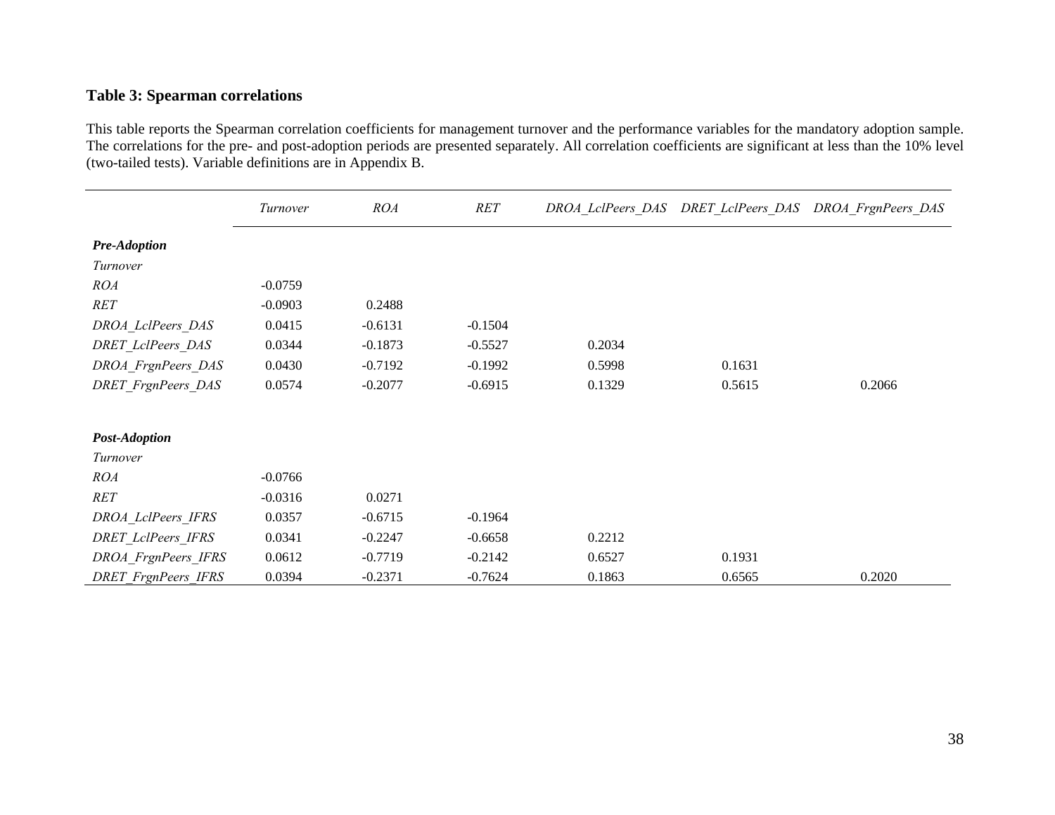**Table 3: Spearman correlations**

This table reports the Spearman correlation coefficients for management turnover and the performance variables for the mandatory adoption sample. The correlations for the pre- and post-adoption periods are presented separately. All correlation coefficients are significant at less than the 10% level (two-tailed tests). Variable definitions are in Appendix B.

| | *Turnover* | *ROA* | *RET* | *DROA_LclPeers_DAS* | *DRET_LclPeers_DAS* | *DROA_FrgnPeers_DAS* |
|---|---|---|---|---|---|---|
| ***Pre-Adoption*** | | | | | | |
| *Turnover* | | | | | | |
| *ROA* | -0.0759 | | | | | |
| *RET* | -0.0903 | 0.2488 | | | | |
| *DROA_LclPeers_DAS* | 0.0415 | -0.6131 | -0.1504 | | | |
| *DRET_LclPeers_DAS* | 0.0344 | -0.1873 | -0.5527 | 0.2034 | | |
| *DROA_FrgnPeers_DAS* | 0.0430 | -0.7192 | -0.1992 | 0.5998 | 0.1631 | |
| *DRET_FrgnPeers_DAS* | 0.0574 | -0.2077 | -0.6915 | 0.1329 | 0.5615 | 0.2066 |
| | | | | | | |
| ***Post-Adoption*** | | | | | | |
| *Turnover* | | | | | | |
| *ROA* | -0.0766 | | | | | |
| *RET* | -0.0316 | 0.0271 | | | | |
| *DROA_LclPeers_IFRS* | 0.0357 | -0.6715 | -0.1964 | | | |
| *DRET_LclPeers_IFRS* | 0.0341 | -0.2247 | -0.6658 | 0.2212 | | |
| *DROA_FrgnPeers_IFRS* | 0.0612 | -0.7719 | -0.2142 | 0.6527 | 0.1931 | |
| *DRET_FrgnPeers_IFRS* | 0.0394 | -0.2371 | -0.7624 | 0.1863 | 0.6565 | 0.2020 |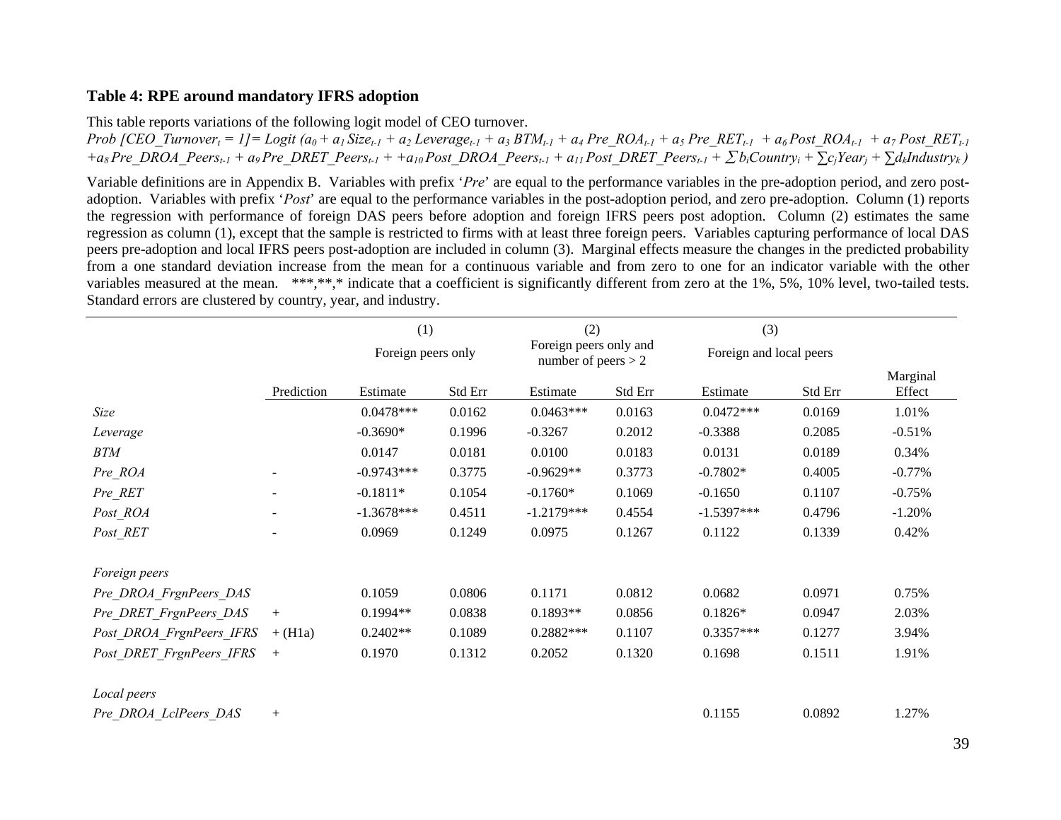### Table 4: RPE around mandatory IFRS adoption

This table reports variations of the following logit model of CEO turnover.

$Prob\ [CEO\_Turnover_t = 1] = Logit\ (a_0 + a_1 Size_{t-1} + a_2 Leverage_{t-1} + a_3 BTM_{t-1} + a_4 Pre\_ROA_{t-1} + a_5 Pre\_RET_{t-1} + a_6 Post\_ROA_{t-1} + a_7 Post\_RET_{t-1} + a_8 Pre\_DROA\_Peers_{t-1} + a_9 Pre\_DRET\_Peers_{t-1} + a_{10} Post\_DROA\_Peers_{t-1} + a_{11} Post\_DRET\_Peers_{t-1} + \sum b_i Country_i + \sum c_j Year_j + \sum d_k Industry_k)$

Variable definitions are in Appendix B. Variables with prefix '*Pre*' are equal to the performance variables in the pre-adoption period, and zero post-adoption. Variables with prefix '*Post*' are equal to the performance variables in the post-adoption period, and zero pre-adoption. Column (1) reports the regression with performance of foreign DAS peers before adoption and foreign IFRS peers post adoption. Column (2) estimates the same regression as column (1), except that the sample is restricted to firms with at least three foreign peers. Variables capturing performance of local DAS peers pre-adoption and local IFRS peers post-adoption are included in column (3). Marginal effects measure the changes in the predicted probability from a one standard deviation increase from the mean for a continuous variable and from zero to one for an indicator variable with the other variables measured at the mean. ***,**,* indicate that a coefficient is significantly different from zero at the 1%, 5%, 10% level, two-tailed tests. Standard errors are clustered by country, year, and industry.

| | | (1) | | (2) | | (3) | | |
|---|---|---|---|---|---|---|---|---|
| | | Foreign peers only | | Foreign peers only and number of peers > 2 | | Foreign and local peers | | |
| | Prediction | Estimate | Std Err | Estimate | Std Err | Estimate | Std Err | Marginal Effect |
| *Size* | | 0.0478*** | 0.0162 | 0.0463*** | 0.0163 | 0.0472*** | 0.0169 | 1.01% |
| *Leverage* | | -0.3690* | 0.1996 | -0.3267 | 0.2012 | -0.3388 | 0.2085 | -0.51% |
| *BTM* | | 0.0147 | 0.0181 | 0.0100 | 0.0183 | 0.0131 | 0.0189 | 0.34% |
| *Pre_ROA* | - | -0.9743*** | 0.3775 | -0.9629** | 0.3773 | -0.7802* | 0.4005 | -0.77% |
| *Pre_RET* | - | -0.1811* | 0.1054 | -0.1760* | 0.1069 | -0.1650 | 0.1107 | -0.75% |
| *Post_ROA* | - | -1.3678*** | 0.4511 | -1.2179*** | 0.4554 | -1.5397*** | 0.4796 | -1.20% |
| *Post_RET* | - | 0.0969 | 0.1249 | 0.0975 | 0.1267 | 0.1122 | 0.1339 | 0.42% |
| | | | | | | | | |
| *Foreign peers* | | | | | | | | |
| *Pre_DROA_FrgnPeers_DAS* | | 0.1059 | 0.0806 | 0.1171 | 0.0812 | 0.0682 | 0.0971 | 0.75% |
| *Pre_DRET_FrgnPeers_DAS* | + | 0.1994** | 0.0838 | 0.1893** | 0.0856 | 0.1826* | 0.0947 | 2.03% |
| *Post_DROA_FrgnPeers_IFRS* | + (H1a) | 0.2402** | 0.1089 | 0.2882*** | 0.1107 | 0.3357*** | 0.1277 | 3.94% |
| *Post_DRET_FrgnPeers_IFRS* | + | 0.1970 | 0.1312 | 0.2052 | 0.1320 | 0.1698 | 0.1511 | 1.91% |
| | | | | | | | | |
| *Local peers* | | | | | | | | |
| *Pre_DROA_LclPeers_DAS* | + | | | | | 0.1155 | 0.0892 | 1.27% |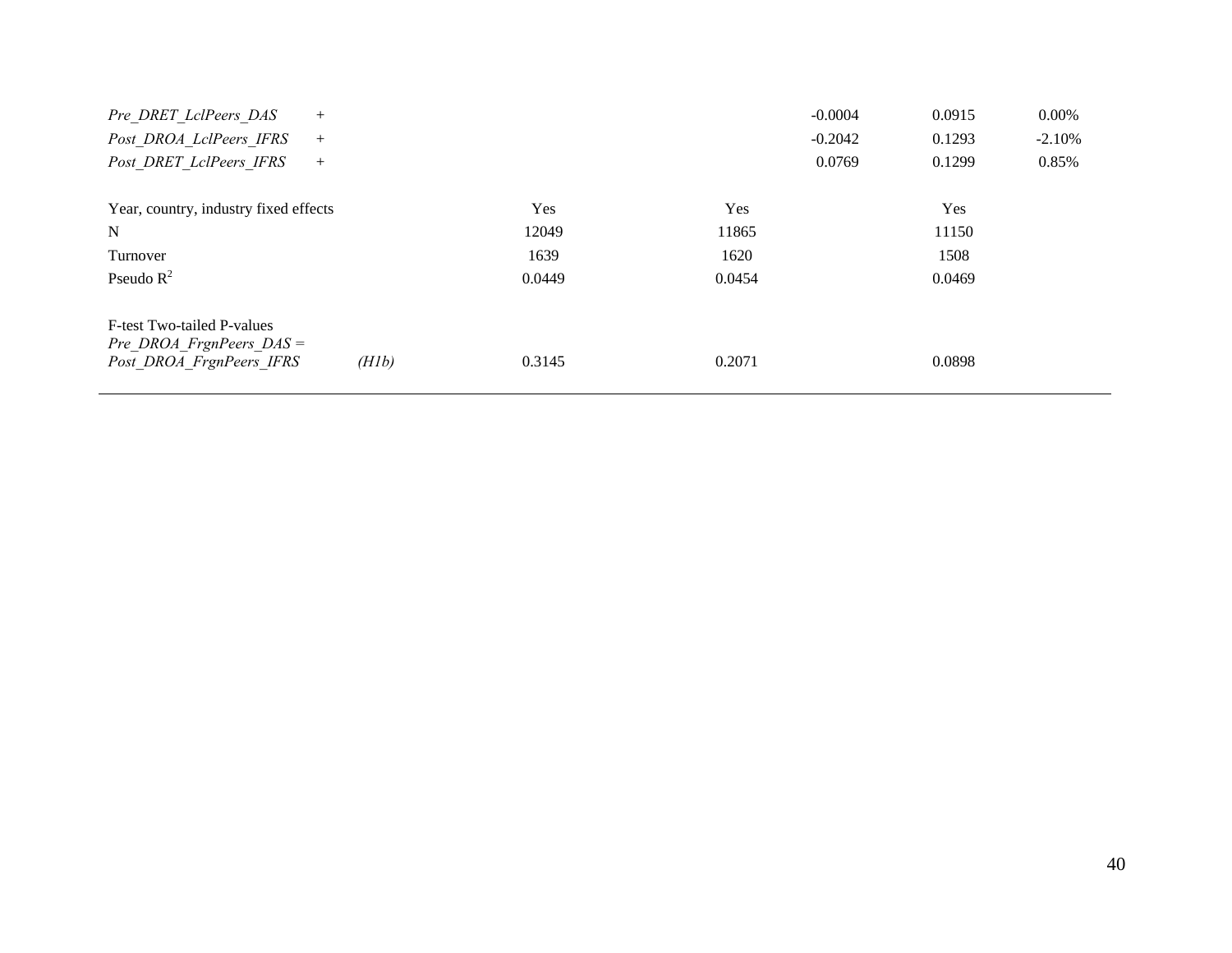| | | | | | | |
|---|---|---|---|---|---|---|
| *Pre_DRET_LclPeers_DAS* | + | | | -0.0004 | 0.0915 | 0.00% |
| *Post_DROA_LclPeers_IFRS* | + | | | -0.2042 | 0.1293 | -2.10% |
| *Post_DRET_LclPeers_IFRS* | + | | | 0.0769 | 0.1299 | 0.85% |
| | | | | | | |
| Year, country, industry fixed effects | | Yes | Yes | | Yes | |
| N | | 12049 | 11865 | | 11150 | |
| Turnover | | 1639 | 1620 | | 1508 | |
| Pseudo $R^2$ | | 0.0449 | 0.0454 | | 0.0469 | |
| | | | | | | |
| F-test Two-tailed P-values | | | | | | |
| *Pre_DROA_FrgnPeers_DAS = Post_DROA_FrgnPeers_IFRS* | *(H1b)* | 0.3145 | 0.2071 | | 0.0898 | |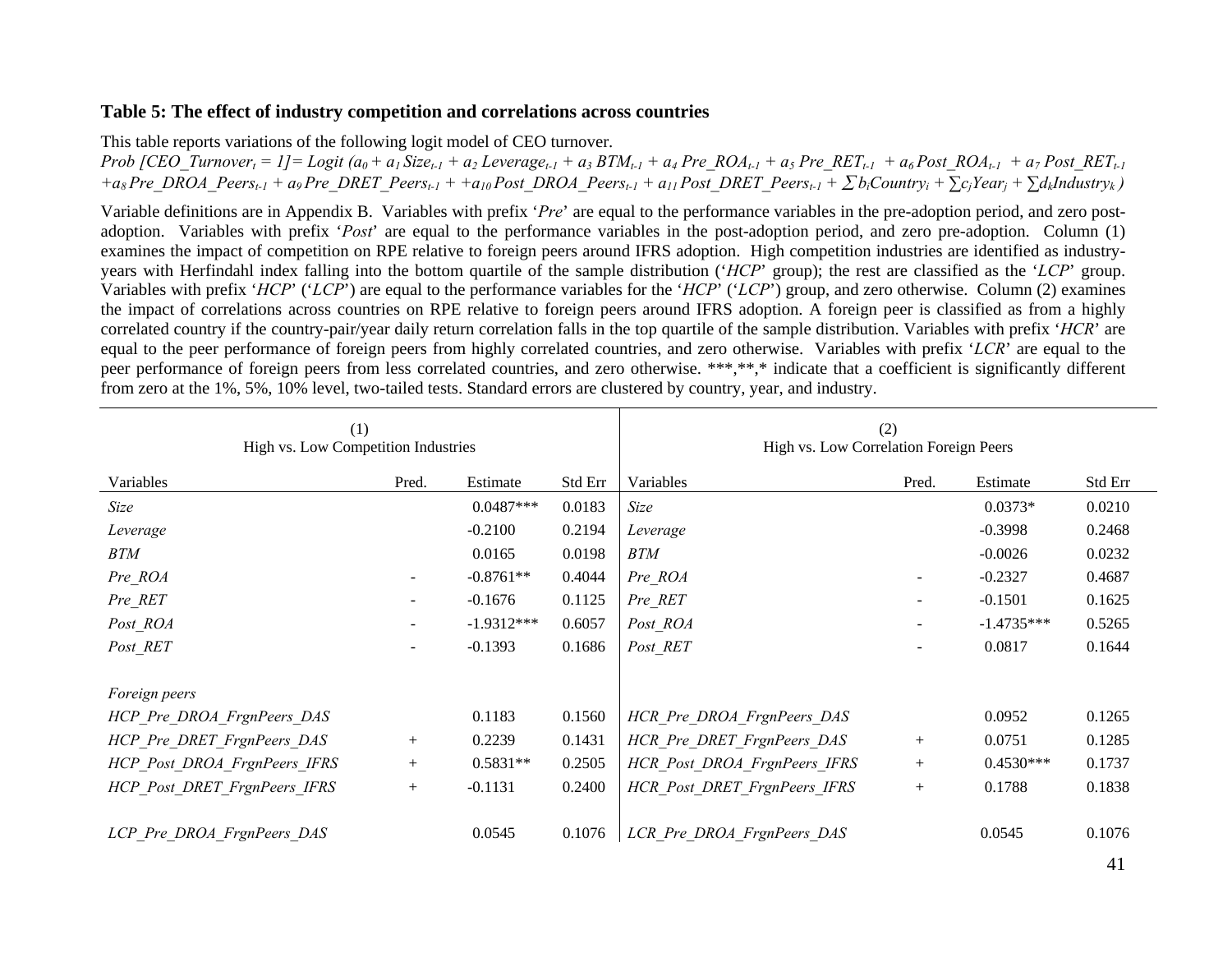**Table 5: The effect of industry competition and correlations across countries**

This table reports variations of the following logit model of CEO turnover.

$$Prob\ [CEO\_Turnover_t = 1] = Logit\ (a_0 + a_1\ Size_{t-1} + a_2\ Leverage_{t-1} + a_3\ BTM_{t-1} + a_4\ Pre\_ROA_{t-1} + a_5\ Pre\_RET_{t-1} + a_6\ Post\_ROA_{t-1} + a_7\ Post\_RET_{t-1} + a_8\ Pre\_DROA\_Peers_{t-1} + a_9\ Pre\_DRET\_Peers_{t-1} + a_{10}\ Post\_DROA\_Peers_{t-1} + a_{11}\ Post\_DRET\_Peers_{t-1} + \sum b_i Country_i + \sum c_j Year_j + \sum d_k Industry_k)$$

Variable definitions are in Appendix B. Variables with prefix '*Pre*' are equal to the performance variables in the pre-adoption period, and zero post-adoption. Variables with prefix '*Post*' are equal to the performance variables in the post-adoption period, and zero pre-adoption. Column (1) examines the impact of competition on RPE relative to foreign peers around IFRS adoption. High competition industries are identified as industry-years with Herfindahl index falling into the bottom quartile of the sample distribution ('*HCP*' group); the rest are classified as the '*LCP*' group. Variables with prefix '*HCP*' ('*LCP*') are equal to the performance variables for the '*HCP*' ('*LCP*') group, and zero otherwise. Column (2) examines the impact of correlations across countries on RPE relative to foreign peers around IFRS adoption. A foreign peer is classified as from a highly correlated country if the country-pair/year daily return correlation falls in the top quartile of the sample distribution. Variables with prefix '*HCR*' are equal to the peer performance of foreign peers from highly correlated countries, and zero otherwise. Variables with prefix '*LCR*' are equal to the peer performance of foreign peers from less correlated countries, and zero otherwise. \*\*\*,\*\*,\* indicate that a coefficient is significantly different from zero at the 1%, 5%, 10% level, two-tailed tests. Standard errors are clustered by country, year, and industry.

| (1) High vs. Low Competition Industries | | | | (2) High vs. Low Correlation Foreign Peers | | | |
|---|---|---|---|---|---|---|---|
| Variables | Pred. | Estimate | Std Err | Variables | Pred. | Estimate | Std Err |
| *Size* | | 0.0487*** | 0.0183 | *Size* | | 0.0373* | 0.0210 |
| *Leverage* | | -0.2100 | 0.2194 | *Leverage* | | -0.3998 | 0.2468 |
| *BTM* | | 0.0165 | 0.0198 | *BTM* | | -0.0026 | 0.0232 |
| *Pre_ROA* | - | -0.8761** | 0.4044 | *Pre_ROA* | - | -0.2327 | 0.4687 |
| *Pre_RET* | - | -0.1676 | 0.1125 | *Pre_RET* | - | -0.1501 | 0.1625 |
| *Post_ROA* | - | -1.9312*** | 0.6057 | *Post_ROA* | - | -1.4735*** | 0.5265 |
| *Post_RET* | - | -0.1393 | 0.1686 | *Post_RET* | - | 0.0817 | 0.1644 |
| | | | | | | | |
| *Foreign peers* | | | | | | | |
| *HCP_Pre_DROA_FrgnPeers_DAS* | | 0.1183 | 0.1560 | *HCR_Pre_DROA_FrgnPeers_DAS* | | 0.0952 | 0.1265 |
| *HCP_Pre_DRET_FrgnPeers_DAS* | + | 0.2239 | 0.1431 | *HCR_Pre_DRET_FrgnPeers_DAS* | + | 0.0751 | 0.1285 |
| *HCP_Post_DROA_FrgnPeers_IFRS* | + | 0.5831** | 0.2505 | *HCR_Post_DROA_FrgnPeers_IFRS* | + | 0.4530*** | 0.1737 |
| *HCP_Post_DRET_FrgnPeers_IFRS* | + | -0.1131 | 0.2400 | *HCR_Post_DRET_FrgnPeers_IFRS* | + | 0.1788 | 0.1838 |
| | | | | | | | |
| *LCP_Pre_DROA_FrgnPeers_DAS* | | 0.0545 | 0.1076 | *LCR_Pre_DROA_FrgnPeers_DAS* | | 0.0545 | 0.1076 |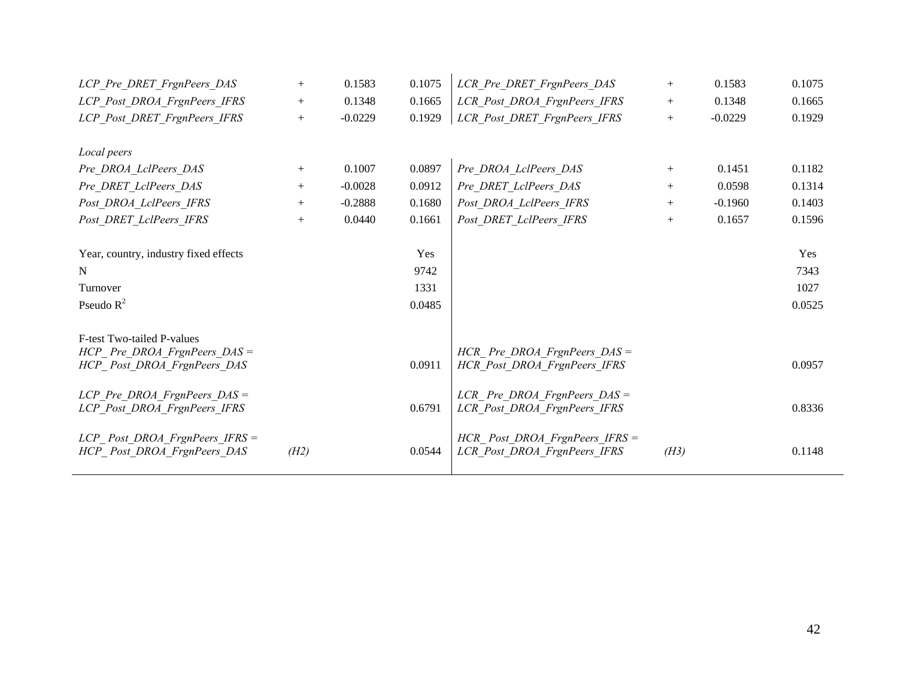| | | | | | | | |
|---|---|---|---|---|---|---|---|
| *LCP_Pre_DRET_FrgnPeers_DAS* | + | 0.1583 | 0.1075 | *LCR_Pre_DRET_FrgnPeers_DAS* | + | 0.1583 | 0.1075 |
| *LCP_Post_DROA_FrgnPeers_IFRS* | + | 0.1348 | 0.1665 | *LCR_Post_DROA_FrgnPeers_IFRS* | + | 0.1348 | 0.1665 |
| *LCP_Post_DRET_FrgnPeers_IFRS* | + | -0.0229 | 0.1929 | *LCR_Post_DRET_FrgnPeers_IFRS* | + | -0.0229 | 0.1929 |
| | | | | | | | |
| *Local peers* | | | | | | | |
| *Pre_DROA_LclPeers_DAS* | + | 0.1007 | 0.0897 | *Pre_DROA_LclPeers_DAS* | + | 0.1451 | 0.1182 |
| *Pre_DRET_LclPeers_DAS* | + | -0.0028 | 0.0912 | *Pre_DRET_LclPeers_DAS* | + | 0.0598 | 0.1314 |
| *Post_DROA_LclPeers_IFRS* | + | -0.2888 | 0.1680 | *Post_DROA_LclPeers_IFRS* | + | -0.1960 | 0.1403 |
| *Post_DRET_LclPeers_IFRS* | + | 0.0440 | 0.1661 | *Post_DRET_LclPeers_IFRS* | + | 0.1657 | 0.1596 |
| | | | | | | | |
| Year, country, industry fixed effects | | | Yes | | | | Yes |
| N | | | 9742 | | | | 7343 |
| Turnover | | | 1331 | | | | 1027 |
| Pseudo $R^2$ | | | 0.0485 | | | | 0.0525 |
| | | | | | | | |
| F-test Two-tailed P-values | | | | | | | |
| *HCP_ Pre_DROA_FrgnPeers_DAS = HCP_ Post_DROA_FrgnPeers_DAS* | | | 0.0911 | *HCR_ Pre_DROA_FrgnPeers_DAS = HCR_Post_DROA_FrgnPeers_IFRS* | | | 0.0957 |
| *LCP_Pre_DROA_FrgnPeers_DAS = LCP_Post_DROA_FrgnPeers_IFRS* | | | 0.6791 | *LCR_ Pre_DROA_FrgnPeers_DAS = LCR_Post_DROA_FrgnPeers_IFRS* | | | 0.8336 |
| *LCP_ Post_DROA_FrgnPeers_IFRS = HCP_ Post_DROA_FrgnPeers_DAS* | *(H2)* | | 0.0544 | *HCR_ Post_DROA_FrgnPeers_IFRS = LCR_Post_DROA_FrgnPeers_IFRS* | *(H3)* | | 0.1148 |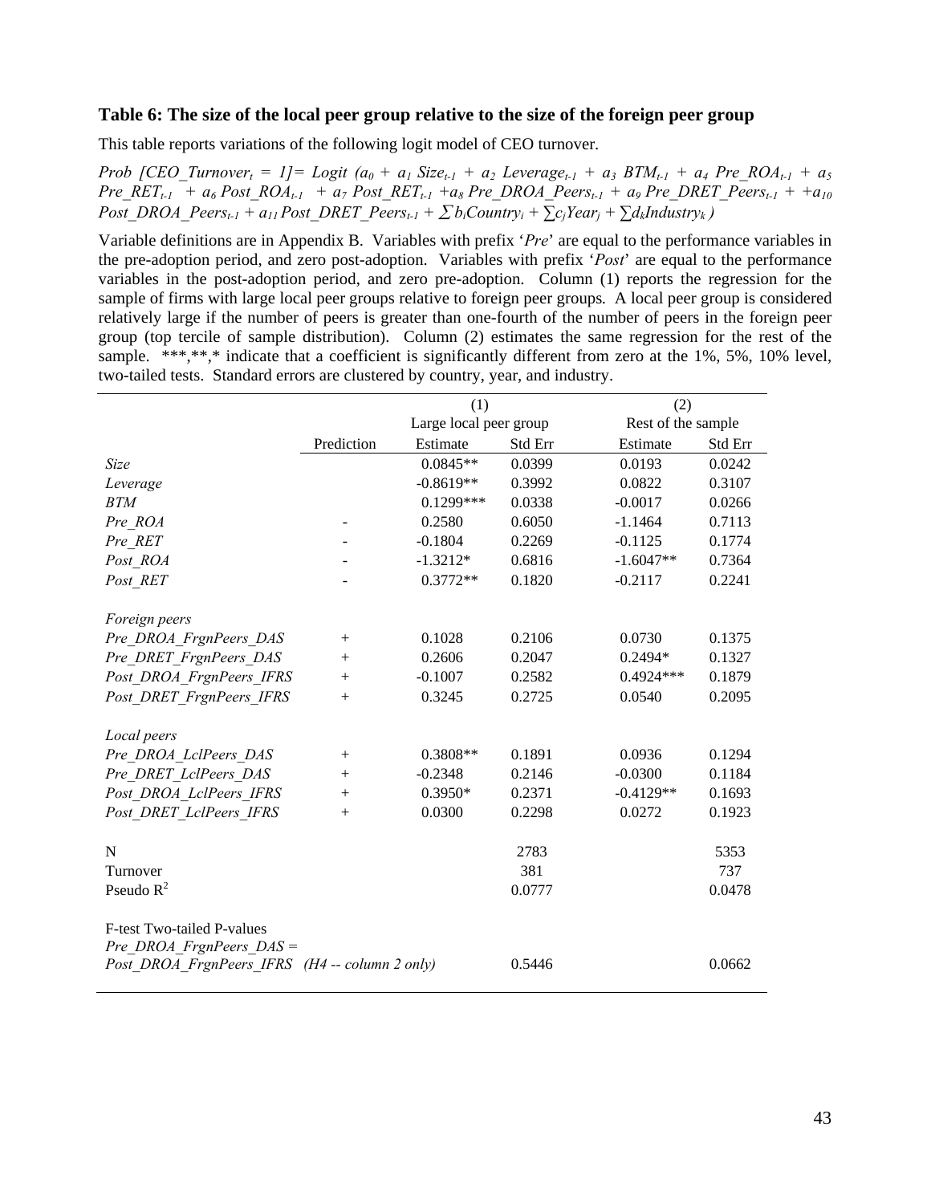### Table 6: The size of the local peer group relative to the size of the foreign peer group

This table reports variations of the following logit model of CEO turnover.

$Prob\ [CEO\_Turnover_t = 1] = Logit\ (a_0 + a_1\ Size_{t-1} + a_2\ Leverage_{t-1} + a_3\ BTM_{t-1} + a_4\ Pre\_ROA_{t-1} + a_5\ Pre\_RET_{t-1} + a_6\ Post\_ROA_{t-1} + a_7\ Post\_RET_{t-1} + a_8\ Pre\_DROA\_Peers_{t-1} + a_9\ Pre\_DRET\_Peers_{t-1} + +a_{10}\ Post\_DROA\_Peers_{t-1} + a_{11}\ Post\_DRET\_Peers_{t-1} + \sum b_i Country_i + \sum c_j Year_j + \sum d_k Industry_k\ )$

Variable definitions are in Appendix B. Variables with prefix '*Pre*' are equal to the performance variables in the pre-adoption period, and zero post-adoption. Variables with prefix '*Post*' are equal to the performance variables in the post-adoption period, and zero pre-adoption. Column (1) reports the regression for the sample of firms with large local peer groups relative to foreign peer groups. A local peer group is considered relatively large if the number of peers is greater than one-fourth of the number of peers in the foreign peer group (top tercile of sample distribution). Column (2) estimates the same regression for the rest of the sample. \*\*\*,\*\*,\* indicate that a coefficient is significantly different from zero at the 1%, 5%, 10% level, two-tailed tests. Standard errors are clustered by country, year, and industry.

| | | (1) | | (2) | |
|---|---|---|---|---|---|
| | | Large local peer group | | Rest of the sample | |
| | Prediction | Estimate | Std Err | Estimate | Std Err |
| *Size* | | 0.0845** | 0.0399 | 0.0193 | 0.0242 |
| *Leverage* | | -0.8619** | 0.3992 | 0.0822 | 0.3107 |
| *BTM* | | 0.1299*** | 0.0338 | -0.0017 | 0.0266 |
| *Pre_ROA* | - | 0.2580 | 0.6050 | -1.1464 | 0.7113 |
| *Pre_RET* | - | -0.1804 | 0.2269 | -0.1125 | 0.1774 |
| *Post_ROA* | - | -1.3212* | 0.6816 | -1.6047** | 0.7364 |
| *Post_RET* | - | 0.3772** | 0.1820 | -0.2117 | 0.2241 |
| | | | | | |
| *Foreign peers* | | | | | |
| *Pre_DROA_FrgnPeers_DAS* | + | 0.1028 | 0.2106 | 0.0730 | 0.1375 |
| *Pre_DRET_FrgnPeers_DAS* | + | 0.2606 | 0.2047 | 0.2494* | 0.1327 |
| *Post_DROA_FrgnPeers_IFRS* | + | -0.1007 | 0.2582 | 0.4924*** | 0.1879 |
| *Post_DRET_FrgnPeers_IFRS* | + | 0.3245 | 0.2725 | 0.0540 | 0.2095 |
| | | | | | |
| *Local peers* | | | | | |
| *Pre_DROA_LclPeers_DAS* | + | 0.3808** | 0.1891 | 0.0936 | 0.1294 |
| *Pre_DRET_LclPeers_DAS* | + | -0.2348 | 0.2146 | -0.0300 | 0.1184 |
| *Post_DROA_LclPeers_IFRS* | + | 0.3950* | 0.2371 | -0.4129** | 0.1693 |
| *Post_DRET_LclPeers_IFRS* | + | 0.0300 | 0.2298 | 0.0272 | 0.1923 |
| | | | | | |
| N | | | 2783 | | 5353 |
| Turnover | | | 381 | | 737 |
| Pseudo $R^2$ | | | 0.0777 | | 0.0478 |
| | | | | | |
| F-test Two-tailed P-values | | | | | |
| *Pre_DROA_FrgnPeers_DAS =* | | | | | |
| *Post_DROA_FrgnPeers_IFRS (H4 -- column 2 only)* | | | 0.5446 | | 0.0662 |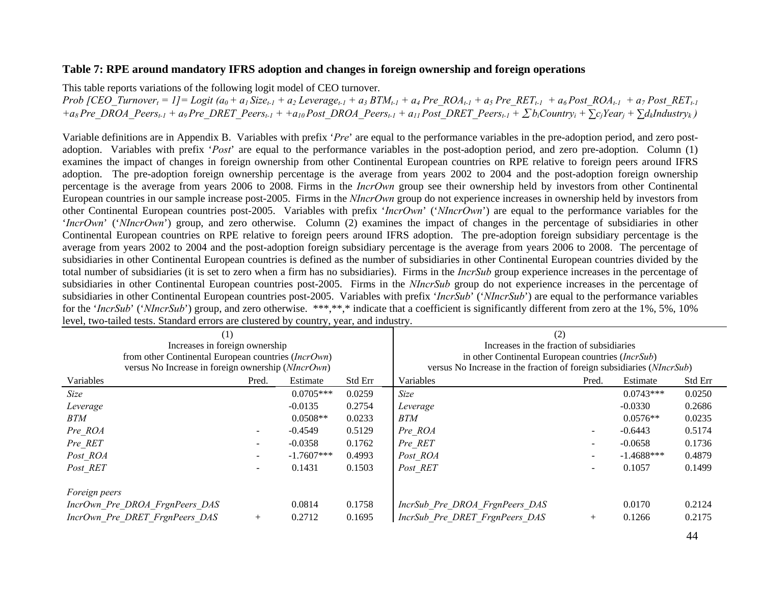**Table 7: RPE around mandatory IFRS adoption and changes in foreign ownership and foreign operations**

This table reports variations of the following logit model of CEO turnover.

$$Prob\ [CEO\_Turnover_t = 1] = Logit\ (a_0 + a_1\, Size_{t-1} + a_2\, Leverage_{t-1} + a_3\, BTM_{t-1} + a_4\, Pre\_ROA_{t-1} + a_5\, Pre\_RET_{t-1} + a_6\, Post\_ROA_{t-1} + a_7\, Post\_RET_{t-1} + a_8\, Pre\_DROA\_Peers_{t-1} + a_9\, Pre\_DRET\_Peers_{t-1} + a_{10}\, Post\_DROA\_Peers_{t-1} + a_{11}\, Post\_DRET\_Peers_{t-1} + \sum b_i Country_i + \sum c_j Year_j + \sum d_k Industry_k)$$

Variable definitions are in Appendix B. Variables with prefix '*Pre*' are equal to the performance variables in the pre-adoption period, and zero post-adoption. Variables with prefix '*Post*' are equal to the performance variables in the post-adoption period, and zero pre-adoption. Column (1) examines the impact of changes in foreign ownership from other Continental European countries on RPE relative to foreign peers around IFRS adoption. The pre-adoption foreign ownership percentage is the average from years 2002 to 2004 and the post-adoption foreign ownership percentage is the average from years 2006 to 2008. Firms in the *IncrOwn* group see their ownership held by investors from other Continental European countries in our sample increase post-2005. Firms in the *NIncrOwn* group do not experience increases in ownership held by investors from other Continental European countries post-2005. Variables with prefix '*IncrOwn*' ('*NIncrOwn*') are equal to the performance variables for the '*IncrOwn*' ('*NIncrOwn*') group, and zero otherwise. Column (2) examines the impact of changes in the percentage of subsidiaries in other Continental European countries on RPE relative to foreign peers around IFRS adoption. The pre-adoption foreign subsidiary percentage is the average from years 2002 to 2004 and the post-adoption foreign subsidiary percentage is the average from years 2006 to 2008. The percentage of subsidiaries in other Continental European countries is defined as the number of subsidiaries in other Continental European countries divided by the total number of subsidiaries (it is set to zero when a firm has no subsidiaries). Firms in the *IncrSub* group experience increases in the percentage of subsidiaries in other Continental European countries post-2005. Firms in the *NIncrSub* group do not experience increases in the percentage of subsidiaries in other Continental European countries post-2005. Variables with prefix '*IncrSub*' ('*NIncrSub*') are equal to the performance variables for the '*IncrSub*' ('*NIncrSub*') group, and zero otherwise. \*\*\*,\*\*,\* indicate that a coefficient is significantly different from zero at the 1%, 5%, 10% level, two-tailed tests. Standard errors are clustered by country, year, and industry.

| (1) Increases in foreign ownership from other Continental European countries (*IncrOwn*) versus No Increase in foreign ownership (*NIncrOwn*) | | | | (2) Increases in the fraction of subsidiaries in other Continental European countries (*IncrSub*) versus No Increase in the fraction of foreign subsidiaries (*NIncrSub*) | | | |
|---|---|---|---|---|---|---|---|
| Variables | Pred. | Estimate | Std Err | Variables | Pred. | Estimate | Std Err |
| *Size* | | 0.0705*** | 0.0259 | *Size* | | 0.0743*** | 0.0250 |
| *Leverage* | | -0.0135 | 0.2754 | *Leverage* | | -0.0330 | 0.2686 |
| *BTM* | | 0.0508** | 0.0233 | *BTM* | | 0.0576** | 0.0235 |
| *Pre_ROA* | - | -0.4549 | 0.5129 | *Pre_ROA* | - | -0.6443 | 0.5174 |
| *Pre_RET* | - | -0.0358 | 0.1762 | *Pre_RET* | - | -0.0658 | 0.1736 |
| *Post_ROA* | - | -1.7607*** | 0.4993 | *Post_ROA* | - | -1.4688*** | 0.4879 |
| *Post_RET* | - | 0.1431 | 0.1503 | *Post_RET* | - | 0.1057 | 0.1499 |
| *Foreign peers* | | | | | | | |
| *IncrOwn_Pre_DROA_FrgnPeers_DAS* | | 0.0814 | 0.1758 | *IncrSub_Pre_DROA_FrgnPeers_DAS* | | 0.0170 | 0.2124 |
| *IncrOwn_Pre_DRET_FrgnPeers_DAS* | + | 0.2712 | 0.1695 | *IncrSub_Pre_DRET_FrgnPeers_DAS* | + | 0.1266 | 0.2175 |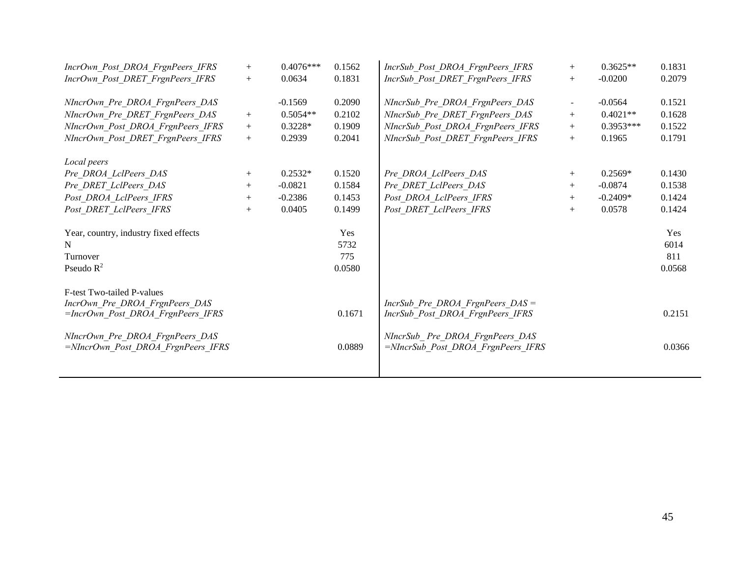| | | | | | | | |
|---|---|---|---|---|---|---|---|
| *IncrOwn_Post_DROA_FrgnPeers_IFRS* | + | 0.4076*** | 0.1562 | *IncrSub_Post_DROA_FrgnPeers_IFRS* | + | 0.3625** | 0.1831 |
| *IncrOwn_Post_DRET_FrgnPeers_IFRS* | + | 0.0634 | 0.1831 | *IncrSub_Post_DRET_FrgnPeers_IFRS* | + | -0.0200 | 0.2079 |
| *NIncrOwn_Pre_DROA_FrgnPeers_DAS* | | -0.1569 | 0.2090 | *NIncrSub_Pre_DROA_FrgnPeers_DAS* | - | -0.0564 | 0.1521 |
| *NIncrOwn_Pre_DRET_FrgnPeers_DAS* | + | 0.5054** | 0.2102 | *NIncrSub_Pre_DRET_FrgnPeers_DAS* | + | 0.4021** | 0.1628 |
| *NIncrOwn_Post_DROA_FrgnPeers_IFRS* | + | 0.3228* | 0.1909 | *NIncrSub_Post_DROA_FrgnPeers_IFRS* | + | 0.3953*** | 0.1522 |
| *NIncrOwn_Post_DRET_FrgnPeers_IFRS* | + | 0.2939 | 0.2041 | *NIncrSub_Post_DRET_FrgnPeers_IFRS* | + | 0.1965 | 0.1791 |
| *Local peers* | | | | | | | |
| *Pre_DROA_LclPeers_DAS* | + | 0.2532* | 0.1520 | *Pre_DROA_LclPeers_DAS* | + | 0.2569* | 0.1430 |
| *Pre_DRET_LclPeers_DAS* | + | -0.0821 | 0.1584 | *Pre_DRET_LclPeers_DAS* | + | -0.0874 | 0.1538 |
| *Post_DROA_LclPeers_IFRS* | + | -0.2386 | 0.1453 | *Post_DROA_LclPeers_IFRS* | + | -0.2409* | 0.1424 |
| *Post_DRET_LclPeers_IFRS* | + | 0.0405 | 0.1499 | *Post_DRET_LclPeers_IFRS* | + | 0.0578 | 0.1424 |
| Year, country, industry fixed effects | | | Yes | | | | Yes |
| N | | | 5732 | | | | 6014 |
| Turnover | | | 775 | | | | 811 |
| Pseudo $R^2$ | | | 0.0580 | | | | 0.0568 |
| F-test Two-tailed P-values | | | | | | | |
| *IncrOwn_Pre_DROA_FrgnPeers_DAS =IncrOwn_Post_DROA_FrgnPeers_IFRS* | | | 0.1671 | *IncrSub_Pre_DROA_FrgnPeers_DAS = IncrSub_Post_DROA_FrgnPeers_IFRS* | | | 0.2151 |
| *NIncrOwn_Pre_DROA_FrgnPeers_DAS =NIncrOwn_Post_DROA_FrgnPeers_IFRS* | | | 0.0889 | *NIncrSub_ Pre_DROA_FrgnPeers_DAS =NIncrSub_Post_DROA_FrgnPeers_IFRS* | | | 0.0366 |